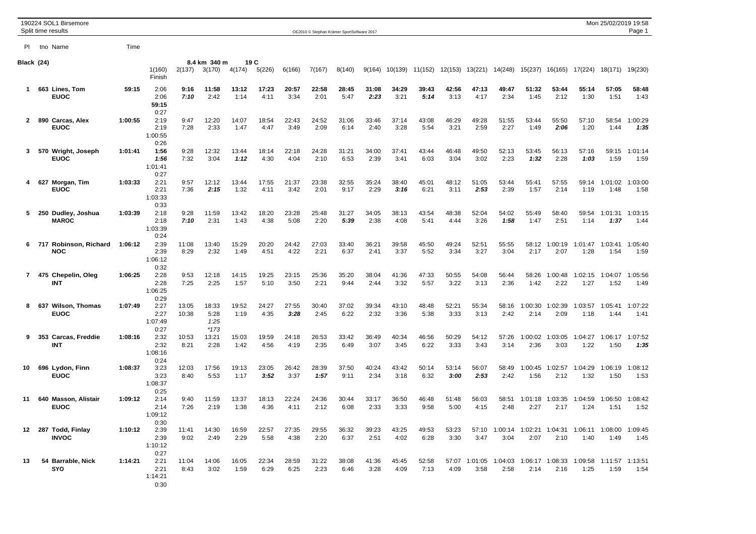190224 SOL1 Birsemore

Split time results

OE2010 © Stephan Krämer SportSoftware 2017

Mon 25/02/2019 19:58

**Black (24)** 8.4 km 340 m 19 C

| Pl | tno | Name | Time | 1(160) | 2(137) | 3(170) | 4(174) | 5(226) | 6(166) | 7(167) | 8(140) | 9(164) | 10(139) | 11(152) | 12(153) | 13(221) | 14(248) | 15(237) | 16(165) | 17(224) | 18(171) | 19(230) | Finish |
|---|---|---|---|---|---|---|---|---|---|---|---|---|---|---|---|---|---|---|---|---|---|---|---|
| 1 | 663 | Lines, Tom | 59:15 | 2:06 | 9:16 | 11:58 | 13:12 | 17:23 | 20:57 | 22:58 | 28:45 | 31:08 | 34:29 | 39:43 | 42:56 | 47:13 | 49:47 | 51:32 | 53:44 | 55:14 | 57:05 | 58:48 | 59:15 |
| | | EUOC | | 2:06 | *7:10* | 2:42 | 1:14 | 4:11 | 3:34 | 2:01 | 5:47 | *2:23* | 3:21 | *5:14* | 3:13 | 4:17 | 2:34 | 1:45 | 2:12 | 1:30 | 1:51 | 1:43 | 0:27 |
| 2 | 890 | Carcas, Alex | 1:00:55 | 2:19 | 9:47 | 12:20 | 14:07 | 18:54 | 22:43 | 24:52 | 31:06 | 33:46 | 37:14 | 43:08 | 46:29 | 49:28 | 51:55 | 53:44 | 55:50 | 57:10 | 58:54 | 1:00:29 | 1:00:55 |
| | | EUOC | | 2:19 | 7:28 | 2:33 | 1:47 | 4:47 | 3:49 | 2:09 | 6:14 | 2:40 | 3:28 | 5:54 | 3:21 | 2:59 | 2:27 | 1:49 | *2:06* | 1:20 | 1:44 | *1:35* | 0:26 |
| 3 | 570 | Wright, Joseph | 1:01:41 | 1:56 | 9:28 | 12:32 | 13:44 | 18:14 | 22:18 | 24:28 | 31:21 | 34:00 | 37:41 | 43:44 | 46:48 | 49:50 | 52:13 | 53:45 | 56:13 | 57:16 | 59:15 | 1:01:14 | 1:01:41 |
| | | EUOC | | *1:56* | 7:32 | 3:04 | *1:12* | 4:30 | 4:04 | 2:10 | 6:53 | 2:39 | 3:41 | 6:03 | 3:04 | 3:02 | 2:23 | *1:32* | 2:28 | *1:03* | 1:59 | 1:59 | 0:27 |
| 4 | 627 | Morgan, Tim | 1:03:33 | 2:21 | 9:57 | 12:12 | 13:44 | 17:55 | 21:37 | 23:38 | 32:55 | 35:24 | 38:40 | 45:01 | 48:12 | 51:05 | 53:44 | 55:41 | 57:55 | 59:14 | 1:01:02 | 1:03:00 | 1:03:33 |
| | | EUOC | | 2:21 | 7:36 | *2:15* | 1:32 | 4:11 | 3:42 | 2:01 | 9:17 | 2:29 | *3:16* | 6:21 | 3:11 | *2:53* | 2:39 | 1:57 | 2:14 | 1:19 | 1:48 | 1:58 | 0:33 |
| 5 | 250 | Dudley, Joshua | 1:03:39 | 2:18 | 9:28 | 11:59 | 13:42 | 18:20 | 23:28 | 25:48 | 31:27 | 34:05 | 38:13 | 43:54 | 48:38 | 52:04 | 54:02 | 55:49 | 58:40 | 59:54 | 1:01:31 | 1:03:15 | 1:03:39 |
| | | MAROC | | 2:18 | *7:10* | 2:31 | 1:43 | 4:38 | 5:08 | 2:20 | *5:39* | 2:38 | 4:08 | 5:41 | 4:44 | 3:26 | *1:58* | 1:47 | 2:51 | 1:14 | *1:37* | 1:44 | 0:24 |
| 6 | 717 | Robinson, Richard | 1:06:12 | 2:39 | 11:08 | 13:40 | 15:29 | 20:20 | 24:42 | 27:03 | 33:40 | 36:21 | 39:58 | 45:50 | 49:24 | 52:51 | 55:55 | 58:12 | 1:00:19 | 1:01:47 | 1:03:41 | 1:05:40 | 1:06:12 |
| | | NOC | | 2:39 | 8:29 | 2:32 | 1:49 | 4:51 | 4:22 | 2:21 | 6:37 | 2:41 | 3:37 | 5:52 | 3:34 | 3:27 | 3:04 | 2:17 | 2:07 | 1:28 | 1:54 | 1:59 | 0:32 |
| 7 | 475 | Chepelin, Oleg | 1:06:25 | 2:28 | 9:53 | 12:18 | 14:15 | 19:25 | 23:15 | 25:36 | 35:20 | 38:04 | 41:36 | 47:33 | 50:55 | 54:08 | 56:44 | 58:26 | 1:00:48 | 1:02:15 | 1:04:07 | 1:05:56 | 1:06:25 |
| | | INT | | 2:28 | 7:25 | 2:25 | 1:57 | 5:10 | 3:50 | 2:21 | 9:44 | 2:44 | 3:32 | 5:57 | 3:22 | 3:13 | 2:36 | 1:42 | 2:22 | 1:27 | 1:52 | 1:49 | 0:29 |
| 8 | 637 | Wilson, Thomas | 1:07:49 | 2:27 | 13:05 | 18:33 | 19:52 | 24:27 | 27:55 | 30:40 | 37:02 | 39:34 | 43:10 | 48:48 | 52:21 | 55:34 | 58:16 | 1:00:30 | 1:02:39 | 1:03:57 | 1:05:41 | 1:07:22 | 1:07:49 |
| | | EUOC | | 2:27 | 10:38 | 5:28 | 1:19 | 4:35 | *3:28* | 2:45 | 6:22 | 2:32 | 3:36 | 5:38 | 3:33 | 3:13 | 2:42 | 2:14 | 2:09 | 1:18 | 1:44 | 1:41 | 0:27 |
| | | | | | | *1:25* *173 | | | | | | | | | | | | | | | | | |
| 9 | 353 | Carcas, Freddie | 1:08:16 | 2:32 | 10:53 | 13:21 | 15:03 | 19:59 | 24:18 | 26:53 | 33:42 | 36:49 | 40:34 | 46:56 | 50:29 | 54:12 | 57:26 | 1:00:02 | 1:03:05 | 1:04:27 | 1:06:17 | 1:07:52 | 1:08:16 |
| | | INT | | 2:32 | 8:21 | 2:28 | 1:42 | 4:56 | 4:19 | 2:35 | 6:49 | 3:07 | 3:45 | 6:22 | 3:33 | 3:43 | 3:14 | 2:36 | 3:03 | 1:22 | 1:50 | *1:35* | 0:24 |
| 10 | 696 | Lydon, Finn | 1:08:37 | 3:23 | 12:03 | 17:56 | 19:13 | 23:05 | 26:42 | 28:39 | 37:50 | 40:24 | 43:42 | 50:14 | 53:14 | 56:07 | 58:49 | 1:00:45 | 1:02:57 | 1:04:29 | 1:06:19 | 1:08:12 | 1:08:37 |
| | | EUOC | | 3:23 | 8:40 | 5:53 | 1:17 | *3:52* | 3:37 | *1:57* | 9:11 | 2:34 | 3:18 | 6:32 | *3:00* | *2:53* | 2:42 | 1:56 | 2:12 | 1:32 | 1:50 | 1:53 | 0:25 |
| 11 | 640 | Masson, Alistair | 1:09:12 | 2:14 | 9:40 | 11:59 | 13:37 | 18:13 | 22:24 | 24:36 | 30:44 | 33:17 | 36:50 | 46:48 | 51:48 | 56:03 | 58:51 | 1:01:18 | 1:03:35 | 1:04:59 | 1:06:50 | 1:08:42 | 1:09:12 |
| | | EUOC | | 2:14 | 7:26 | 2:19 | 1:38 | 4:36 | 4:11 | 2:12 | 6:08 | 2:33 | 3:33 | 9:58 | 5:00 | 4:15 | 2:48 | 2:27 | 2:17 | 1:24 | 1:51 | 1:52 | 0:30 |
| 12 | 287 | Todd, Finlay | 1:10:12 | 2:39 | 11:41 | 14:30 | 16:59 | 22:57 | 27:35 | 29:55 | 36:32 | 39:23 | 43:25 | 49:53 | 53:23 | 57:10 | 1:00:14 | 1:02:21 | 1:04:31 | 1:06:11 | 1:08:00 | 1:09:45 | 1:10:12 |
| | | INVOC | | 2:39 | 9:02 | 2:49 | 2:29 | 5:58 | 4:38 | 2:20 | 6:37 | 2:51 | 4:02 | 6:28 | 3:30 | 3:47 | 3:04 | 2:07 | 2:10 | 1:40 | 1:49 | 1:45 | 0:27 |
| 13 | 54 | Barrable, Nick | 1:14:21 | 2:21 | 11:04 | 14:06 | 16:05 | 22:34 | 28:59 | 31:22 | 38:08 | 41:36 | 45:45 | 52:58 | 57:07 | 1:01:05 | 1:04:03 | 1:06:17 | 1:08:33 | 1:09:58 | 1:11:57 | 1:13:51 | 1:14:21 |
| | | SYO | | 2:21 | 8:43 | 3:02 | 1:59 | 6:29 | 6:25 | 2:23 | 6:46 | 3:28 | 4:09 | 7:13 | 4:09 | 3:58 | 2:58 | 2:14 | 2:16 | 1:25 | 1:59 | 1:54 | 0:30 |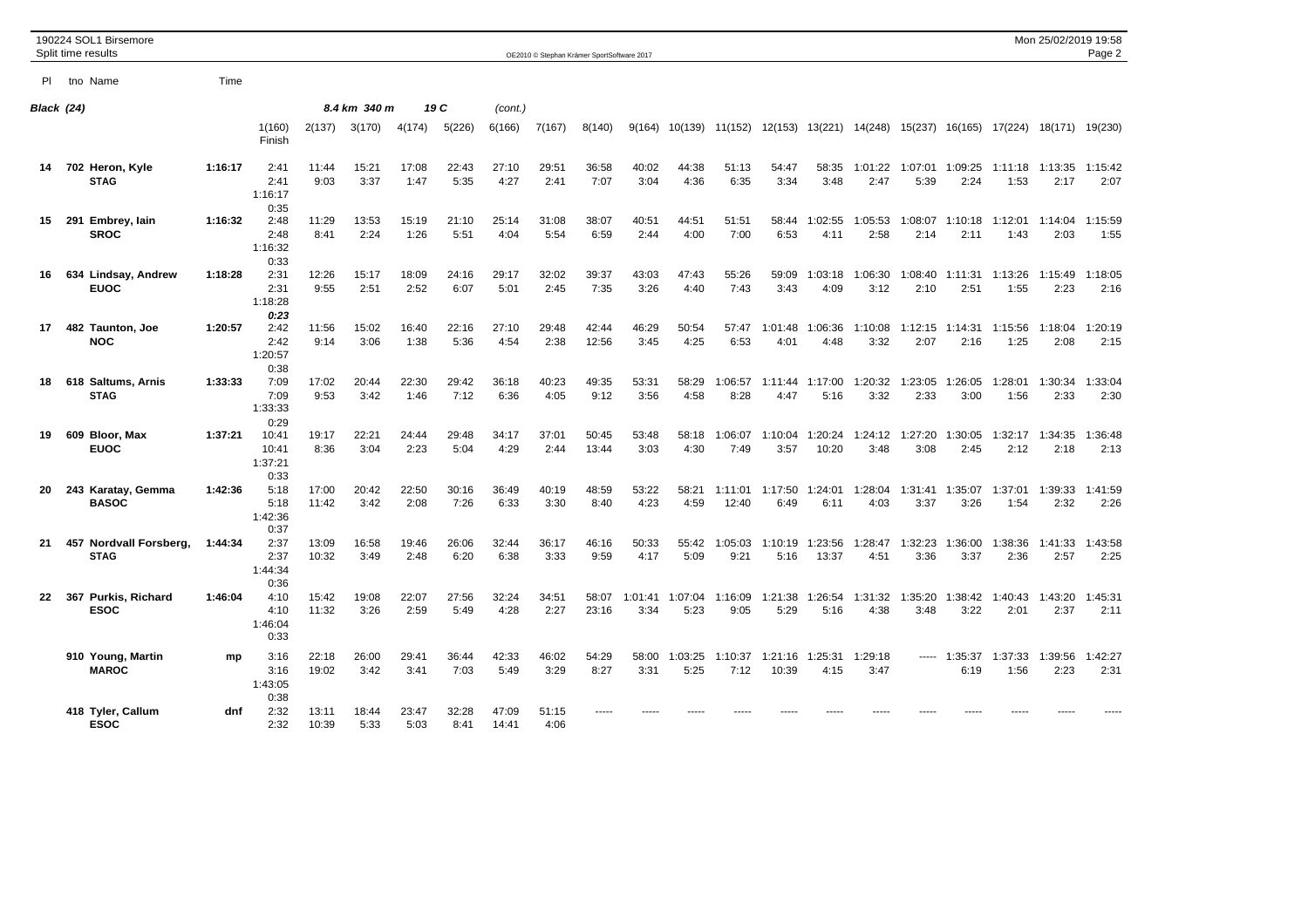190224 SOL1 Birsemore
Split time results

OE2010 © Stephan Krämer SportSoftware 2017

Mon 25/02/2019 19:58

**Black (24)** — 8.4 km 340 m — 19 C (cont.)

| Pl | tno | Name | Time | 1(160) | 2(137) | 3(170) | 4(174) | 5(226) | 6(166) | 7(167) | 8(140) | 9(164) | 10(139) | 11(152) | 12(153) | 13(221) | 14(248) | 15(237) | 16(165) | 17(224) | 18(171) | 19(230) | Finish |
|---|---|---|---|---|---|---|---|---|---|---|---|---|---|---|---|---|---|---|---|---|---|---|---|
| 14 | 702 | Heron, Kyle STAG | 1:16:17 | 2:41 | 11:44 | 15:21 | 17:08 | 22:43 | 27:10 | 29:51 | 36:58 | 40:02 | 44:38 | 51:13 | 54:47 | 58:35 | 1:01:22 | 1:07:01 | 1:09:25 | 1:11:18 | 1:13:35 | 1:15:42 | 1:16:17 |
| | | | | 2:41 | 9:03 | 3:37 | 1:47 | 5:35 | 4:27 | 2:41 | 7:07 | 3:04 | 4:36 | 6:35 | 3:34 | 3:48 | 2:47 | 5:39 | 2:24 | 1:53 | 2:17 | 2:07 | 0:35 |
| 15 | 291 | Embrey, Iain SROC | 1:16:32 | 2:48 | 11:29 | 13:53 | 15:19 | 21:10 | 25:14 | 31:08 | 38:07 | 40:51 | 44:51 | 51:51 | 58:44 | 1:02:55 | 1:05:53 | 1:08:07 | 1:10:18 | 1:12:01 | 1:14:04 | 1:15:59 | 1:16:32 |
| | | | | 2:48 | 8:41 | 2:24 | 1:26 | 5:51 | 4:04 | 5:54 | 6:59 | 2:44 | 4:00 | 7:00 | 6:53 | 4:11 | 2:58 | 2:14 | 2:11 | 1:43 | 2:03 | 1:55 | 0:33 |
| 16 | 634 | Lindsay, Andrew EUOC | 1:18:28 | 2:31 | 12:26 | 15:17 | 18:09 | 24:16 | 29:17 | 32:02 | 39:37 | 43:03 | 47:43 | 55:26 | 59:09 | 1:03:18 | 1:06:30 | 1:08:40 | 1:11:31 | 1:13:26 | 1:15:49 | 1:18:05 | 1:18:28 |
| | | | | 2:31 | 9:55 | 2:51 | 2:52 | 6:07 | 5:01 | 2:45 | 7:35 | 3:26 | 4:40 | 7:43 | 3:43 | 4:09 | 3:12 | 2:10 | 2:51 | 1:55 | 2:23 | 2:16 | *0:23* |
| 17 | 482 | Taunton, Joe NOC | 1:20:57 | 2:42 | 11:56 | 15:02 | 16:40 | 22:16 | 27:10 | 29:48 | 42:44 | 46:29 | 50:54 | 57:47 | 1:01:48 | 1:06:36 | 1:10:08 | 1:12:15 | 1:14:31 | 1:15:56 | 1:18:04 | 1:20:19 | 1:20:57 |
| | | | | 2:42 | 9:14 | 3:06 | 1:38 | 5:36 | 4:54 | 2:38 | 12:56 | 3:45 | 4:25 | 6:53 | 4:01 | 4:48 | 3:32 | 2:07 | 2:16 | 1:25 | 2:08 | 2:15 | 0:38 |
| 18 | 618 | Saltums, Arnis STAG | 1:33:33 | 7:09 | 17:02 | 20:44 | 22:30 | 29:42 | 36:18 | 40:23 | 49:35 | 53:31 | 58:29 | 1:06:57 | 1:11:44 | 1:17:00 | 1:20:32 | 1:23:05 | 1:26:05 | 1:28:01 | 1:30:34 | 1:33:04 | 1:33:33 |
| | | | | 7:09 | 9:53 | 3:42 | 1:46 | 7:12 | 6:36 | 4:05 | 9:12 | 3:56 | 4:58 | 8:28 | 4:47 | 5:16 | 3:32 | 2:33 | 3:00 | 1:56 | 2:33 | 2:30 | 0:29 |
| 19 | 609 | Bloor, Max EUOC | 1:37:21 | 10:41 | 19:17 | 22:21 | 24:44 | 29:48 | 34:17 | 37:01 | 50:45 | 53:48 | 58:18 | 1:06:07 | 1:10:04 | 1:20:24 | 1:24:12 | 1:27:20 | 1:30:05 | 1:32:17 | 1:34:35 | 1:36:48 | 1:37:21 |
| | | | | 10:41 | 8:36 | 3:04 | 2:23 | 5:04 | 4:29 | 2:44 | 13:44 | 3:03 | 4:30 | 7:49 | 3:57 | 10:20 | 3:48 | 3:08 | 2:45 | 2:12 | 2:18 | 2:13 | 0:33 |
| 20 | 243 | Karatay, Gemma BASOC | 1:42:36 | 5:18 | 17:00 | 20:42 | 22:50 | 30:16 | 36:49 | 40:19 | 48:59 | 53:22 | 58:21 | 1:11:01 | 1:17:50 | 1:24:01 | 1:28:04 | 1:31:41 | 1:35:07 | 1:37:01 | 1:39:33 | 1:41:59 | 1:42:36 |
| | | | | 5:18 | 11:42 | 3:42 | 2:08 | 7:26 | 6:33 | 3:30 | 8:40 | 4:23 | 4:59 | 12:40 | 6:49 | 6:11 | 4:03 | 3:37 | 3:26 | 1:54 | 2:32 | 2:26 | 0:37 |
| 21 | 457 | Nordvall Forsberg, STAG | 1:44:34 | 2:37 | 13:09 | 16:58 | 19:46 | 26:06 | 32:44 | 36:17 | 46:16 | 50:33 | 55:42 | 1:05:03 | 1:10:19 | 1:23:56 | 1:28:47 | 1:32:23 | 1:36:00 | 1:38:36 | 1:41:33 | 1:43:58 | 1:44:34 |
| | | | | 2:37 | 10:32 | 3:49 | 2:48 | 6:20 | 6:38 | 3:33 | 9:59 | 4:17 | 5:09 | 9:21 | 5:16 | 13:37 | 4:51 | 3:36 | 3:37 | 2:36 | 2:57 | 2:25 | 0:36 |
| 22 | 367 | Purkis, Richard ESOC | 1:46:04 | 4:10 | 15:42 | 19:08 | 22:07 | 27:56 | 32:24 | 34:51 | 58:07 | 1:01:41 | 1:07:04 | 1:16:09 | 1:21:38 | 1:26:54 | 1:31:32 | 1:35:20 | 1:38:42 | 1:40:43 | 1:43:20 | 1:45:31 | 1:46:04 |
| | | | | 4:10 | 11:32 | 3:26 | 2:59 | 5:49 | 4:28 | 2:27 | 23:16 | 3:34 | 5:23 | 9:05 | 5:29 | 5:16 | 4:38 | 3:48 | 3:22 | 2:01 | 2:37 | 2:11 | 0:33 |
| | 910 | Young, Martin MAROC | mp | 3:16 | 22:18 | 26:00 | 29:41 | 36:44 | 42:33 | 46:02 | 54:29 | 58:00 | 1:03:25 | 1:10:37 | 1:21:16 | 1:25:31 | 1:29:18 | ----- | 1:35:37 | 1:37:33 | 1:39:56 | 1:42:27 | 1:43:05 |
| | | | | 3:16 | 19:02 | 3:42 | 3:41 | 7:03 | 5:49 | 3:29 | 8:27 | 3:31 | 5:25 | 7:12 | 10:39 | 4:15 | 3:47 | | 6:19 | 1:56 | 2:23 | 2:31 | 0:38 |
| | 418 | Tyler, Callum ESOC | dnf | 2:32 | 13:11 | 18:44 | 23:47 | 32:28 | 47:09 | 51:15 | ----- | ----- | ----- | ----- | ----- | ----- | ----- | ----- | ----- | ----- | ----- | ----- | |
| | | | | 2:32 | 10:39 | 5:33 | 5:03 | 8:41 | 14:41 | 4:06 | | | | | | | | | | | | | |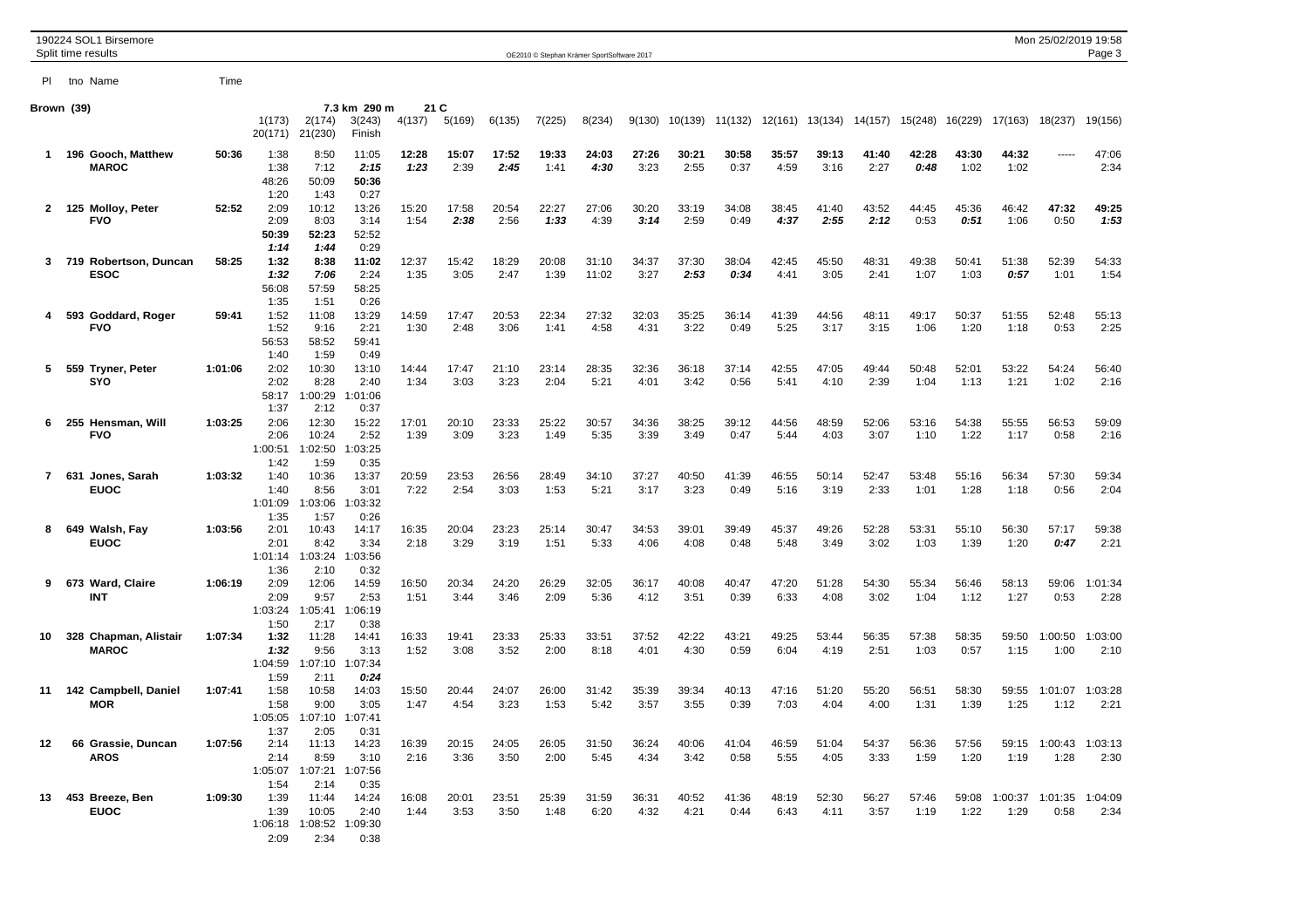## Brown (39) — 7.3 km 290 m — 21 C

| Pl | tno | Name | Club | Time | 1(173) | 2(174) | 3(243) | 4(137) | 5(169) | 6(135) | 7(225) | 8(234) | 9(130) | 10(139) | 11(132) | 12(161) | 13(134) | 14(157) | 15(248) | 16(229) | 17(163) | 18(237) | 19(156) | 20(171) | 21(230) | Finish |
|---|---|---|---|---|---|---|---|---|---|---|---|---|---|---|---|---|---|---|---|---|---|---|---|---|---|---|
| 1 | 196 | Gooch, Matthew | MAROC | 50:36 | 1:38 | 8:50 | 11:05 | 12:28 | 15:07 | 17:52 | 19:33 | 24:03 | 27:26 | 30:21 | 30:58 | 35:57 | 39:13 | 41:40 | 42:28 | 43:30 | 44:32 | ----- | 47:06 | 48:26 | 50:09 | 50:36 |
| | | | | | 1:38 | 7:12 | 2:15 | 1:23 | 2:39 | 2:45 | 1:41 | 4:30 | 3:23 | 2:55 | 0:37 | 4:59 | 3:16 | 2:27 | 0:48 | 1:02 | 1:02 | | 2:34 | 1:20 | 1:43 | 0:27 |
| 2 | 125 | Molloy, Peter | FVO | 52:52 | 2:09 | 10:12 | 13:26 | 15:20 | 17:58 | 20:54 | 22:27 | 27:06 | 30:20 | 33:19 | 34:08 | 38:45 | 41:40 | 43:52 | 44:45 | 45:36 | 46:42 | 47:32 | 49:25 | 50:39 | 52:23 | 52:52 |
| | | | | | 2:09 | 8:03 | 3:14 | 1:54 | 2:38 | 2:56 | 1:33 | 4:39 | 3:14 | 2:59 | 0:49 | 4:37 | 2:55 | 2:12 | 0:53 | 0:51 | 1:06 | 0:50 | 1:53 | 1:14 | 1:44 | 0:29 |
| 3 | 719 | Robertson, Duncan | ESOC | 58:25 | 1:32 | 8:38 | 11:02 | 12:37 | 15:42 | 18:29 | 20:08 | 31:10 | 34:37 | 37:30 | 38:04 | 42:45 | 45:50 | 48:31 | 49:38 | 50:41 | 51:38 | 52:39 | 54:33 | 56:08 | 57:59 | 58:25 |
| | | | | | 1:32 | 7:06 | 2:24 | 1:35 | 3:05 | 2:47 | 1:39 | 11:02 | 3:27 | 2:53 | 0:34 | 4:41 | 3:05 | 2:41 | 1:07 | 1:03 | 0:57 | 1:01 | 1:54 | 1:35 | 1:51 | 0:26 |
| 4 | 593 | Goddard, Roger | FVO | 59:41 | 1:52 | 11:08 | 13:29 | 14:59 | 17:47 | 20:53 | 22:34 | 27:32 | 32:03 | 35:25 | 36:14 | 41:39 | 44:56 | 48:11 | 49:17 | 50:37 | 51:55 | 52:48 | 55:13 | 56:53 | 58:52 | 59:41 |
| | | | | | 1:52 | 9:16 | 2:21 | 1:30 | 2:48 | 3:06 | 1:41 | 4:58 | 4:31 | 3:22 | 0:49 | 5:25 | 3:17 | 3:15 | 1:06 | 1:20 | 1:18 | 0:53 | 2:25 | 1:40 | 1:59 | 0:49 |
| 5 | 559 | Tryner, Peter | SYO | 1:01:06 | 2:02 | 10:30 | 13:10 | 14:44 | 17:47 | 21:10 | 23:14 | 28:35 | 32:36 | 36:18 | 37:14 | 42:55 | 47:05 | 49:44 | 50:48 | 52:01 | 53:22 | 54:24 | 56:40 | 58:17 | 1:00:29 | 1:01:06 |
| | | | | | 2:02 | 8:28 | 2:40 | 1:34 | 3:03 | 3:23 | 2:04 | 5:21 | 4:01 | 3:42 | 0:56 | 5:41 | 4:10 | 2:39 | 1:04 | 1:13 | 1:21 | 1:02 | 2:16 | 1:37 | 2:12 | 0:37 |
| 6 | 255 | Hensman, Will | FVO | 1:03:25 | 2:06 | 12:30 | 15:22 | 17:01 | 20:10 | 23:33 | 25:22 | 30:57 | 34:36 | 38:25 | 39:12 | 44:56 | 48:59 | 52:06 | 53:16 | 54:38 | 55:55 | 56:53 | 59:09 | 1:00:51 | 1:02:50 | 1:03:25 |
| | | | | | 2:06 | 10:24 | 2:52 | 1:39 | 3:09 | 3:23 | 1:49 | 5:35 | 3:39 | 3:49 | 0:47 | 5:44 | 4:03 | 3:07 | 1:10 | 1:22 | 1:17 | 0:58 | 2:16 | 1:42 | 1:59 | 0:35 |
| 7 | 631 | Jones, Sarah | EUOC | 1:03:32 | 1:40 | 10:36 | 13:37 | 20:59 | 23:53 | 26:56 | 28:49 | 34:10 | 37:27 | 40:50 | 41:39 | 46:55 | 50:14 | 52:47 | 53:48 | 55:16 | 56:34 | 57:30 | 59:34 | 1:01:09 | 1:03:06 | 1:03:32 |
| | | | | | 1:40 | 8:56 | 3:01 | 7:22 | 2:54 | 3:03 | 1:53 | 5:21 | 3:17 | 3:23 | 0:49 | 5:16 | 3:19 | 2:33 | 1:01 | 1:28 | 1:18 | 0:56 | 2:04 | 1:35 | 1:57 | 0:26 |
| 8 | 649 | Walsh, Fay | EUOC | 1:03:56 | 2:01 | 10:43 | 14:17 | 16:35 | 20:04 | 23:23 | 25:14 | 30:47 | 34:53 | 39:01 | 39:49 | 45:37 | 49:26 | 52:28 | 53:31 | 55:10 | 56:30 | 57:17 | 59:38 | 1:01:14 | 1:03:24 | 1:03:56 |
| | | | | | 2:01 | 8:42 | 3:34 | 2:18 | 3:29 | 3:19 | 1:51 | 5:33 | 4:06 | 4:08 | 0:48 | 5:48 | 3:49 | 3:02 | 1:03 | 1:39 | 1:20 | 0:47 | 2:21 | 1:36 | 2:10 | 0:32 |
| 9 | 673 | Ward, Claire | INT | 1:06:19 | 2:09 | 12:06 | 14:59 | 16:50 | 20:34 | 24:20 | 26:29 | 32:05 | 36:17 | 40:08 | 40:47 | 47:20 | 51:28 | 54:30 | 55:34 | 56:46 | 58:13 | 59:06 | 1:01:34 | 1:03:24 | 1:05:41 | 1:06:19 |
| | | | | | 2:09 | 9:57 | 2:53 | 1:51 | 3:44 | 3:46 | 2:09 | 5:36 | 4:12 | 3:51 | 0:39 | 6:33 | 4:08 | 3:02 | 1:04 | 1:12 | 1:27 | 0:53 | 2:28 | 1:50 | 2:17 | 0:38 |
| 10 | 328 | Chapman, Alistair | MAROC | 1:07:34 | 1:32 | 11:28 | 14:41 | 16:33 | 19:41 | 23:33 | 25:33 | 33:51 | 37:52 | 42:22 | 43:21 | 49:25 | 53:44 | 56:35 | 57:38 | 58:35 | 59:50 | 1:00:50 | 1:03:00 | 1:04:59 | 1:07:10 | 1:07:34 |
| | | | | | 1:32 | 9:56 | 3:13 | 1:52 | 3:08 | 3:52 | 2:00 | 8:18 | 4:01 | 4:30 | 0:59 | 6:04 | 4:19 | 2:51 | 1:03 | 0:57 | 1:15 | 1:00 | 2:10 | 1:59 | 2:11 | 0:24 |
| 11 | 142 | Campbell, Daniel | MOR | 1:07:41 | 1:58 | 10:58 | 14:03 | 15:50 | 20:44 | 24:07 | 26:00 | 31:42 | 35:39 | 39:34 | 40:13 | 47:16 | 51:20 | 55:20 | 56:51 | 58:30 | 59:55 | 1:01:07 | 1:03:28 | 1:05:05 | 1:07:10 | 1:07:41 |
| | | | | | 1:58 | 9:00 | 3:05 | 1:47 | 4:54 | 3:23 | 1:53 | 5:42 | 3:57 | 3:55 | 0:39 | 7:03 | 4:04 | 4:00 | 1:31 | 1:39 | 1:25 | 1:12 | 2:21 | 1:37 | 2:05 | 0:31 |
| 12 | 66 | Grassie, Duncan | AROS | 1:07:56 | 2:14 | 11:13 | 14:23 | 16:39 | 20:15 | 24:05 | 26:05 | 31:50 | 36:24 | 40:06 | 41:04 | 46:59 | 51:04 | 54:37 | 56:36 | 57:56 | 59:15 | 1:00:43 | 1:03:13 | 1:05:07 | 1:07:21 | 1:07:56 |
| | | | | | 2:14 | 8:59 | 3:10 | 2:16 | 3:36 | 3:50 | 2:00 | 5:45 | 4:34 | 3:42 | 0:58 | 5:55 | 4:05 | 3:33 | 1:59 | 1:20 | 1:19 | 1:28 | 2:30 | 1:54 | 2:14 | 0:35 |
| 13 | 453 | Breeze, Ben | EUOC | 1:09:30 | 1:39 | 11:44 | 14:24 | 16:08 | 20:01 | 23:51 | 25:39 | 31:59 | 36:31 | 40:52 | 41:36 | 48:19 | 52:30 | 56:27 | 57:46 | 59:08 | 1:00:37 | 1:01:35 | 1:04:09 | 1:06:18 | 1:08:52 | 1:09:30 |
| | | | | | 1:39 | 10:05 | 2:40 | 1:44 | 3:53 | 3:50 | 1:48 | 6:20 | 4:32 | 4:21 | 0:44 | 6:43 | 4:11 | 3:57 | 1:19 | 1:22 | 1:29 | 0:58 | 2:34 | 2:09 | 2:34 | 0:38 |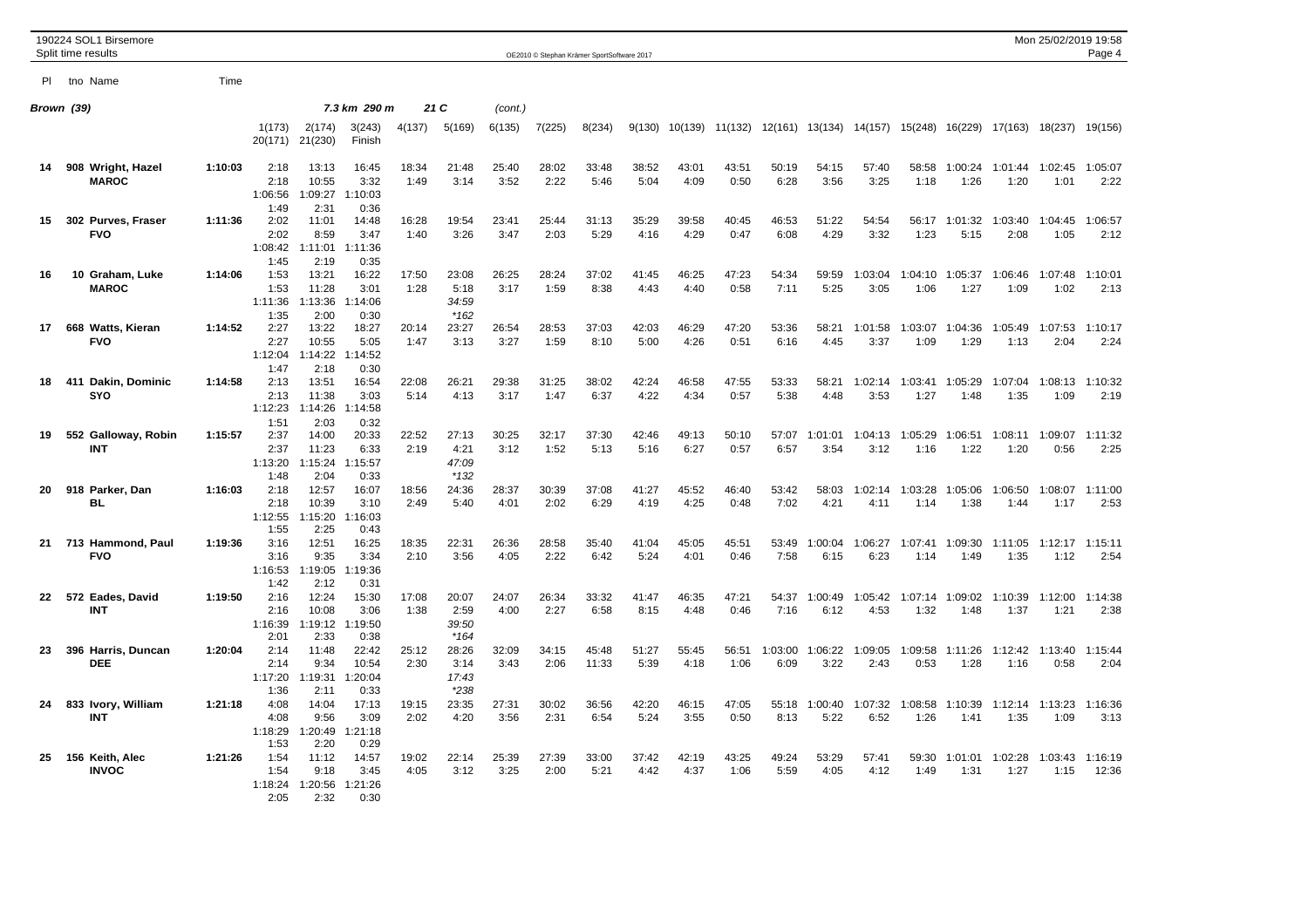190224 SOL1 Birsemore
Split time results

OE2010 © Stephan Krämer SportSoftware 2017

Mon 25/02/2019 19:58

## Brown (39) — 7.3 km 290 m — 21 C (cont.)

| Pl | tno | Name | Club | Time | 1(173) | 2(174) | 3(243) | 4(137) | 5(169) | 6(135) | 7(225) | 8(234) | 9(130) | 10(139) | 11(132) | 12(161) | 13(134) | 14(157) | 15(248) | 16(229) | 17(163) | 18(237) | 19(156) | 20(171) | 21(230) | Finish |
|---|---|---|---|---|---|---|---|---|---|---|---|---|---|---|---|---|---|---|---|---|---|---|---|---|---|---|
| 14 | 908 | Wright, Hazel | MAROC | 1:10:03 | 2:18 | 13:13 | 16:45 | 18:34 | 21:48 | 25:40 | 28:02 | 33:48 | 38:52 | 43:01 | 43:51 | 50:19 | 54:15 | 57:40 | 58:58 | 1:00:24 | 1:01:44 | 1:02:45 | 1:05:07 | 1:06:56 | 1:09:27 | 1:10:03 |
| | | | | | 2:18 | 10:55 | 3:32 | 1:49 | 3:14 | 3:52 | 2:22 | 5:46 | 5:04 | 4:09 | 0:50 | 6:28 | 3:56 | 3:25 | 1:18 | 1:26 | 1:20 | 1:01 | 2:22 | 1:49 | 2:31 | 0:36 |
| 15 | 302 | Purves, Fraser | FVO | 1:11:36 | 2:02 | 11:01 | 14:48 | 16:28 | 19:54 | 23:41 | 25:44 | 31:13 | 35:29 | 39:58 | 40:45 | 46:53 | 51:22 | 54:54 | 56:17 | 1:01:32 | 1:03:40 | 1:04:45 | 1:06:57 | 1:08:42 | 1:11:01 | 1:11:36 |
| | | | | | 2:02 | 8:59 | 3:47 | 1:40 | 3:26 | 3:47 | 2:03 | 5:29 | 4:16 | 4:29 | 0:47 | 6:08 | 4:29 | 3:32 | 1:23 | 5:15 | 2:08 | 1:05 | 2:12 | 1:45 | 2:19 | 0:35 |
| 16 | 10 | Graham, Luke | MAROC | 1:14:06 | 1:53 | 13:21 | 16:22 | 17:50 | 23:08 | 26:25 | 28:24 | 37:02 | 41:45 | 46:25 | 47:23 | 54:34 | 59:59 | 1:03:04 | 1:04:10 | 1:05:37 | 1:06:46 | 1:07:48 | 1:10:01 | 1:11:36 | 1:13:36 | 1:14:06 |
| | | | | | 1:53 | 11:28 | 3:01 | 1:28 | 5:18 | 3:17 | 1:59 | 8:38 | 4:43 | 4:40 | 0:58 | 7:11 | 5:25 | 3:05 | 1:06 | 1:27 | 1:09 | 1:02 | 2:13 | 1:35 | 2:00 | 0:30 |
| | | | | | | | | | *34:59* | | | | | | | | | | | | | | | | | |
| | | | | | | | | | *\*162* | | | | | | | | | | | | | | | | | |
| 17 | 668 | Watts, Kieran | FVO | 1:14:52 | 2:27 | 13:22 | 18:27 | 20:14 | 23:27 | 26:54 | 28:53 | 37:03 | 42:03 | 46:29 | 47:20 | 53:36 | 58:21 | 1:01:58 | 1:03:07 | 1:04:36 | 1:05:49 | 1:07:53 | 1:10:17 | 1:12:04 | 1:14:22 | 1:14:52 |
| | | | | | 2:27 | 10:55 | 5:05 | 1:47 | 3:13 | 3:27 | 1:59 | 8:10 | 5:00 | 4:26 | 0:51 | 6:16 | 4:45 | 3:37 | 1:09 | 1:29 | 1:13 | 2:04 | 2:24 | 1:47 | 2:18 | 0:30 |
| 18 | 411 | Dakin, Dominic | SYO | 1:14:58 | 2:13 | 13:51 | 16:54 | 22:08 | 26:21 | 29:38 | 31:25 | 38:02 | 42:24 | 46:58 | 47:55 | 53:33 | 58:21 | 1:02:14 | 1:03:41 | 1:05:29 | 1:07:04 | 1:08:13 | 1:10:32 | 1:12:23 | 1:14:26 | 1:14:58 |
| | | | | | 2:13 | 11:38 | 3:03 | 5:14 | 4:13 | 3:17 | 1:47 | 6:37 | 4:22 | 4:34 | 0:57 | 5:38 | 4:48 | 3:53 | 1:27 | 1:48 | 1:35 | 1:09 | 2:19 | 1:51 | 2:03 | 0:32 |
| 19 | 552 | Galloway, Robin | INT | 1:15:57 | 2:37 | 14:00 | 20:33 | 22:52 | 27:13 | 30:25 | 32:17 | 37:30 | 42:46 | 49:13 | 50:10 | 57:07 | 1:01:01 | 1:04:13 | 1:05:29 | 1:06:51 | 1:08:11 | 1:09:07 | 1:11:32 | 1:13:20 | 1:15:24 | 1:15:57 |
| | | | | | 2:37 | 11:23 | 6:33 | 2:19 | 4:21 | 3:12 | 1:52 | 5:13 | 5:16 | 6:27 | 0:57 | 6:57 | 3:54 | 3:12 | 1:16 | 1:22 | 1:20 | 0:56 | 2:25 | 1:48 | 2:04 | 0:33 |
| | | | | | | | | | *47:09* | | | | | | | | | | | | | | | | | |
| | | | | | | | | | *\*132* | | | | | | | | | | | | | | | | | |
| 20 | 918 | Parker, Dan | BL | 1:16:03 | 2:18 | 12:57 | 16:07 | 18:56 | 24:36 | 28:37 | 30:39 | 37:08 | 41:27 | 45:52 | 46:40 | 53:42 | 58:03 | 1:02:14 | 1:03:28 | 1:05:06 | 1:06:50 | 1:08:07 | 1:11:00 | 1:12:55 | 1:15:20 | 1:16:03 |
| | | | | | 2:18 | 10:39 | 3:10 | 2:49 | 5:40 | 4:01 | 2:02 | 6:29 | 4:19 | 4:25 | 0:48 | 7:02 | 4:21 | 4:11 | 1:14 | 1:38 | 1:44 | 1:17 | 2:53 | 1:55 | 2:25 | 0:43 |
| 21 | 713 | Hammond, Paul | FVO | 1:19:36 | 3:16 | 12:51 | 16:25 | 18:35 | 22:31 | 26:36 | 28:58 | 35:40 | 41:04 | 45:05 | 45:51 | 53:49 | 1:00:04 | 1:06:27 | 1:07:41 | 1:09:30 | 1:11:05 | 1:12:17 | 1:15:11 | 1:16:53 | 1:19:05 | 1:19:36 |
| | | | | | 3:16 | 9:35 | 3:34 | 2:10 | 3:56 | 4:05 | 2:22 | 6:42 | 5:24 | 4:01 | 0:46 | 7:58 | 6:15 | 6:23 | 1:14 | 1:49 | 1:35 | 1:12 | 2:54 | 1:42 | 2:12 | 0:31 |
| 22 | 572 | Eades, David | INT | 1:19:50 | 2:16 | 12:24 | 15:30 | 17:08 | 20:07 | 24:07 | 26:34 | 33:32 | 41:47 | 46:35 | 47:21 | 54:37 | 1:00:49 | 1:05:42 | 1:07:14 | 1:09:02 | 1:10:39 | 1:12:00 | 1:14:38 | 1:16:39 | 1:19:12 | 1:19:50 |
| | | | | | 2:16 | 10:08 | 3:06 | 1:38 | 2:59 | 4:00 | 2:27 | 6:58 | 8:15 | 4:48 | 0:46 | 7:16 | 6:12 | 4:53 | 1:32 | 1:48 | 1:37 | 1:21 | 2:38 | 2:01 | 2:33 | 0:38 |
| | | | | | | | | | *39:50* | | | | | | | | | | | | | | | | | |
| | | | | | | | | | *\*164* | | | | | | | | | | | | | | | | | |
| 23 | 396 | Harris, Duncan | DEE | 1:20:04 | 2:14 | 11:48 | 22:42 | 25:12 | 28:26 | 32:09 | 34:15 | 45:48 | 51:27 | 55:45 | 56:51 | 1:03:00 | 1:06:22 | 1:09:05 | 1:09:58 | 1:11:26 | 1:12:42 | 1:13:40 | 1:15:44 | 1:17:20 | 1:19:31 | 1:20:04 |
| | | | | | 2:14 | 9:34 | 10:54 | 2:30 | 3:14 | 3:43 | 2:06 | 11:33 | 5:39 | 4:18 | 1:06 | 6:09 | 3:22 | 2:43 | 0:53 | 1:28 | 1:16 | 0:58 | 2:04 | 1:36 | 2:11 | 0:33 |
| | | | | | | | | | *17:43* | | | | | | | | | | | | | | | | | |
| | | | | | | | | | *\*238* | | | | | | | | | | | | | | | | | |
| 24 | 833 | Ivory, William | INT | 1:21:18 | 4:08 | 14:04 | 17:13 | 19:15 | 23:35 | 27:31 | 30:02 | 36:56 | 42:20 | 46:15 | 47:05 | 55:18 | 1:00:40 | 1:07:32 | 1:08:58 | 1:10:39 | 1:12:14 | 1:13:23 | 1:16:36 | 1:18:29 | 1:20:49 | 1:21:18 |
| | | | | | 4:08 | 9:56 | 3:09 | 2:02 | 4:20 | 3:56 | 2:31 | 6:54 | 5:24 | 3:55 | 0:50 | 8:13 | 5:22 | 6:52 | 1:26 | 1:41 | 1:35 | 1:09 | 3:13 | 1:53 | 2:20 | 0:29 |
| 25 | 156 | Keith, Alec | INVOC | 1:21:26 | 1:54 | 11:12 | 14:57 | 19:02 | 22:14 | 25:39 | 27:39 | 33:00 | 37:42 | 42:19 | 43:25 | 49:24 | 53:29 | 57:41 | 59:30 | 1:01:01 | 1:02:28 | 1:03:43 | 1:16:19 | 1:18:24 | 1:20:56 | 1:21:26 |
| | | | | | 1:54 | 9:18 | 3:45 | 4:05 | 3:12 | 3:25 | 2:00 | 5:21 | 4:42 | 4:37 | 1:06 | 5:59 | 4:05 | 4:12 | 1:49 | 1:31 | 1:27 | 1:15 | 12:36 | 2:05 | 2:32 | 0:30 |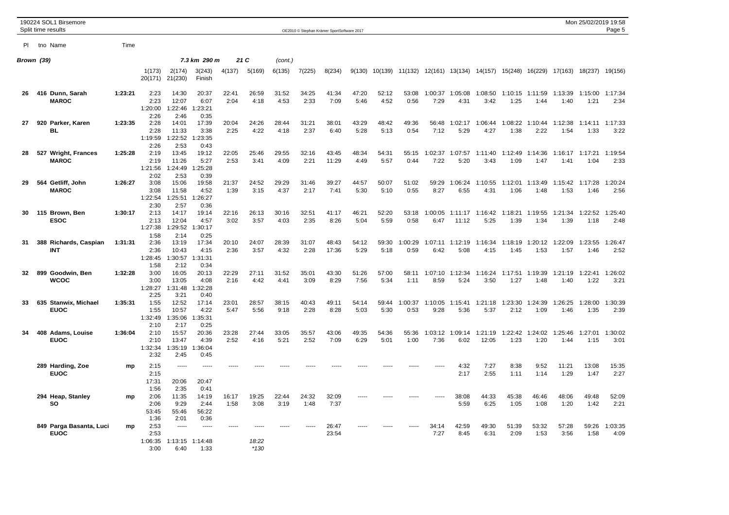**Brown (39)** 7.3 km 290 m 21 C (cont.)

| Pl | tno | Name | Time | 1(173) | 2(174) | 3(243) | 4(137) | 5(169) | 6(135) | 7(225) | 8(234) | 9(130) | 10(139) | 11(132) | 12(161) | 13(134) | 14(157) | 15(248) | 16(229) | 17(163) | 18(237) | 19(156) |
|---|---|---|---|---|---|---|---|---|---|---|---|---|---|---|---|---|---|---|---|---|---|---|
| | | | | 20(171) | 21(230) | Finish | | | | | | | | | | | | | | | | |
| 26 | 416 | Dunn, Sarah | 1:23:21 | 2:23 | 14:30 | 20:37 | 22:41 | 26:59 | 31:52 | 34:25 | 41:34 | 47:20 | 52:12 | 53:08 | 1:00:37 | 1:05:08 | 1:08:50 | 1:10:15 | 1:11:59 | 1:13:39 | 1:15:00 | 1:17:34 |
| | | MAROC | | 2:23 | 12:07 | 6:07 | 2:04 | 4:18 | 4:53 | 2:33 | 7:09 | 5:46 | 4:52 | 0:56 | 7:29 | 4:31 | 3:42 | 1:25 | 1:44 | 1:40 | 1:21 | 2:34 |
| | | | | 1:20:00 | 1:22:46 | 1:23:21 | | | | | | | | | | | | | | | | |
| | | | | 2:26 | 2:46 | 0:35 | | | | | | | | | | | | | | | | |
| 27 | 920 | Parker, Karen | 1:23:35 | 2:28 | 14:01 | 17:39 | 20:04 | 24:26 | 28:44 | 31:21 | 38:01 | 43:29 | 48:42 | 49:36 | 56:48 | 1:02:17 | 1:06:44 | 1:08:22 | 1:10:44 | 1:12:38 | 1:14:11 | 1:17:33 |
| | | BL | | 2:28 | 11:33 | 3:38 | 2:25 | 4:22 | 4:18 | 2:37 | 6:40 | 5:28 | 5:13 | 0:54 | 7:12 | 5:29 | 4:27 | 1:38 | 2:22 | 1:54 | 1:33 | 3:22 |
| | | | | 1:19:59 | 1:22:52 | 1:23:35 | | | | | | | | | | | | | | | | |
| | | | | 2:26 | 2:53 | 0:43 | | | | | | | | | | | | | | | | |
| 28 | 527 | Wright, Frances | 1:25:28 | 2:19 | 13:45 | 19:12 | 22:05 | 25:46 | 29:55 | 32:16 | 43:45 | 48:34 | 54:31 | 55:15 | 1:02:37 | 1:07:57 | 1:11:40 | 1:12:49 | 1:14:36 | 1:16:17 | 1:17:21 | 1:19:54 |
| | | MAROC | | 2:19 | 11:26 | 5:27 | 2:53 | 3:41 | 4:09 | 2:21 | 11:29 | 4:49 | 5:57 | 0:44 | 7:22 | 5:20 | 3:43 | 1:09 | 1:47 | 1:41 | 1:04 | 2:33 |
| | | | | 1:21:56 | 1:24:49 | 1:25:28 | | | | | | | | | | | | | | | | |
| | | | | 2:02 | 2:53 | 0:39 | | | | | | | | | | | | | | | | |
| 29 | 564 | Getliff, John | 1:26:27 | 3:08 | 15:06 | 19:58 | 21:37 | 24:52 | 29:29 | 31:46 | 39:27 | 44:57 | 50:07 | 51:02 | 59:29 | 1:06:24 | 1:10:55 | 1:12:01 | 1:13:49 | 1:15:42 | 1:17:28 | 1:20:24 |
| | | MAROC | | 3:08 | 11:58 | 4:52 | 1:39 | 3:15 | 4:37 | 2:17 | 7:41 | 5:30 | 5:10 | 0:55 | 8:27 | 6:55 | 4:31 | 1:06 | 1:48 | 1:53 | 1:46 | 2:56 |
| | | | | 1:22:54 | 1:25:51 | 1:26:27 | | | | | | | | | | | | | | | | |
| | | | | 2:30 | 2:57 | 0:36 | | | | | | | | | | | | | | | | |
| 30 | 115 | Brown, Ben | 1:30:17 | 2:13 | 14:17 | 19:14 | 22:16 | 26:13 | 30:16 | 32:51 | 41:17 | 46:21 | 52:20 | 53:18 | 1:00:05 | 1:11:17 | 1:16:42 | 1:18:21 | 1:19:55 | 1:21:34 | 1:22:52 | 1:25:40 |
| | | ESOC | | 2:13 | 12:04 | 4:57 | 3:02 | 3:57 | 4:03 | 2:35 | 8:26 | 5:04 | 5:59 | 0:58 | 6:47 | 11:12 | 5:25 | 1:39 | 1:34 | 1:39 | 1:18 | 2:48 |
| | | | | 1:27:38 | 1:29:52 | 1:30:17 | | | | | | | | | | | | | | | | |
| | | | | 1:58 | 2:14 | 0:25 | | | | | | | | | | | | | | | | |
| 31 | 388 | Richards, Caspian | 1:31:31 | 2:36 | 13:19 | 17:34 | 20:10 | 24:07 | 28:39 | 31:07 | 48:43 | 54:12 | 59:30 | 1:00:29 | 1:07:11 | 1:12:19 | 1:16:34 | 1:18:19 | 1:20:12 | 1:22:09 | 1:23:55 | 1:26:47 |
| | | INT | | 2:36 | 10:43 | 4:15 | 2:36 | 3:57 | 4:32 | 2:28 | 17:36 | 5:29 | 5:18 | 0:59 | 6:42 | 5:08 | 4:15 | 1:45 | 1:53 | 1:57 | 1:46 | 2:52 |
| | | | | 1:28:45 | 1:30:57 | 1:31:31 | | | | | | | | | | | | | | | | |
| | | | | 1:58 | 2:12 | 0:34 | | | | | | | | | | | | | | | | |
| 32 | 899 | Goodwin, Ben | 1:32:28 | 3:00 | 16:05 | 20:13 | 22:29 | 27:11 | 31:52 | 35:01 | 43:30 | 51:26 | 57:00 | 58:11 | 1:07:10 | 1:12:34 | 1:16:24 | 1:17:51 | 1:19:39 | 1:21:19 | 1:22:41 | 1:26:02 |
| | | WCOC | | 3:00 | 13:05 | 4:08 | 2:16 | 4:42 | 4:41 | 3:09 | 8:29 | 7:56 | 5:34 | 1:11 | 8:59 | 5:24 | 3:50 | 1:27 | 1:48 | 1:40 | 1:22 | 3:21 |
| | | | | 1:28:27 | 1:31:48 | 1:32:28 | | | | | | | | | | | | | | | | |
| | | | | 2:25 | 3:21 | 0:40 | | | | | | | | | | | | | | | | |
| 33 | 635 | Stanwix, Michael | 1:35:31 | 1:55 | 12:52 | 17:14 | 23:01 | 28:57 | 38:15 | 40:43 | 49:11 | 54:14 | 59:44 | 1:00:37 | 1:10:05 | 1:15:41 | 1:21:18 | 1:23:30 | 1:24:39 | 1:26:25 | 1:28:00 | 1:30:39 |
| | | EUOC | | 1:55 | 10:57 | 4:22 | 5:47 | 5:56 | 9:18 | 2:28 | 8:28 | 5:03 | 5:30 | 0:53 | 9:28 | 5:36 | 5:37 | 2:12 | 1:09 | 1:46 | 1:35 | 2:39 |
| | | | | 1:32:49 | 1:35:06 | 1:35:31 | | | | | | | | | | | | | | | | |
| | | | | 2:10 | 2:17 | 0:25 | | | | | | | | | | | | | | | | |
| 34 | 408 | Adams, Louise | 1:36:04 | 2:10 | 15:57 | 20:36 | 23:28 | 27:44 | 33:05 | 35:57 | 43:06 | 49:35 | 54:36 | 55:36 | 1:03:12 | 1:09:14 | 1:21:19 | 1:22:42 | 1:24:02 | 1:25:46 | 1:27:01 | 1:30:02 |
| | | EUOC | | 2:10 | 13:47 | 4:39 | 2:52 | 4:16 | 5:21 | 2:52 | 7:09 | 6:29 | 5:01 | 1:00 | 7:36 | 6:02 | 12:05 | 1:23 | 1:20 | 1:44 | 1:15 | 3:01 |
| | | | | 1:32:34 | 1:35:19 | 1:36:04 | | | | | | | | | | | | | | | | |
| | | | | 2:32 | 2:45 | 0:45 | | | | | | | | | | | | | | | | |
| | 289 | Harding, Zoe | mp | 2:15 | ----- | ----- | ----- | ----- | ----- | ----- | ----- | ----- | ----- | ----- | ----- | 4:32 | 7:27 | 8:38 | 9:52 | 11:21 | 13:08 | 15:35 |
| | | EUOC | | 2:15 | | | | | | | | | | | | 2:17 | 2:55 | 1:11 | 1:14 | 1:29 | 1:47 | 2:27 |
| | | | | 17:31 | 20:06 | 20:47 | | | | | | | | | | | | | | | | |
| | | | | 1:56 | 2:35 | 0:41 | | | | | | | | | | | | | | | | |
| | 294 | Heap, Stanley | mp | 2:06 | 11:35 | 14:19 | 16:17 | 19:25 | 22:44 | 24:32 | 32:09 | ----- | ----- | ----- | ----- | 38:08 | 44:33 | 45:38 | 46:46 | 48:06 | 49:48 | 52:09 |
| | | SO | | 2:06 | 9:29 | 2:44 | 1:58 | 3:08 | 3:19 | 1:48 | 7:37 | | | | | 5:59 | 6:25 | 1:05 | 1:08 | 1:20 | 1:42 | 2:21 |
| | | | | 53:45 | 55:46 | 56:22 | | | | | | | | | | | | | | | | |
| | | | | 1:36 | 2:01 | 0:36 | | | | | | | | | | | | | | | | |
| | 849 | Parga Basanta, Luci | mp | 2:53 | ----- | ----- | ----- | ----- | ----- | ----- | 26:47 | ----- | ----- | ----- | 34:14 | 42:59 | 49:30 | 51:39 | 53:32 | 57:28 | 59:26 | 1:03:35 |
| | | EUOC | | 2:53 | | | | | | | 23:54 | | | | 7:27 | 8:45 | 6:31 | 2:09 | 1:53 | 3:56 | 1:58 | 4:09 |
| | | | | 1:06:35 | 1:13:15 | 1:14:48 | | 18:22 | | | | | | | | | | | | | | |
| | | | | 3:00 | 6:40 | 1:33 | | *130 | | | | | | | | | | | | | | |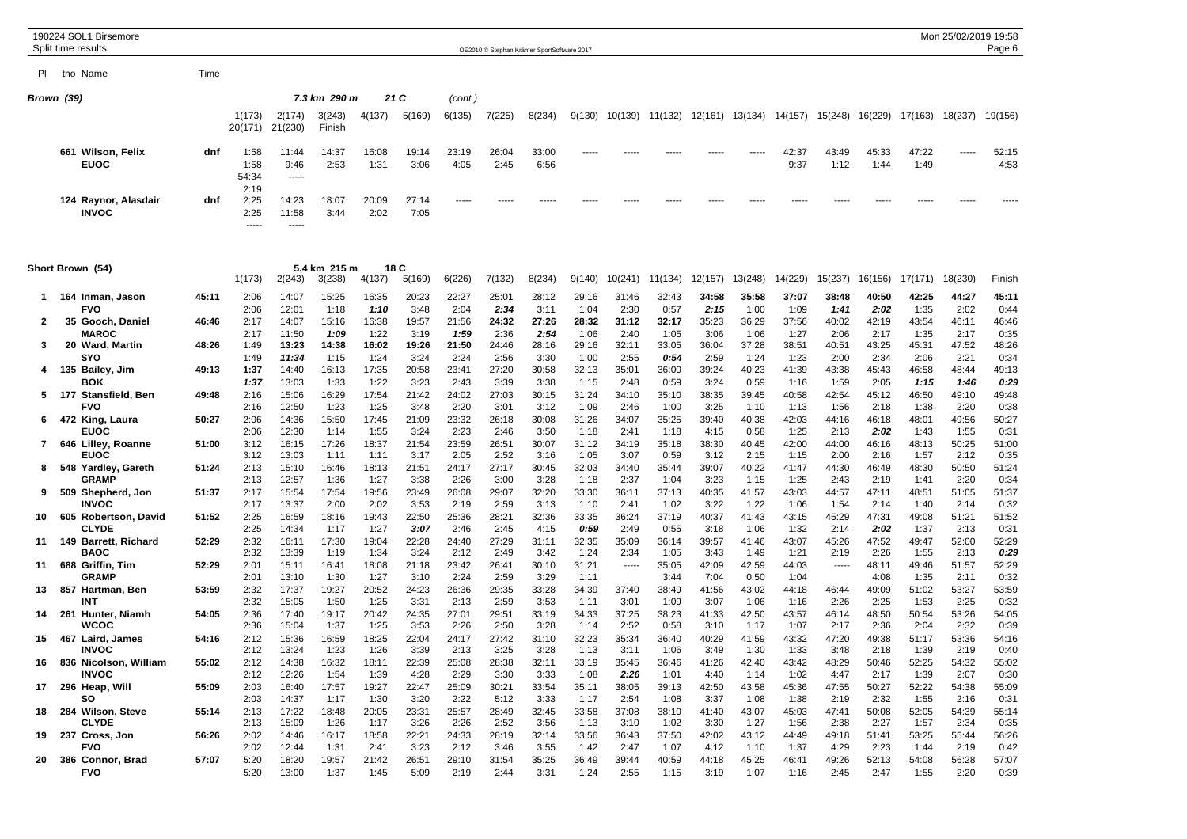190224 SOL1 Birsemore
Split time results

OE2010 © Stephan Krämer SportSoftware 2017

Mon 25/02/2019 19:58

## Brown (39) — 7.3 km 290 m 21 C (cont.)

| Pl | tno Name | Time | 1(173) / 20(171) | 2(174) / 21(230) | 3(243) / Finish | 4(137) | 5(169) | 6(135) | 7(225) | 8(234) | 9(130) | 10(139) | 11(132) | 12(161) | 13(134) | 14(157) | 15(248) | 16(229) | 17(163) | 18(237) | 19(156) |
|---|---|---|---|---|---|---|---|---|---|---|---|---|---|---|---|---|---|---|---|---|---|
| | 661 Wilson, Felix | dnf | 1:58 | 11:44 | 14:37 | 16:08 | 19:14 | 23:19 | 26:04 | 33:00 | ----- | ----- | ----- | ----- | ----- | 42:37 | 43:49 | 45:33 | 47:22 | ----- | 52:15 |
| | EUOC | | 1:58 | 9:46 | 2:53 | 1:31 | 3:06 | 4:05 | 2:45 | 6:56 | | | | | | 9:37 | 1:12 | 1:44 | 1:49 | | 4:53 |
| | | | 54:34 | ----- | | | | | | | | | | | | | | | | | |
| | | | 2:19 | | | | | | | | | | | | | | | | | | |
| | 124 Raynor, Alasdair | dnf | 2:25 | 14:23 | 18:07 | 20:09 | 27:14 | ----- | ----- | ----- | ----- | ----- | ----- | ----- | ----- | ----- | ----- | ----- | ----- | ----- | ----- |
| | INVOC | | 2:25 | 11:58 | 3:44 | 2:02 | 7:05 | | | | | | | | | | | | | | |
| | | | ----- | ----- | | | | | | | | | | | | | | | | | |

## Short Brown (54) — 5.4 km 215 m 18 C

| Pl | tno Name | Time | 1(173) | 2(243) | 3(238) | 4(137) | 5(169) | 6(226) | 7(132) | 8(234) | 9(140) | 10(241) | 11(134) | 12(157) | 13(248) | 14(229) | 15(237) | 16(156) | 17(171) | 18(230) | Finish |
|---|---|---|---|---|---|---|---|---|---|---|---|---|---|---|---|---|---|---|---|---|---|
| 1 | 164 Inman, Jason | 45:11 | 2:06 | 14:07 | 15:25 | 16:35 | 20:23 | 22:27 | 25:01 | 28:12 | 29:16 | 31:46 | 32:43 | 34:58 | 35:58 | 37:07 | 38:48 | 40:50 | 42:25 | 44:27 | 45:11 |
| | FVO | | 2:06 | 12:01 | 1:18 | 1:10 | 3:48 | 2:04 | 2:34 | 3:11 | 1:04 | 2:30 | 0:57 | 2:15 | 1:00 | 1:09 | 1:41 | 2:02 | 1:35 | 2:02 | 0:44 |
| 2 | 35 Gooch, Daniel | 46:46 | 2:17 | 14:07 | 15:16 | 16:38 | 19:57 | 21:56 | 24:32 | 27:26 | 28:32 | 31:12 | 32:17 | 35:23 | 36:29 | 37:56 | 40:02 | 42:19 | 43:54 | 46:11 | 46:46 |
| | MAROC | | 2:17 | 11:50 | 1:09 | 1:22 | 3:19 | 1:59 | 2:36 | 2:54 | 1:06 | 2:40 | 1:05 | 3:06 | 1:06 | 1:27 | 2:06 | 2:17 | 1:35 | 2:17 | 0:35 |
| 3 | 20 Ward, Martin | 48:26 | 1:49 | 13:23 | 14:38 | 16:02 | 19:26 | 21:50 | 24:46 | 28:16 | 29:16 | 32:11 | 33:05 | 36:04 | 37:28 | 38:51 | 40:51 | 43:25 | 45:31 | 47:52 | 48:26 |
| | SYO | | 1:49 | 11:34 | 1:15 | 1:24 | 3:24 | 2:24 | 2:56 | 3:30 | 1:00 | 2:55 | 0:54 | 2:59 | 1:24 | 1:23 | 2:00 | 2:34 | 2:06 | 2:21 | 0:34 |
| 4 | 135 Bailey, Jim | 49:13 | 1:37 | 14:40 | 16:13 | 17:35 | 20:58 | 23:41 | 27:20 | 30:58 | 32:13 | 35:01 | 36:00 | 39:24 | 40:23 | 41:39 | 43:38 | 45:43 | 46:58 | 48:44 | 49:13 |
| | BOK | | 1:37 | 13:03 | 1:33 | 1:22 | 3:23 | 2:43 | 3:39 | 3:38 | 1:15 | 2:48 | 0:59 | 3:24 | 0:59 | 1:16 | 1:59 | 2:05 | 1:15 | 1:46 | 0:29 |
| 5 | 177 Stansfield, Ben | 49:48 | 2:16 | 15:06 | 16:29 | 17:54 | 21:42 | 24:02 | 27:03 | 30:15 | 31:24 | 34:10 | 35:10 | 38:35 | 39:45 | 40:58 | 42:54 | 45:12 | 46:50 | 49:10 | 49:48 |
| | FVO | | 2:16 | 12:50 | 1:23 | 1:25 | 3:48 | 2:20 | 3:01 | 3:12 | 1:09 | 2:46 | 1:00 | 3:25 | 1:10 | 1:13 | 1:56 | 2:18 | 1:38 | 2:20 | 0:38 |
| 6 | 472 King, Laura | 50:27 | 2:06 | 14:36 | 15:50 | 17:45 | 21:09 | 23:32 | 26:18 | 30:08 | 31:26 | 34:07 | 35:25 | 39:40 | 40:38 | 42:03 | 44:16 | 46:18 | 48:01 | 49:56 | 50:27 |
| | EUOC | | 2:06 | 12:30 | 1:14 | 1:55 | 3:24 | 2:23 | 2:46 | 3:50 | 1:18 | 2:41 | 1:18 | 4:15 | 0:58 | 1:25 | 2:13 | 2:02 | 1:43 | 1:55 | 0:31 |
| 7 | 646 Lilley, Roanne | 51:00 | 3:12 | 16:15 | 17:26 | 18:37 | 21:54 | 23:59 | 26:51 | 30:07 | 31:12 | 34:19 | 35:18 | 38:30 | 40:45 | 42:00 | 44:00 | 46:16 | 48:13 | 50:25 | 51:00 |
| | EUOC | | 3:12 | 13:03 | 1:11 | 1:11 | 3:17 | 2:05 | 2:52 | 3:16 | 1:05 | 3:07 | 0:59 | 3:12 | 2:15 | 1:15 | 2:00 | 2:16 | 1:57 | 2:12 | 0:35 |
| 8 | 548 Yardley, Gareth | 51:24 | 2:13 | 15:10 | 16:46 | 18:13 | 21:51 | 24:17 | 27:17 | 30:45 | 32:03 | 34:40 | 35:44 | 39:07 | 40:22 | 41:47 | 44:30 | 46:49 | 48:30 | 50:50 | 51:24 |
| | GRAMP | | 2:13 | 12:57 | 1:36 | 1:27 | 3:38 | 2:26 | 3:00 | 3:28 | 1:18 | 2:37 | 1:04 | 3:23 | 1:15 | 1:25 | 2:43 | 2:19 | 1:41 | 2:20 | 0:34 |
| 9 | 509 Shepherd, Jon | 51:37 | 2:17 | 15:54 | 17:54 | 19:56 | 23:49 | 26:08 | 29:07 | 32:20 | 33:30 | 36:11 | 37:13 | 40:35 | 41:57 | 43:03 | 44:57 | 47:11 | 48:51 | 51:05 | 51:37 |
| | INVOC | | 2:17 | 13:37 | 2:00 | 2:02 | 3:53 | 2:19 | 2:59 | 3:13 | 1:10 | 2:41 | 1:02 | 3:22 | 1:22 | 1:06 | 1:54 | 2:14 | 1:40 | 2:14 | 0:32 |
| 10 | 605 Robertson, David | 51:52 | 2:25 | 16:59 | 18:16 | 19:43 | 22:50 | 25:36 | 28:21 | 32:36 | 33:35 | 36:24 | 37:19 | 40:37 | 41:43 | 43:15 | 45:29 | 47:31 | 49:08 | 51:21 | 51:52 |
| | CLYDE | | 2:25 | 14:34 | 1:17 | 1:27 | 3:07 | 2:46 | 2:45 | 4:15 | 0:59 | 2:49 | 0:55 | 3:18 | 1:06 | 1:32 | 2:14 | 2:02 | 1:37 | 2:13 | 0:31 |
| 11 | 149 Barrett, Richard | 52:29 | 2:32 | 16:11 | 17:30 | 19:04 | 22:28 | 24:40 | 27:29 | 31:11 | 32:35 | 35:09 | 36:14 | 39:57 | 41:46 | 43:07 | 45:26 | 47:52 | 49:47 | 52:00 | 52:29 |
| | BAOC | | 2:32 | 13:39 | 1:19 | 1:34 | 3:24 | 2:12 | 2:49 | 3:42 | 1:24 | 2:34 | 1:05 | 3:43 | 1:49 | 1:21 | 2:19 | 2:26 | 1:55 | 2:13 | 0:29 |
| 11 | 688 Griffin, Tim | 52:29 | 2:01 | 15:11 | 16:41 | 18:08 | 21:18 | 23:42 | 26:41 | 30:10 | 31:21 | ----- | 35:05 | 42:09 | 42:59 | 44:03 | ----- | 48:11 | 49:46 | 51:57 | 52:29 |
| | GRAMP | | 2:01 | 13:10 | 1:30 | 1:27 | 3:10 | 2:24 | 2:59 | 3:29 | 1:11 | | 3:44 | 7:04 | 0:50 | 1:04 | | 4:08 | 1:35 | 2:11 | 0:32 |
| 13 | 857 Hartman, Ben | 53:59 | 2:32 | 17:37 | 19:27 | 20:52 | 24:23 | 26:36 | 29:35 | 33:28 | 34:39 | 37:40 | 38:49 | 41:56 | 43:02 | 44:18 | 46:44 | 49:09 | 51:02 | 53:27 | 53:59 |
| | INT | | 2:32 | 15:05 | 1:50 | 1:25 | 3:31 | 2:13 | 2:59 | 3:53 | 1:11 | 3:01 | 1:09 | 3:07 | 1:06 | 1:16 | 2:26 | 2:25 | 1:53 | 2:25 | 0:32 |
| 14 | 261 Hunter, Niamh | 54:05 | 2:36 | 17:40 | 19:17 | 20:42 | 24:35 | 27:01 | 29:51 | 33:19 | 34:33 | 37:25 | 38:23 | 41:33 | 42:50 | 43:57 | 46:14 | 48:50 | 50:54 | 53:26 | 54:05 |
| | WCOC | | 2:36 | 15:04 | 1:37 | 1:25 | 3:53 | 2:26 | 2:50 | 3:28 | 1:14 | 2:52 | 0:58 | 3:10 | 1:17 | 1:07 | 2:17 | 2:36 | 2:04 | 2:32 | 0:39 |
| 15 | 467 Laird, James | 54:16 | 2:12 | 15:36 | 16:59 | 18:25 | 22:04 | 24:17 | 27:42 | 31:10 | 32:23 | 35:34 | 36:40 | 40:29 | 41:59 | 43:32 | 47:20 | 49:38 | 51:17 | 53:36 | 54:16 |
| | INVOC | | 2:12 | 13:24 | 1:23 | 1:26 | 3:39 | 2:13 | 3:25 | 3:28 | 1:13 | 3:11 | 1:06 | 3:49 | 1:30 | 1:33 | 3:48 | 2:18 | 1:39 | 2:19 | 0:40 |
| 16 | 836 Nicolson, William | 55:02 | 2:12 | 14:38 | 16:32 | 18:11 | 22:39 | 25:08 | 28:38 | 32:11 | 33:19 | 35:45 | 36:46 | 41:26 | 42:40 | 43:42 | 48:29 | 50:46 | 52:25 | 54:32 | 55:02 |
| | INVOC | | 2:12 | 12:26 | 1:54 | 1:39 | 4:28 | 2:29 | 3:30 | 3:33 | 1:08 | 2:26 | 1:01 | 4:40 | 1:14 | 1:02 | 4:47 | 2:17 | 1:39 | 2:07 | 0:30 |
| 17 | 296 Heap, Will | 55:09 | 2:03 | 16:40 | 17:57 | 19:27 | 22:47 | 25:09 | 30:21 | 33:54 | 35:11 | 38:05 | 39:13 | 42:50 | 43:58 | 45:36 | 47:55 | 50:27 | 52:22 | 54:38 | 55:09 |
| | SO | | 2:03 | 14:37 | 1:17 | 1:30 | 3:20 | 2:22 | 5:12 | 3:33 | 1:17 | 2:54 | 1:08 | 3:37 | 1:08 | 1:38 | 2:19 | 2:32 | 1:55 | 2:16 | 0:31 |
| 18 | 284 Wilson, Steve | 55:14 | 2:13 | 17:22 | 18:48 | 20:05 | 23:31 | 25:57 | 28:49 | 32:45 | 33:58 | 37:08 | 38:10 | 41:40 | 43:07 | 45:03 | 47:41 | 50:08 | 52:05 | 54:39 | 55:14 |
| | CLYDE | | 2:13 | 15:09 | 1:26 | 1:17 | 3:26 | 2:26 | 2:52 | 3:56 | 1:13 | 3:10 | 1:02 | 3:30 | 1:27 | 1:56 | 2:38 | 2:27 | 1:57 | 2:34 | 0:35 |
| 19 | 237 Cross, Jon | 56:26 | 2:02 | 14:46 | 16:17 | 18:58 | 22:21 | 24:33 | 28:19 | 32:14 | 33:56 | 36:43 | 37:50 | 42:02 | 43:12 | 44:49 | 49:18 | 51:41 | 53:25 | 55:44 | 56:26 |
| | FVO | | 2:02 | 12:44 | 1:31 | 2:41 | 3:23 | 2:12 | 3:46 | 3:55 | 1:42 | 2:47 | 1:07 | 4:12 | 1:10 | 1:37 | 4:29 | 2:23 | 1:44 | 2:19 | 0:42 |
| 20 | 386 Connor, Brad | 57:07 | 5:20 | 18:20 | 19:57 | 21:42 | 26:51 | 29:10 | 31:54 | 35:25 | 36:49 | 39:44 | 40:59 | 44:18 | 45:25 | 46:41 | 49:26 | 52:13 | 54:08 | 56:28 | 57:07 |
| | FVO | | 5:20 | 13:00 | 1:37 | 1:45 | 5:09 | 2:19 | 2:44 | 3:31 | 1:24 | 2:55 | 1:15 | 3:19 | 1:07 | 1:16 | 2:45 | 2:47 | 1:55 | 2:20 | 0:39 |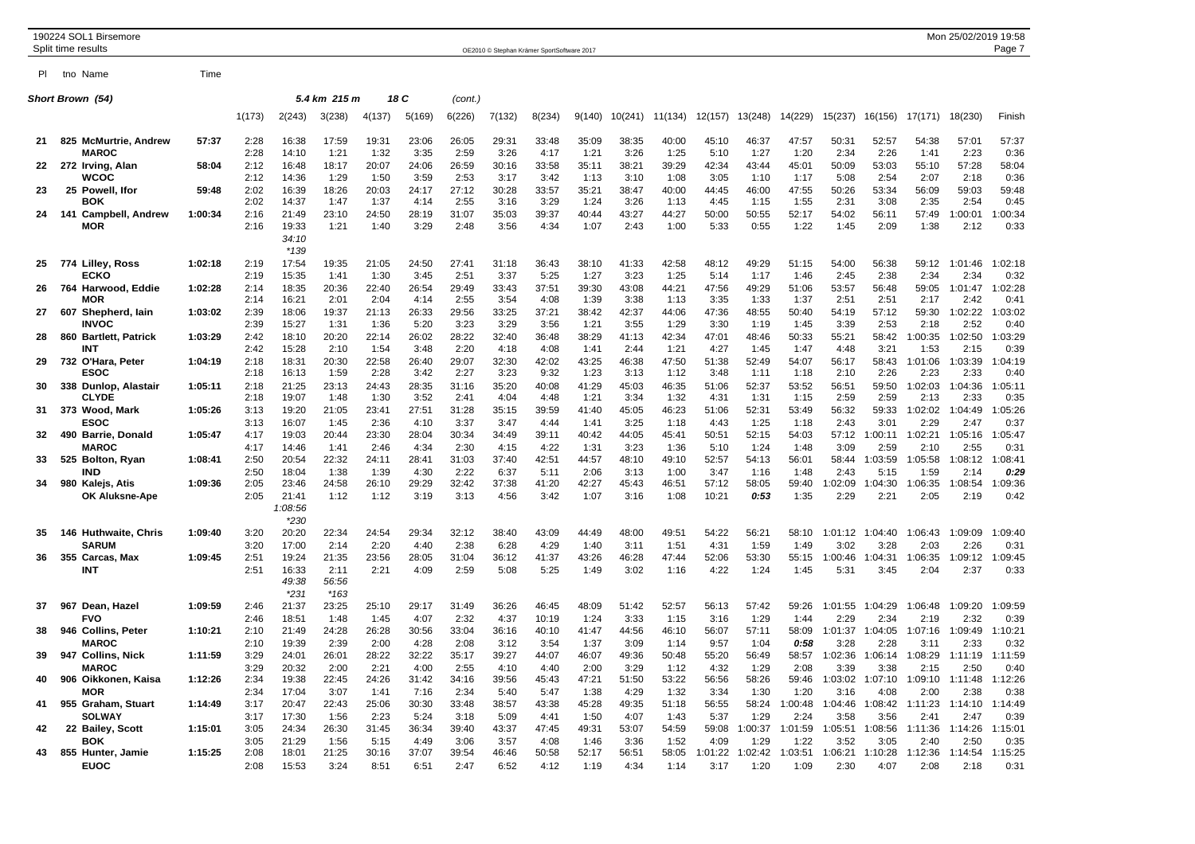190224 SOL1 Birsemore
Split time results

OE2010 © Stephan Krämer SportSoftware 2017

## Short Brown (54) — 5.4 km 215 m 18 C (cont.)

| Pl | tno | Name | Time | 1(173) | 2(243) | 3(238) | 4(137) | 5(169) | 6(226) | 7(132) | 8(234) | 9(140) | 10(241) | 11(134) | 12(157) | 13(248) | 14(229) | 15(237) | 16(156) | 17(171) | 18(230) | Finish |
|---|---|---|---|---|---|---|---|---|---|---|---|---|---|---|---|---|---|---|---|---|---|---|
| 21 | 825 | McMurtrie, Andrew | 57:37 | 2:28 | 16:38 | 17:59 | 19:31 | 23:06 | 26:05 | 29:31 | 33:48 | 35:09 | 38:35 | 40:00 | 45:10 | 46:37 | 47:57 | 50:31 | 52:57 | 54:38 | 57:01 | 57:37 |
| | | MAROC | | 2:28 | 14:10 | 1:21 | 1:32 | 3:35 | 2:59 | 3:26 | 4:17 | 1:21 | 3:26 | 1:25 | 5:10 | 1:27 | 1:20 | 2:34 | 2:26 | 1:41 | 2:23 | 0:36 |
| 22 | 272 | Irving, Alan | 58:04 | 2:12 | 16:48 | 18:17 | 20:07 | 24:06 | 26:59 | 30:16 | 33:58 | 35:11 | 38:21 | 39:29 | 42:34 | 43:44 | 45:01 | 50:09 | 53:03 | 55:10 | 57:28 | 58:04 |
| | | WCOC | | 2:12 | 14:36 | 1:29 | 1:50 | 3:59 | 2:53 | 3:17 | 3:42 | 1:13 | 3:10 | 1:08 | 3:05 | 1:10 | 1:17 | 5:08 | 2:54 | 2:07 | 2:18 | 0:36 |
| 23 | 25 | Powell, Ifor | 59:48 | 2:02 | 16:39 | 18:26 | 20:03 | 24:17 | 27:12 | 30:28 | 33:57 | 35:21 | 38:47 | 40:00 | 44:45 | 46:00 | 47:55 | 50:26 | 53:34 | 56:09 | 59:03 | 59:48 |
| | | BOK | | 2:02 | 14:37 | 1:47 | 1:37 | 4:14 | 2:55 | 3:16 | 3:29 | 1:24 | 3:26 | 1:13 | 4:45 | 1:15 | 1:55 | 2:31 | 3:08 | 2:35 | 2:54 | 0:45 |
| 24 | 141 | Campbell, Andrew | 1:00:34 | 2:16 | 21:49 | 23:10 | 24:50 | 28:19 | 31:07 | 35:03 | 39:37 | 40:44 | 43:27 | 44:27 | 50:00 | 50:55 | 52:17 | 54:02 | 56:11 | 57:49 | 1:00:01 | 1:00:34 |
| | | MOR | | 2:16 | 19:33 | 1:21 | 1:40 | 3:29 | 2:48 | 3:56 | 4:34 | 1:07 | 2:43 | 1:00 | 5:33 | 0:55 | 1:22 | 1:45 | 2:09 | 1:38 | 2:12 | 0:33 |
| | | | | | *34:10* | | | | | | | | | | | | | | | | | |
| | | | | | *\*139* | | | | | | | | | | | | | | | | | |
| 25 | 774 | Lilley, Ross | 1:02:18 | 2:19 | 17:54 | 19:35 | 21:05 | 24:50 | 27:41 | 31:18 | 36:43 | 38:10 | 41:33 | 42:58 | 48:12 | 49:29 | 51:15 | 54:00 | 56:38 | 59:12 | 1:01:46 | 1:02:18 |
| | | ECKO | | 2:19 | 15:35 | 1:41 | 1:30 | 3:45 | 2:51 | 3:37 | 5:25 | 1:27 | 3:23 | 1:25 | 5:14 | 1:17 | 1:46 | 2:45 | 2:38 | 2:34 | 2:34 | 0:32 |
| 26 | 764 | Harwood, Eddie | 1:02:28 | 2:14 | 18:35 | 20:36 | 22:40 | 26:54 | 29:49 | 33:43 | 37:51 | 39:30 | 43:08 | 44:21 | 47:56 | 49:29 | 51:06 | 53:57 | 56:48 | 59:05 | 1:01:47 | 1:02:28 |
| | | MOR | | 2:14 | 16:21 | 2:01 | 2:04 | 4:14 | 2:55 | 3:54 | 4:08 | 1:39 | 3:38 | 1:13 | 3:35 | 1:33 | 1:37 | 2:51 | 2:51 | 2:17 | 2:42 | 0:41 |
| 27 | 607 | Shepherd, Iain | 1:03:02 | 2:39 | 18:06 | 19:37 | 21:13 | 26:33 | 29:56 | 33:25 | 37:21 | 38:42 | 42:37 | 44:06 | 47:36 | 48:55 | 50:40 | 54:19 | 57:12 | 59:30 | 1:02:22 | 1:03:02 |
| | | INVOC | | 2:39 | 15:27 | 1:31 | 1:36 | 5:20 | 3:23 | 3:29 | 3:56 | 1:21 | 3:55 | 1:29 | 3:30 | 1:19 | 1:45 | 3:39 | 2:53 | 2:18 | 2:52 | 0:40 |
| 28 | 860 | Bartlett, Patrick | 1:03:29 | 2:42 | 18:10 | 20:20 | 22:14 | 26:02 | 28:22 | 32:40 | 36:48 | 38:29 | 41:13 | 42:34 | 47:01 | 48:46 | 50:33 | 55:21 | 58:42 | 1:00:35 | 1:02:50 | 1:03:29 |
| | | INT | | 2:42 | 15:28 | 2:10 | 1:54 | 3:48 | 2:20 | 4:18 | 4:08 | 1:41 | 2:44 | 1:21 | 4:27 | 1:45 | 1:47 | 4:48 | 3:21 | 1:53 | 2:15 | 0:39 |
| 29 | 732 | O'Hara, Peter | 1:04:19 | 2:18 | 18:31 | 20:30 | 22:58 | 26:40 | 29:07 | 32:30 | 42:02 | 43:25 | 46:38 | 47:50 | 51:38 | 52:49 | 54:07 | 56:17 | 58:43 | 1:01:06 | 1:03:39 | 1:04:19 |
| | | ESOC | | 2:18 | 16:13 | 1:59 | 2:28 | 3:42 | 2:27 | 3:23 | 9:32 | 1:23 | 3:13 | 1:12 | 3:48 | 1:11 | 1:18 | 2:10 | 2:26 | 2:23 | 2:33 | 0:40 |
| 30 | 338 | Dunlop, Alastair | 1:05:11 | 2:18 | 21:25 | 23:13 | 24:43 | 28:35 | 31:16 | 35:20 | 40:08 | 41:29 | 45:03 | 46:35 | 51:06 | 52:37 | 53:52 | 56:51 | 59:50 | 1:02:03 | 1:04:36 | 1:05:11 |
| | | CLYDE | | 2:18 | 19:07 | 1:48 | 1:30 | 3:52 | 2:41 | 4:04 | 4:48 | 1:21 | 3:34 | 1:32 | 4:31 | 1:31 | 1:15 | 2:59 | 2:59 | 2:13 | 2:33 | 0:35 |
| 31 | 373 | Wood, Mark | 1:05:26 | 3:13 | 19:20 | 21:05 | 23:41 | 27:51 | 31:28 | 35:15 | 39:59 | 41:40 | 45:05 | 46:23 | 51:06 | 52:31 | 53:49 | 56:32 | 59:33 | 1:02:02 | 1:04:49 | 1:05:26 |
| | | ESOC | | 3:13 | 16:07 | 1:45 | 2:36 | 4:10 | 3:37 | 3:47 | 4:44 | 1:41 | 3:25 | 1:18 | 4:43 | 1:25 | 1:18 | 2:43 | 3:01 | 2:29 | 2:47 | 0:37 |
| 32 | 490 | Barrie, Donald | 1:05:47 | 4:17 | 19:03 | 20:44 | 23:30 | 28:04 | 30:34 | 34:49 | 39:11 | 40:42 | 44:05 | 45:41 | 50:51 | 52:15 | 54:03 | 57:12 | 1:00:11 | 1:02:21 | 1:05:16 | 1:05:47 |
| | | MAROC | | 4:17 | 14:46 | 1:41 | 2:46 | 4:34 | 2:30 | 4:15 | 4:22 | 1:31 | 3:23 | 1:36 | 5:10 | 1:24 | 1:48 | 3:09 | 2:59 | 2:10 | 2:55 | 0:31 |
| 33 | 525 | Bolton, Ryan | 1:08:41 | 2:50 | 20:54 | 22:32 | 24:11 | 28:41 | 31:03 | 37:40 | 42:51 | 44:57 | 48:10 | 49:10 | 52:57 | 54:13 | 56:01 | 58:44 | 1:03:59 | 1:05:58 | 1:08:12 | 1:08:41 |
| | | IND | | 2:50 | 18:04 | 1:38 | 1:39 | 4:30 | 2:22 | 6:37 | 5:11 | 2:06 | 3:13 | 1:00 | 3:47 | 1:16 | 1:48 | 2:43 | 5:15 | 1:59 | 2:14 | ***0:29*** |
| 34 | 980 | Kalejs, Atis | 1:09:36 | 2:05 | 23:46 | 24:58 | 26:10 | 29:29 | 32:42 | 37:38 | 41:20 | 42:27 | 45:43 | 46:51 | 57:12 | 58:05 | 59:40 | 1:02:09 | 1:04:30 | 1:06:35 | 1:08:54 | 1:09:36 |
| | | OK Aluksne-Ape | | 2:05 | 21:41 | 1:12 | 1:12 | 3:19 | 3:13 | 4:56 | 3:42 | 1:07 | 3:16 | 1:08 | 10:21 | ***0:53*** | 1:35 | 2:29 | 2:21 | 2:05 | 2:19 | 0:42 |
| | | | | | *1:08:56* | | | | | | | | | | | | | | | | | |
| | | | | | *\*230* | | | | | | | | | | | | | | | | | |
| 35 | 146 | Huthwaite, Chris | 1:09:40 | 3:20 | 20:20 | 22:34 | 24:54 | 29:34 | 32:12 | 38:40 | 43:09 | 44:49 | 48:00 | 49:51 | 54:22 | 56:21 | 58:10 | 1:01:12 | 1:04:40 | 1:06:43 | 1:09:09 | 1:09:40 |
| | | SARUM | | 3:20 | 17:00 | 2:14 | 2:20 | 4:40 | 2:38 | 6:28 | 4:29 | 1:40 | 3:11 | 1:51 | 4:31 | 1:59 | 1:49 | 3:02 | 3:28 | 2:03 | 2:26 | 0:31 |
| 36 | 355 | Carcas, Max | 1:09:45 | 2:51 | 19:24 | 21:35 | 23:56 | 28:05 | 31:04 | 36:12 | 41:37 | 43:26 | 46:28 | 47:44 | 52:06 | 53:30 | 55:15 | 1:00:46 | 1:04:31 | 1:06:35 | 1:09:12 | 1:09:45 |
| | | INT | | 2:51 | 16:33 | 2:11 | 2:21 | 4:09 | 2:59 | 5:08 | 5:25 | 1:49 | 3:02 | 1:16 | 4:22 | 1:24 | 1:45 | 5:31 | 3:45 | 2:04 | 2:37 | 0:33 |
| | | | | | *49:38* | *56:56* | | | | | | | | | | | | | | | | |
| | | | | | *\*231* | *\*163* | | | | | | | | | | | | | | | | |
| 37 | 967 | Dean, Hazel | 1:09:59 | 2:46 | 21:37 | 23:25 | 25:10 | 29:17 | 31:49 | 36:26 | 46:45 | 48:09 | 51:42 | 52:57 | 56:13 | 57:42 | 59:26 | 1:01:55 | 1:04:29 | 1:06:48 | 1:09:20 | 1:09:59 |
| | | FVO | | 2:46 | 18:51 | 1:48 | 1:45 | 4:07 | 2:32 | 4:37 | 10:19 | 1:24 | 3:33 | 1:15 | 3:16 | 1:29 | 1:44 | 2:29 | 2:34 | 2:19 | 2:32 | 0:39 |
| 38 | 946 | Collins, Peter | 1:10:21 | 2:10 | 21:49 | 24:28 | 26:28 | 30:56 | 33:04 | 36:16 | 40:10 | 41:47 | 44:56 | 46:10 | 56:07 | 57:11 | 58:09 | 1:01:37 | 1:04:05 | 1:07:16 | 1:09:49 | 1:10:21 |
| | | MAROC | | 2:10 | 19:39 | 2:39 | 2:00 | 4:28 | 2:08 | 3:12 | 3:54 | 1:37 | 3:09 | 1:14 | 9:57 | 1:04 | ***0:58*** | 3:28 | 2:28 | 3:11 | 2:33 | 0:32 |
| 39 | 947 | Collins, Nick | 1:11:59 | 3:29 | 24:01 | 26:01 | 28:22 | 32:22 | 35:17 | 39:27 | 44:07 | 46:07 | 49:36 | 50:48 | 55:20 | 56:49 | 58:57 | 1:02:36 | 1:06:14 | 1:08:29 | 1:11:19 | 1:11:59 |
| | | MAROC | | 3:29 | 20:32 | 2:00 | 2:21 | 4:00 | 2:55 | 4:10 | 4:40 | 2:00 | 3:29 | 1:12 | 4:32 | 1:29 | 2:08 | 3:39 | 3:38 | 2:15 | 2:50 | 0:40 |
| 40 | 906 | Oikkonen, Kaisa | 1:12:26 | 2:34 | 19:38 | 22:45 | 24:26 | 31:42 | 34:16 | 39:56 | 45:43 | 47:21 | 51:50 | 53:22 | 56:56 | 58:26 | 59:46 | 1:03:02 | 1:07:10 | 1:09:10 | 1:11:48 | 1:12:26 |
| | | MOR | | 2:34 | 17:04 | 3:07 | 1:41 | 7:16 | 2:34 | 5:40 | 5:47 | 1:38 | 4:29 | 1:32 | 3:34 | 1:30 | 1:20 | 3:16 | 4:08 | 2:00 | 2:38 | 0:38 |
| 41 | 955 | Graham, Stuart | 1:14:49 | 3:17 | 20:47 | 22:43 | 25:06 | 30:30 | 33:48 | 38:57 | 43:38 | 45:28 | 49:35 | 51:18 | 56:55 | 58:24 | 1:00:48 | 1:04:46 | 1:08:42 | 1:11:23 | 1:14:10 | 1:14:49 |
| | | SOLWAY | | 3:17 | 17:30 | 1:56 | 2:23 | 5:24 | 3:18 | 5:09 | 4:41 | 1:50 | 4:07 | 1:43 | 5:37 | 1:29 | 2:24 | 3:58 | 3:56 | 2:41 | 2:47 | 0:39 |
| 42 | 22 | Bailey, Scott | 1:15:01 | 3:05 | 24:34 | 26:30 | 31:45 | 36:34 | 39:40 | 43:37 | 47:45 | 49:31 | 53:07 | 54:59 | 59:08 | 1:00:37 | 1:01:59 | 1:05:51 | 1:08:56 | 1:11:36 | 1:14:26 | 1:15:01 |
| | | BOK | | 3:05 | 21:29 | 1:56 | 5:15 | 4:49 | 3:06 | 3:57 | 4:08 | 1:46 | 3:36 | 1:52 | 4:09 | 1:29 | 1:22 | 3:52 | 3:05 | 2:40 | 2:50 | 0:35 |
| 43 | 855 | Hunter, Jamie | 1:15:25 | 2:08 | 18:01 | 21:25 | 30:16 | 37:07 | 39:54 | 46:46 | 50:58 | 52:17 | 56:51 | 58:05 | 1:01:22 | 1:02:42 | 1:03:51 | 1:06:21 | 1:10:28 | 1:12:36 | 1:14:54 | 1:15:25 |
| | | EUOC | | 2:08 | 15:53 | 3:24 | 8:51 | 6:51 | 2:47 | 6:52 | 4:12 | 1:19 | 4:34 | 1:14 | 3:17 | 1:20 | 1:09 | 2:30 | 4:07 | 2:08 | 2:18 | 0:31 |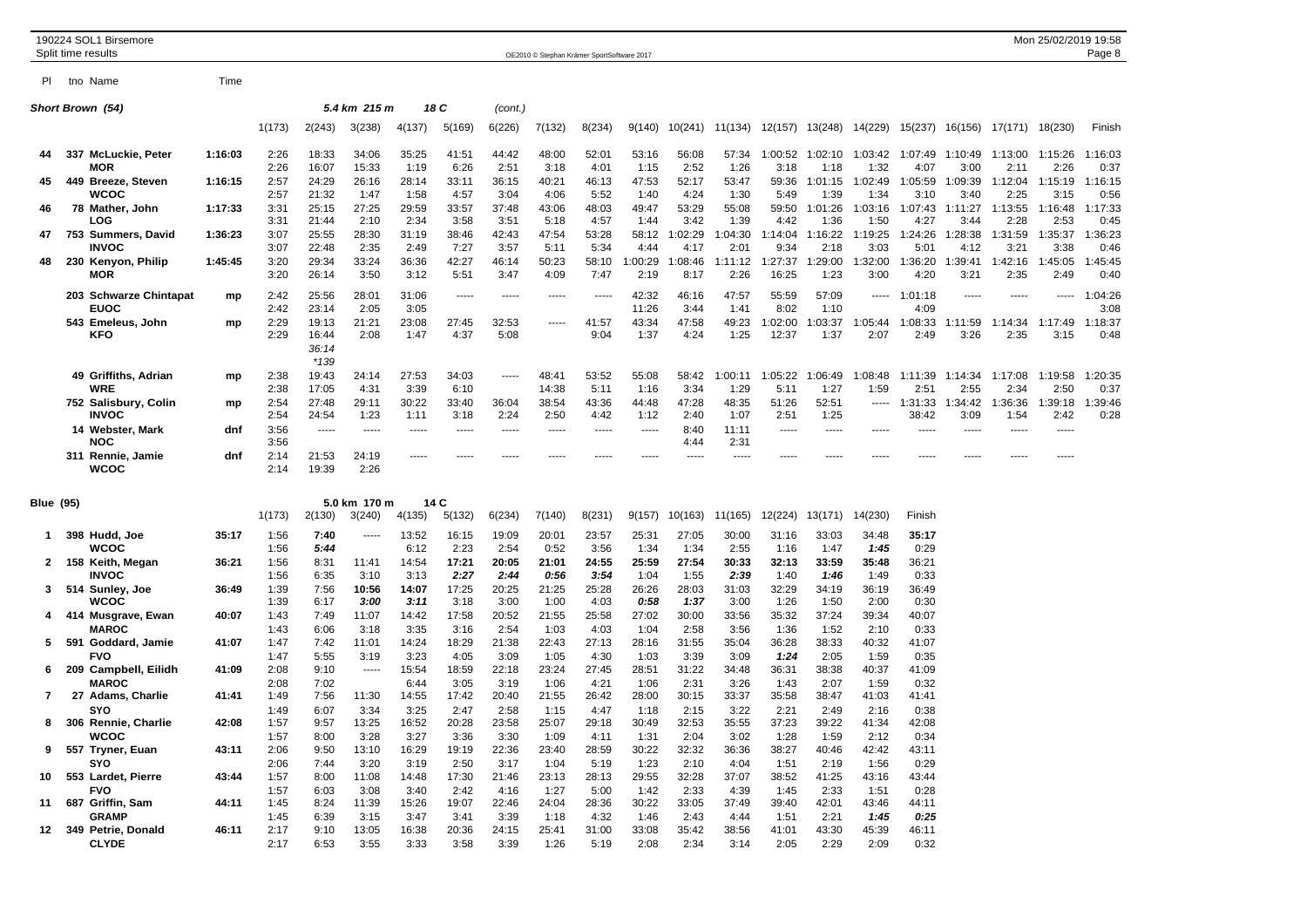190224 SOL1 Birsemore
Split time results

OE2010 © Stephan Krämer SportSoftware 2017

Mon 25/02/2019 19:58

### Short Brown (54) — 5.4 km 215 m 18 C (cont.)

| Pl | tno | Name | Time | 1(173) | 2(243) | 3(238) | 4(137) | 5(169) | 6(226) | 7(132) | 8(234) | 9(140) | 10(241) | 11(134) | 12(157) | 13(248) | 14(229) | 15(237) | 16(156) | 17(171) | 18(230) | Finish |
|---|---|---|---|---|---|---|---|---|---|---|---|---|---|---|---|---|---|---|---|---|---|---|
| 44 | 337 | McLuckie, Peter | 1:16:03 | 2:26 | 18:33 | 34:06 | 35:25 | 41:51 | 44:42 | 48:00 | 52:01 | 53:16 | 56:08 | 57:34 | 1:00:52 | 1:02:10 | 1:03:42 | 1:07:49 | 1:10:49 | 1:13:00 | 1:15:26 | 1:16:03 |
| | | MOR | | 2:26 | 16:07 | 15:33 | 1:19 | 6:26 | 2:51 | 3:18 | 4:01 | 1:15 | 2:52 | 1:26 | 3:18 | 1:18 | 1:32 | 4:07 | 3:00 | 2:11 | 2:26 | 0:37 |
| 45 | 449 | Breeze, Steven | 1:16:15 | 2:57 | 24:29 | 26:16 | 28:14 | 33:11 | 36:15 | 40:21 | 46:13 | 47:53 | 52:17 | 53:47 | 59:36 | 1:01:15 | 1:02:49 | 1:05:59 | 1:09:39 | 1:12:04 | 1:15:19 | 1:16:15 |
| | | WCOC | | 2:57 | 21:32 | 1:47 | 1:58 | 4:57 | 3:04 | 4:06 | 5:52 | 1:40 | 4:24 | 1:30 | 5:49 | 1:39 | 1:34 | 3:10 | 3:40 | 2:25 | 3:15 | 0:56 |
| 46 | 78 | Mather, John | 1:17:33 | 3:31 | 25:15 | 27:25 | 29:59 | 33:57 | 37:48 | 43:06 | 48:03 | 49:47 | 53:29 | 55:08 | 59:50 | 1:01:26 | 1:03:16 | 1:07:43 | 1:11:27 | 1:13:55 | 1:16:48 | 1:17:33 |
| | | LOG | | 3:31 | 21:44 | 2:10 | 2:34 | 3:58 | 3:51 | 5:18 | 4:57 | 1:44 | 3:42 | 1:39 | 4:42 | 1:36 | 1:50 | 4:27 | 3:44 | 2:28 | 2:53 | 0:45 |
| 47 | 753 | Summers, David | 1:36:23 | 3:07 | 25:55 | 28:30 | 31:19 | 38:46 | 42:43 | 47:54 | 53:28 | 58:12 | 1:02:29 | 1:04:30 | 1:14:04 | 1:16:22 | 1:19:25 | 1:24:26 | 1:28:38 | 1:31:59 | 1:35:37 | 1:36:23 |
| | | INVOC | | 3:07 | 22:48 | 2:35 | 2:49 | 7:27 | 3:57 | 5:11 | 5:34 | 4:44 | 4:17 | 2:01 | 9:34 | 2:18 | 3:03 | 5:01 | 4:12 | 3:21 | 3:38 | 0:46 |
| 48 | 230 | Kenyon, Philip | 1:45:45 | 3:20 | 29:34 | 33:24 | 36:36 | 42:27 | 46:14 | 50:23 | 58:10 | 1:00:29 | 1:08:46 | 1:11:12 | 1:27:37 | 1:29:00 | 1:32:00 | 1:36:20 | 1:39:41 | 1:42:16 | 1:45:05 | 1:45:45 |
| | | MOR | | 3:20 | 26:14 | 3:50 | 3:12 | 5:51 | 3:47 | 4:09 | 7:47 | 2:19 | 8:17 | 2:26 | 16:25 | 1:23 | 3:00 | 4:20 | 3:21 | 2:35 | 2:49 | 0:40 |
| | 203 | Schwarze Chintapat | mp | 2:42 | 25:56 | 28:01 | 31:06 | ----- | ----- | ----- | ----- | 42:32 | 46:16 | 47:57 | 55:59 | 57:09 | ----- | 1:01:18 | ----- | ----- | ----- | 1:04:26 |
| | | EUOC | | 2:42 | 23:14 | 2:05 | 3:05 | | | | | 11:26 | 3:44 | 1:41 | 8:02 | 1:10 | | 4:09 | | | | 3:08 |
| | 543 | Emeleus, John | mp | 2:29 | 19:13 | 21:21 | 23:08 | 27:45 | 32:53 | ----- | 41:57 | 43:34 | 47:58 | 49:23 | 1:02:00 | 1:03:37 | 1:05:44 | 1:08:33 | 1:11:59 | 1:14:34 | 1:17:49 | 1:18:37 |
| | | KFO | | 2:29 | 16:44 | 2:08 | 1:47 | 4:37 | 5:08 | | 9:04 | 1:37 | 4:24 | 1:25 | 12:37 | 1:37 | 2:07 | 2:49 | 3:26 | 2:35 | 3:15 | 0:48 |
| | | | | | 36:14 | | | | | | | | | | | | | | | | | |
| | | | | | *139 | | | | | | | | | | | | | | | | | |
| | 49 | Griffiths, Adrian | mp | 2:38 | 19:43 | 24:14 | 27:53 | 34:03 | ----- | 48:41 | 53:52 | 55:08 | 58:42 | 1:00:11 | 1:05:22 | 1:06:49 | 1:08:48 | 1:11:39 | 1:14:34 | 1:17:08 | 1:19:58 | 1:20:35 |
| | | WRE | | 2:38 | 17:05 | 4:31 | 3:39 | 6:10 | | 14:38 | 5:11 | 1:16 | 3:34 | 1:29 | 5:11 | 1:27 | 1:59 | 2:51 | 2:55 | 2:34 | 2:50 | 0:37 |
| | 752 | Salisbury, Colin | mp | 2:54 | 27:48 | 29:11 | 30:22 | 33:40 | 36:04 | 38:54 | 43:36 | 44:48 | 47:28 | 48:35 | 51:26 | 52:51 | ----- | 1:31:33 | 1:34:42 | 1:36:36 | 1:39:18 | 1:39:46 |
| | | INVOC | | 2:54 | 24:54 | 1:23 | 1:11 | 3:18 | 2:24 | 2:50 | 4:42 | 1:12 | 2:40 | 1:07 | 2:51 | 1:25 | | 38:42 | 3:09 | 1:54 | 2:42 | 0:28 |
| | 14 | Webster, Mark | dnf | 3:56 | ----- | ----- | ----- | ----- | ----- | ----- | ----- | ----- | 8:40 | 11:11 | ----- | ----- | ----- | ----- | ----- | ----- | ----- | |
| | | NOC | | 3:56 | | | | | | | | | 4:44 | 2:31 | | | | | | | | |
| | 311 | Rennie, Jamie | dnf | 2:14 | 21:53 | 24:19 | ----- | ----- | ----- | ----- | ----- | ----- | ----- | ----- | ----- | ----- | ----- | ----- | ----- | ----- | ----- | |
| | | WCOC | | 2:14 | 19:39 | 2:26 | | | | | | | | | | | | | | | | |

### Blue (95) — 5.0 km 170 m 14 C

| Pl | tno | Name | Time | 1(173) | 2(130) | 3(240) | 4(135) | 5(132) | 6(234) | 7(140) | 8(231) | 9(157) | 10(163) | 11(165) | 12(224) | 13(171) | 14(230) | Finish |
|---|---|---|---|---|---|---|---|---|---|---|---|---|---|---|---|---|---|---|
| 1 | 398 | Hudd, Joe | 35:17 | 1:56 | **7:40** | ----- | 13:52 | 16:15 | 19:09 | 20:01 | 23:57 | 25:31 | 27:05 | 30:00 | 31:16 | 33:03 | 34:48 | **35:17** |
| | | WCOC | | 1:56 | ***5:44*** | | 6:12 | 2:23 | 2:54 | 0:52 | 3:56 | 1:34 | 1:34 | 2:55 | 1:16 | 1:47 | ***1:45*** | 0:29 |
| 2 | 158 | Keith, Megan | 36:21 | 1:56 | 8:31 | 11:41 | 14:54 | **17:21** | **20:05** | **21:01** | **24:55** | **25:59** | **27:54** | **30:33** | **32:13** | **33:59** | **35:48** | 36:21 |
| | | INVOC | | 1:56 | 6:35 | 3:10 | 3:13 | ***2:27*** | ***2:44*** | ***0:56*** | ***3:54*** | 1:04 | 1:55 | ***2:39*** | 1:40 | ***1:46*** | 1:49 | 0:33 |
| 3 | 514 | Sunley, Joe | 36:49 | 1:39 | 7:56 | **10:56** | **14:07** | 17:25 | 20:25 | 21:25 | 25:28 | 26:26 | 28:03 | 31:03 | 32:29 | 34:19 | 36:19 | 36:49 |
| | | WCOC | | 1:39 | 6:17 | ***3:00*** | ***3:11*** | 3:18 | 3:00 | 1:00 | 4:03 | ***0:58*** | ***1:37*** | 3:00 | 1:26 | 1:50 | 2:00 | 0:30 |
| 4 | 414 | Musgrave, Ewan | 40:07 | 1:43 | 7:49 | 11:07 | 14:42 | 17:58 | 20:52 | 21:55 | 25:58 | 27:02 | 30:00 | 33:56 | 35:32 | 37:24 | 39:34 | 40:07 |
| | | MAROC | | 1:43 | 6:06 | 3:18 | 3:35 | 3:16 | 2:54 | 1:03 | 4:03 | 1:04 | 2:58 | 3:56 | 1:36 | 1:52 | 2:10 | 0:33 |
| 5 | 591 | Goddard, Jamie | 41:07 | 1:47 | 7:42 | 11:01 | 14:24 | 18:29 | 21:38 | 22:43 | 27:13 | 28:16 | 31:55 | 35:04 | 36:28 | 38:33 | 40:32 | 41:07 |
| | | FVO | | 1:47 | 5:55 | 3:19 | 3:23 | 4:05 | 3:09 | 1:05 | 4:30 | 1:03 | 3:39 | 3:09 | ***1:24*** | 2:05 | 1:59 | 0:35 |
| 6 | 209 | Campbell, Eilidh | 41:09 | 2:08 | 9:10 | ----- | 15:54 | 18:59 | 22:18 | 23:24 | 27:45 | 28:51 | 31:22 | 34:48 | 36:31 | 38:38 | 40:37 | 41:09 |
| | | MAROC | | 2:08 | 7:02 | | 6:44 | 3:05 | 3:19 | 1:06 | 4:21 | 1:06 | 2:31 | 3:26 | 1:43 | 2:07 | 1:59 | 0:32 |
| 7 | 27 | Adams, Charlie | 41:41 | 1:49 | 7:56 | 11:30 | 14:55 | 17:42 | 20:40 | 21:55 | 26:42 | 28:00 | 30:15 | 33:37 | 35:58 | 38:47 | 41:03 | 41:41 |
| | | SYO | | 1:49 | 6:07 | 3:34 | 3:25 | 2:47 | 2:58 | 1:15 | 4:47 | 1:18 | 2:15 | 3:22 | 2:21 | 2:49 | 2:16 | 0:38 |
| 8 | 306 | Rennie, Charlie | 42:08 | 1:57 | 9:57 | 13:25 | 16:52 | 20:28 | 23:58 | 25:07 | 29:18 | 30:49 | 32:53 | 35:55 | 37:23 | 39:22 | 41:34 | 42:08 |
| | | WCOC | | 1:57 | 8:00 | 3:28 | 3:27 | 3:36 | 3:30 | 1:09 | 4:11 | 1:31 | 2:04 | 3:02 | 1:28 | 1:59 | 2:12 | 0:34 |
| 9 | 557 | Tryner, Euan | 43:11 | 2:06 | 9:50 | 13:10 | 16:29 | 19:19 | 22:36 | 23:40 | 28:59 | 30:22 | 32:32 | 36:36 | 38:27 | 40:46 | 42:42 | 43:11 |
| | | SYO | | 2:06 | 7:44 | 3:20 | 3:19 | 2:50 | 3:17 | 1:04 | 5:19 | 1:23 | 2:10 | 4:04 | 1:51 | 2:19 | 1:56 | 0:29 |
| 10 | 553 | Lardet, Pierre | 43:44 | 1:57 | 8:00 | 11:08 | 14:48 | 17:30 | 21:46 | 23:13 | 28:13 | 29:55 | 32:28 | 37:07 | 38:52 | 41:25 | 43:16 | 43:44 |
| | | FVO | | 1:57 | 6:03 | 3:08 | 3:40 | 2:42 | 4:16 | 1:27 | 5:00 | 1:42 | 2:33 | 4:39 | 1:45 | 2:33 | 1:51 | 0:28 |
| 11 | 687 | Griffin, Sam | 44:11 | 1:45 | 8:24 | 11:39 | 15:26 | 19:07 | 22:46 | 24:04 | 28:36 | 30:22 | 33:05 | 37:49 | 39:40 | 42:01 | 43:46 | 44:11 |
| | | GRAMP | | 1:45 | 6:39 | 3:15 | 3:47 | 3:41 | 3:39 | 1:18 | 4:32 | 1:46 | 2:43 | 4:44 | 1:51 | 2:21 | ***1:45*** | ***0:25*** |
| 12 | 349 | Petrie, Donald | 46:11 | 2:17 | 9:10 | 13:05 | 16:38 | 20:36 | 24:15 | 25:41 | 31:00 | 33:08 | 35:42 | 38:56 | 41:01 | 43:30 | 45:39 | 46:11 |
| | | CLYDE | | 2:17 | 6:53 | 3:55 | 3:33 | 3:58 | 3:39 | 1:26 | 5:19 | 2:08 | 2:34 | 3:14 | 2:05 | 2:29 | 2:09 | 0:32 |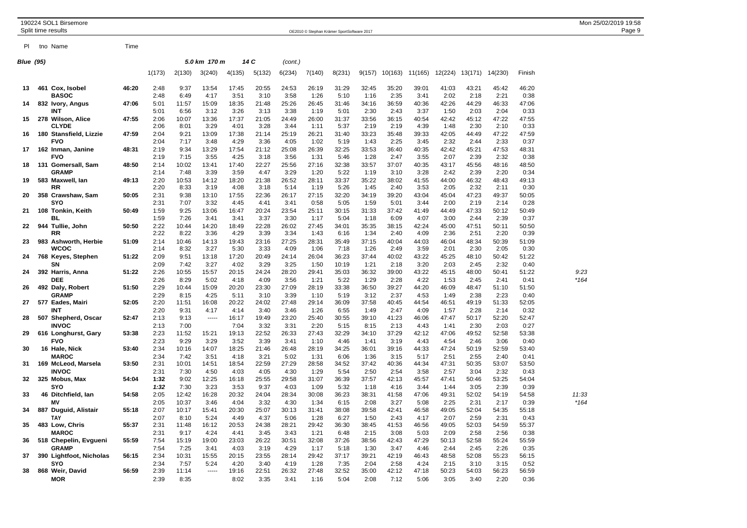Pl tno Name Time

**Blue (95)** 5.0 km 170 m 14 C (cont.)

| Pl | tno | Name | Time | 1(173) | 2(130) | 3(240) | 4(135) | 5(132) | 6(234) | 7(140) | 8(231) | 9(157) | 10(163) | 11(165) | 12(224) | 13(171) | 14(230) | Finish | |
|---|---|---|---|---|---|---|---|---|---|---|---|---|---|---|---|---|---|---|---|
| 13 | 461 | Cox, Isobel | 46:20 | 2:48 | 9:37 | 13:54 | 17:45 | 20:55 | 24:53 | 26:19 | 31:29 | 32:45 | 35:20 | 39:01 | 41:03 | 43:21 | 45:42 | 46:20 | |
| | | BASOC | | 2:48 | 6:49 | 4:17 | 3:51 | 3:10 | 3:58 | 1:26 | 5:10 | 1:16 | 2:35 | 3:41 | 2:02 | 2:18 | 2:21 | 0:38 | |
| 14 | 832 | Ivory, Angus | 47:06 | 5:01 | 11:57 | 15:09 | 18:35 | 21:48 | 25:26 | 26:45 | 31:46 | 34:16 | 36:59 | 40:36 | 42:26 | 44:29 | 46:33 | 47:06 | |
| | | INT | | 5:01 | 6:56 | 3:12 | 3:26 | 3:13 | 3:38 | 1:19 | 5:01 | 2:30 | 2:43 | 3:37 | 1:50 | 2:03 | 2:04 | 0:33 | |
| 15 | 278 | Wilson, Alice | 47:55 | 2:06 | 10:07 | 13:36 | 17:37 | 21:05 | 24:49 | 26:00 | 31:37 | 33:56 | 36:15 | 40:54 | 42:42 | 45:12 | 47:22 | 47:55 | |
| | | CLYDE | | 2:06 | 8:01 | 3:29 | 4:01 | 3:28 | 3:44 | 1:11 | 5:37 | 2:19 | 2:19 | 4:39 | 1:48 | 2:30 | 2:10 | 0:33 | |
| 16 | 180 | Stansfield, Lizzie | 47:59 | 2:04 | 9:21 | 13:09 | 17:38 | 21:14 | 25:19 | 26:21 | 31:40 | 33:23 | 35:48 | 39:33 | 42:05 | 44:49 | 47:22 | 47:59 | |
| | | FVO | | 2:04 | 7:17 | 3:48 | 4:29 | 3:36 | 4:05 | 1:02 | 5:19 | 1:43 | 2:25 | 3:45 | 2:32 | 2:44 | 2:33 | 0:37 | |
| 17 | 162 | Inman, Janine | 48:31 | 2:19 | 9:34 | 13:29 | 17:54 | 21:12 | 25:08 | 26:39 | 32:25 | 33:53 | 36:40 | 40:35 | 42:42 | 45:21 | 47:53 | 48:31 | |
| | | FVO | | 2:19 | 7:15 | 3:55 | 4:25 | 3:18 | 3:56 | 1:31 | 5:46 | 1:28 | 2:47 | 3:55 | 2:07 | 2:39 | 2:32 | 0:38 | |
| 18 | 131 | Gomersall, Sam | 48:50 | 2:14 | 10:02 | 13:41 | 17:40 | 22:27 | 25:56 | 27:16 | 32:38 | 33:57 | 37:07 | 40:35 | 43:17 | 45:56 | 48:16 | 48:50 | |
| | | GRAMP | | 2:14 | 7:48 | 3:39 | 3:59 | 4:47 | 3:29 | 1:20 | 5:22 | 1:19 | 3:10 | 3:28 | 2:42 | 2:39 | 2:20 | 0:34 | |
| 19 | 583 | Maxwell, Ian | 49:13 | 2:20 | 10:53 | 14:12 | 18:20 | 21:38 | 26:52 | 28:11 | 33:37 | 35:22 | 38:02 | 41:55 | 44:00 | 46:32 | 48:43 | 49:13 | |
| | | RR | | 2:20 | 8:33 | 3:19 | 4:08 | 3:18 | 5:14 | 1:19 | 5:26 | 1:45 | 2:40 | 3:53 | 2:05 | 2:32 | 2:11 | 0:30 | |
| 20 | 358 | Crawshaw, Sam | 50:05 | 2:31 | 9:38 | 13:10 | 17:55 | 22:36 | 26:17 | 27:15 | 32:20 | 34:19 | 39:20 | 43:04 | 45:04 | 47:23 | 49:37 | 50:05 | |
| | | SYO | | 2:31 | 7:07 | 3:32 | 4:45 | 4:41 | 3:41 | 0:58 | 5:05 | 1:59 | 5:01 | 3:44 | 2:00 | 2:19 | 2:14 | 0:28 | |
| 21 | 108 | Tonkin, Keith | 50:49 | 1:59 | 9:25 | 13:06 | 16:47 | 20:24 | 23:54 | 25:11 | 30:15 | 31:33 | 37:42 | 41:49 | 44:49 | 47:33 | 50:12 | 50:49 | |
| | | BL | | 1:59 | 7:26 | 3:41 | 3:41 | 3:37 | 3:30 | 1:17 | 5:04 | 1:18 | 6:09 | 4:07 | 3:00 | 2:44 | 2:39 | 0:37 | |
| 22 | 944 | Tullie, John | 50:50 | 2:22 | 10:44 | 14:20 | 18:49 | 22:28 | 26:02 | 27:45 | 34:01 | 35:35 | 38:15 | 42:24 | 45:00 | 47:51 | 50:11 | 50:50 | |
| | | RR | | 2:22 | 8:22 | 3:36 | 4:29 | 3:39 | 3:34 | 1:43 | 6:16 | 1:34 | 2:40 | 4:09 | 2:36 | 2:51 | 2:20 | 0:39 | |
| 23 | 983 | Ashworth, Herbie | 51:09 | 2:14 | 10:46 | 14:13 | 19:43 | 23:16 | 27:25 | 28:31 | 35:49 | 37:15 | 40:04 | 44:03 | 46:04 | 48:34 | 50:39 | 51:09 | |
| | | WCOC | | 2:14 | 8:32 | 3:27 | 5:30 | 3:33 | 4:09 | 1:06 | 7:18 | 1:26 | 2:49 | 3:59 | 2:01 | 2:30 | 2:05 | 0:30 | |
| 24 | 768 | Keyes, Stephen | 51:22 | 2:09 | 9:51 | 13:18 | 17:20 | 20:49 | 24:14 | 26:04 | 36:23 | 37:44 | 40:02 | 43:22 | 45:25 | 48:10 | 50:42 | 51:22 | |
| | | SN | | 2:09 | 7:42 | 3:27 | 4:02 | 3:29 | 3:25 | 1:50 | 10:19 | 1:21 | 2:18 | 3:20 | 2:03 | 2:45 | 2:32 | 0:40 | |
| 24 | 392 | Harris, Anna | 51:22 | 2:26 | 10:55 | 15:57 | 20:15 | 24:24 | 28:20 | 29:41 | 35:03 | 36:32 | 39:00 | 43:22 | 45:15 | 48:00 | 50:41 | 51:22 | *9:23* |
| | | DEE | | 2:26 | 8:29 | 5:02 | 4:18 | 4:09 | 3:56 | 1:21 | 5:22 | 1:29 | 2:28 | 4:22 | 1:53 | 2:45 | 2:41 | 0:41 | *\*164* |
| 26 | 492 | Daly, Robert | 51:50 | 2:29 | 10:44 | 15:09 | 20:20 | 23:30 | 27:09 | 28:19 | 33:38 | 36:50 | 39:27 | 44:20 | 46:09 | 48:47 | 51:10 | 51:50 | |
| | | GRAMP | | 2:29 | 8:15 | 4:25 | 5:11 | 3:10 | 3:39 | 1:10 | 5:19 | 3:12 | 2:37 | 4:53 | 1:49 | 2:38 | 2:23 | 0:40 | |
| 27 | 577 | Eades, Mairi | 52:05 | 2:20 | 11:51 | 16:08 | 20:22 | 24:02 | 27:48 | 29:14 | 36:09 | 37:58 | 40:45 | 44:54 | 46:51 | 49:19 | 51:33 | 52:05 | |
| | | INT | | 2:20 | 9:31 | 4:17 | 4:14 | 3:40 | 3:46 | 1:26 | 6:55 | 1:49 | 2:47 | 4:09 | 1:57 | 2:28 | 2:14 | 0:32 | |
| 28 | 507 | Shepherd, Oscar | 52:47 | 2:13 | 9:13 | ----- | 16:17 | 19:49 | 23:20 | 25:40 | 30:55 | 39:10 | 41:23 | 46:06 | 47:47 | 50:17 | 52:20 | 52:47 | |
| | | INVOC | | 2:13 | 7:00 | | 7:04 | 3:32 | 3:31 | 2:20 | 5:15 | 8:15 | 2:13 | 4:43 | 1:41 | 2:30 | 2:03 | 0:27 | |
| 29 | 616 | Longhurst, Gary | 53:38 | 2:23 | 11:52 | 15:21 | 19:13 | 22:52 | 26:33 | 27:43 | 32:29 | 34:10 | 37:29 | 42:12 | 47:06 | 49:52 | 52:58 | 53:38 | |
| | | FVO | | 2:23 | 9:29 | 3:29 | 3:52 | 3:39 | 3:41 | 1:10 | 4:46 | 1:41 | 3:19 | 4:43 | 4:54 | 2:46 | 3:06 | 0:40 | |
| 30 | 16 | Hale, Nick | 53:40 | 2:34 | 10:16 | 14:07 | 18:25 | 21:46 | 26:48 | 28:19 | 34:25 | 36:01 | 39:16 | 44:33 | 47:24 | 50:19 | 52:59 | 53:40 | |
| | | MAROC | | 2:34 | 7:42 | 3:51 | 4:18 | 3:21 | 5:02 | 1:31 | 6:06 | 1:36 | 3:15 | 5:17 | 2:51 | 2:55 | 2:40 | 0:41 | |
| 31 | 169 | McLeod, Marsela | 53:50 | 2:31 | 10:01 | 14:51 | 18:54 | 22:59 | 27:29 | 28:58 | 34:52 | 37:42 | 40:36 | 44:34 | 47:31 | 50:35 | 53:07 | 53:50 | |
| | | INVOC | | 2:31 | 7:30 | 4:50 | 4:03 | 4:05 | 4:30 | 1:29 | 5:54 | 2:50 | 2:54 | 3:58 | 2:57 | 3:04 | 2:32 | 0:43 | |
| 32 | 325 | Mobus, Max | 54:04 | **1:32** | 9:02 | 12:25 | 16:18 | 25:55 | 29:58 | 31:07 | 36:39 | 37:57 | 42:13 | 45:57 | 47:41 | 50:46 | 53:25 | 54:04 | |
| | | SYO | | ***1:32*** | 7:30 | 3:23 | 3:53 | 9:37 | 4:03 | 1:09 | 5:32 | 1:18 | 4:16 | 3:44 | 1:44 | 3:05 | 2:39 | 0:39 | |
| 33 | 46 | Ditchfield, Ian | 54:58 | 2:05 | 12:42 | 16:28 | 20:32 | 24:04 | 28:34 | 30:08 | 36:23 | 38:31 | 41:58 | 47:06 | 49:31 | 52:02 | 54:19 | 54:58 | *11:33* |
| | | MV | | 2:05 | 10:37 | 3:46 | 4:04 | 3:32 | 4:30 | 1:34 | 6:15 | 2:08 | 3:27 | 5:08 | 2:25 | 2:31 | 2:17 | 0:39 | *\*164* |
| 34 | 887 | Duguid, Alistair | 55:18 | 2:07 | 10:17 | 15:41 | 20:30 | 25:07 | 30:13 | 31:41 | 38:08 | 39:58 | 42:41 | 46:58 | 49:05 | 52:04 | 54:35 | 55:18 | |
| | | TAY | | 2:07 | 8:10 | 5:24 | 4:49 | 4:37 | 5:06 | 1:28 | 6:27 | 1:50 | 2:43 | 4:17 | 2:07 | 2:59 | 2:31 | 0:43 | |
| 35 | 483 | Low, Chris | 55:37 | 2:31 | 11:48 | 16:12 | 20:53 | 24:38 | 28:21 | 29:42 | 36:30 | 38:45 | 41:53 | 46:56 | 49:05 | 52:03 | 54:59 | 55:37 | |
| | | MAROC | | 2:31 | 9:17 | 4:24 | 4:41 | 3:45 | 3:43 | 1:21 | 6:48 | 2:15 | 3:08 | 5:03 | 2:09 | 2:58 | 2:56 | 0:38 | |
| 36 | 518 | Chepelin, Evgueni | 55:59 | 7:54 | 15:19 | 19:00 | 23:03 | 26:22 | 30:51 | 32:08 | 37:26 | 38:56 | 42:43 | 47:29 | 50:13 | 52:58 | 55:24 | 55:59 | |
| | | GRAMP | | 7:54 | 7:25 | 3:41 | 4:03 | 3:19 | 4:29 | 1:17 | 5:18 | 1:30 | 3:47 | 4:46 | 2:44 | 2:45 | 2:26 | 0:35 | |
| 37 | 390 | Lightfoot, Nicholas | 56:15 | 2:34 | 10:31 | 15:55 | 20:15 | 23:55 | 28:14 | 29:42 | 37:17 | 39:21 | 42:19 | 46:43 | 48:58 | 52:08 | 55:23 | 56:15 | |
| | | SYO | | 2:34 | 7:57 | 5:24 | 4:20 | 3:40 | 4:19 | 1:28 | 7:35 | 2:04 | 2:58 | 4:24 | 2:15 | 3:10 | 3:15 | 0:52 | |
| 38 | 868 | Weir, David | 56:59 | 2:39 | 11:14 | ----- | 19:16 | 22:51 | 26:32 | 27:48 | 32:52 | 35:00 | 42:12 | 47:18 | 50:23 | 54:03 | 56:23 | 56:59 | |
| | | MOR | | 2:39 | 8:35 | | 8:02 | 3:35 | 3:41 | 1:16 | 5:04 | 2:08 | 7:12 | 5:06 | 3:05 | 3:40 | 2:20 | 0:36 | |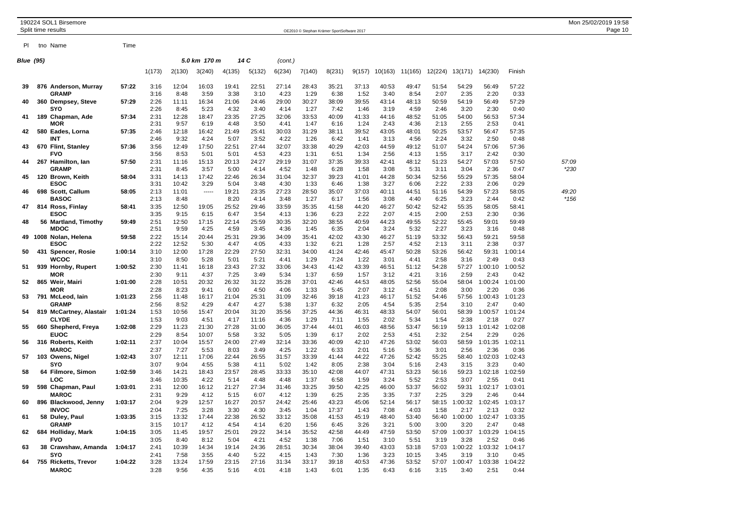190224 SOL1 Birsemore

Split time results

OE2010 © Stephan Krämer SportSoftware 2017

Mon 25/02/2019 19:58

**Blue (95)** 5.0 km 170 m 14 C (cont.)

| Pl | tno | Name | Time | 1(173) | 2(130) | 3(240) | 4(135) | 5(132) | 6(234) | 7(140) | 8(231) | 9(157) | 10(163) | 11(165) | 12(224) | 13(171) | 14(230) | Finish | |
|---|---|---|---|---|---|---|---|---|---|---|---|---|---|---|---|---|---|---|---|
| 39 | 876 | Anderson, Murray | 57:22 | 3:16 | 12:04 | 16:03 | 19:41 | 22:51 | 27:14 | 28:43 | 35:21 | 37:13 | 40:53 | 49:47 | 51:54 | 54:29 | 56:49 | 57:22 | |
| | | GRAMP | | 3:16 | 8:48 | 3:59 | 3:38 | 3:10 | 4:23 | 1:29 | 6:38 | 1:52 | 3:40 | 8:54 | 2:07 | 2:35 | 2:20 | 0:33 | |
| 40 | 360 | Dempsey, Steve | 57:29 | 2:26 | 11:11 | 16:34 | 21:06 | 24:46 | 29:00 | 30:27 | 38:09 | 39:55 | 43:14 | 48:13 | 50:59 | 54:19 | 56:49 | 57:29 | |
| | | SYO | | 2:26 | 8:45 | 5:23 | 4:32 | 3:40 | 4:14 | 1:27 | 7:42 | 1:46 | 3:19 | 4:59 | 2:46 | 3:20 | 2:30 | 0:40 | |
| 41 | 189 | Chapman, Ade | 57:34 | 2:31 | 12:28 | 18:47 | 23:35 | 27:25 | 32:06 | 33:53 | 40:09 | 41:33 | 44:16 | 48:52 | 51:05 | 54:00 | 56:53 | 57:34 | |
| | | MOR | | 2:31 | 9:57 | 6:19 | 4:48 | 3:50 | 4:41 | 1:47 | 6:16 | 1:24 | 2:43 | 4:36 | 2:13 | 2:55 | 2:53 | 0:41 | |
| 42 | 580 | Eades, Lorna | 57:35 | 2:46 | 12:18 | 16:42 | 21:49 | 25:41 | 30:03 | 31:29 | 38:11 | 39:52 | 43:05 | 48:01 | 50:25 | 53:57 | 56:47 | 57:35 | |
| | | INT | | 2:46 | 9:32 | 4:24 | 5:07 | 3:52 | 4:22 | 1:26 | 6:42 | 1:41 | 3:13 | 4:56 | 2:24 | 3:32 | 2:50 | 0:48 | |
| 43 | 670 | Flint, Stanley | 57:36 | 3:56 | 12:49 | 17:50 | 22:51 | 27:44 | 32:07 | 33:38 | 40:29 | 42:03 | 44:59 | 49:12 | 51:07 | 54:24 | 57:06 | 57:36 | |
| | | FVO | | 3:56 | 8:53 | 5:01 | 5:01 | 4:53 | 4:23 | 1:31 | 6:51 | 1:34 | 2:56 | 4:13 | 1:55 | 3:17 | 2:42 | 0:30 | |
| 44 | 267 | Hamilton, Ian | 57:50 | 2:31 | 11:16 | 15:13 | 20:13 | 24:27 | 29:19 | 31:07 | 37:35 | 39:33 | 42:41 | 48:12 | 51:23 | 54:27 | 57:03 | 57:50 | 57:09 |
| | | GRAMP | | 2:31 | 8:45 | 3:57 | 5:00 | 4:14 | 4:52 | 1:48 | 6:28 | 1:58 | 3:08 | 5:31 | 3:11 | 3:04 | 2:36 | 0:47 | *230 |
| 45 | 120 | Brown, Keith | 58:04 | 3:31 | 14:13 | 17:42 | 22:46 | 26:34 | 31:04 | 32:37 | 39:23 | 41:01 | 44:28 | 50:34 | 52:56 | 55:29 | 57:35 | 58:04 | |
| | | ESOC | | 3:31 | 10:42 | 3:29 | 5:04 | 3:48 | 4:30 | 1:33 | 6:46 | 1:38 | 3:27 | 6:06 | 2:22 | 2:33 | 2:06 | 0:29 | |
| 46 | 698 | Scott, Callum | 58:05 | 2:13 | 11:01 | ----- | 19:21 | 23:35 | 27:23 | 28:50 | 35:07 | 37:03 | 40:11 | 44:51 | 51:16 | 54:39 | 57:23 | 58:05 | 49:20 |
| | | BASOC | | 2:13 | 8:48 | | 8:20 | 4:14 | 3:48 | 1:27 | 6:17 | 1:56 | 3:08 | 4:40 | 6:25 | 3:23 | 2:44 | 0:42 | *156 |
| 47 | 814 | Ross, Finlay | 58:41 | 3:35 | 12:50 | 19:05 | 25:52 | 29:46 | 33:59 | 35:35 | 41:58 | 44:20 | 46:27 | 50:42 | 52:42 | 55:35 | 58:05 | 58:41 | |
| | | ESOC | | 3:35 | 9:15 | 6:15 | 6:47 | 3:54 | 4:13 | 1:36 | 6:23 | 2:22 | 2:07 | 4:15 | 2:00 | 2:53 | 2:30 | 0:36 | |
| 48 | 56 | Martland, Timothy | 59:49 | 2:51 | 12:50 | 17:15 | 22:14 | 25:59 | 30:35 | 32:20 | 38:55 | 40:59 | 44:23 | 49:55 | 52:22 | 55:45 | 59:01 | 59:49 | |
| | | MDOC | | 2:51 | 9:59 | 4:25 | 4:59 | 3:45 | 4:36 | 1:45 | 6:35 | 2:04 | 3:24 | 5:32 | 2:27 | 3:23 | 3:16 | 0:48 | |
| 49 | 1008 | Nolan, Helena | 59:58 | 2:22 | 15:14 | 20:44 | 25:31 | 29:36 | 34:09 | 35:41 | 42:02 | 43:30 | 46:27 | 51:19 | 53:32 | 56:43 | 59:21 | 59:58 | |
| | | ESOC | | 2:22 | 12:52 | 5:30 | 4:47 | 4:05 | 4:33 | 1:32 | 6:21 | 1:28 | 2:57 | 4:52 | 2:13 | 3:11 | 2:38 | 0:37 | |
| 50 | 431 | Spencer, Rosie | 1:00:14 | 3:10 | 12:00 | 17:28 | 22:29 | 27:50 | 32:31 | 34:00 | 41:24 | 42:46 | 45:47 | 50:28 | 53:26 | 56:42 | 59:31 | 1:00:14 | |
| | | WCOC | | 3:10 | 8:50 | 5:28 | 5:01 | 5:21 | 4:41 | 1:29 | 7:24 | 1:22 | 3:01 | 4:41 | 2:58 | 3:16 | 2:49 | 0:43 | |
| 51 | 939 | Hornby, Rupert | 1:00:52 | 2:30 | 11:41 | 16:18 | 23:43 | 27:32 | 33:06 | 34:43 | 41:42 | 43:39 | 46:51 | 51:12 | 54:28 | 57:27 | 1:00:10 | 1:00:52 | |
| | | MOR | | 2:30 | 9:11 | 4:37 | 7:25 | 3:49 | 5:34 | 1:37 | 6:59 | 1:57 | 3:12 | 4:21 | 3:16 | 2:59 | 2:43 | 0:42 | |
| 52 | 865 | Weir, Mairi | 1:01:00 | 2:28 | 10:51 | 20:32 | 26:32 | 31:22 | 35:28 | 37:01 | 42:46 | 44:53 | 48:05 | 52:56 | 55:04 | 58:04 | 1:00:24 | 1:01:00 | |
| | | MOR | | 2:28 | 8:23 | 9:41 | 6:00 | 4:50 | 4:06 | 1:33 | 5:45 | 2:07 | 3:12 | 4:51 | 2:08 | 3:00 | 2:20 | 0:36 | |
| 53 | 791 | McLeod, Iain | 1:01:23 | 2:56 | 11:48 | 16:17 | 21:04 | 25:31 | 31:09 | 32:46 | 39:18 | 41:23 | 46:17 | 51:52 | 54:46 | 57:56 | 1:00:43 | 1:01:23 | |
| | | GRAMP | | 2:56 | 8:52 | 4:29 | 4:47 | 4:27 | 5:38 | 1:37 | 6:32 | 2:05 | 4:54 | 5:35 | 2:54 | 3:10 | 2:47 | 0:40 | |
| 54 | 819 | McCartney, Alastair | 1:01:24 | 1:53 | 10:56 | 15:47 | 20:04 | 31:20 | 35:56 | 37:25 | 44:36 | 46:31 | 48:33 | 54:07 | 56:01 | 58:39 | 1:00:57 | 1:01:24 | |
| | | CLYDE | | 1:53 | 9:03 | 4:51 | 4:17 | 11:16 | 4:36 | 1:29 | 7:11 | 1:55 | 2:02 | 5:34 | 1:54 | 2:38 | 2:18 | 0:27 | |
| 55 | 660 | Shepherd, Freya | 1:02:08 | 2:29 | 11:23 | 21:30 | 27:28 | 31:00 | 36:05 | 37:44 | 44:01 | 46:03 | 48:56 | 53:47 | 56:19 | 59:13 | 1:01:42 | 1:02:08 | |
| | | EUOC | | 2:29 | 8:54 | 10:07 | 5:58 | 3:32 | 5:05 | 1:39 | 6:17 | 2:02 | 2:53 | 4:51 | 2:32 | 2:54 | 2:29 | 0:26 | |
| 56 | 316 | Roberts, Keith | 1:02:11 | 2:37 | 10:04 | 15:57 | 24:00 | 27:49 | 32:14 | 33:36 | 40:09 | 42:10 | 47:26 | 53:02 | 56:03 | 58:59 | 1:01:35 | 1:02:11 | |
| | | MAROC | | 2:37 | 7:27 | 5:53 | 8:03 | 3:49 | 4:25 | 1:22 | 6:33 | 2:01 | 5:16 | 5:36 | 3:01 | 2:56 | 2:36 | 0:36 | |
| 57 | 103 | Owens, Nigel | 1:02:43 | 3:07 | 12:11 | 17:06 | 22:44 | 26:55 | 31:57 | 33:39 | 41:44 | 44:22 | 47:26 | 52:42 | 55:25 | 58:40 | 1:02:03 | 1:02:43 | |
| | | SYO | | 3:07 | 9:04 | 4:55 | 5:38 | 4:11 | 5:02 | 1:42 | 8:05 | 2:38 | 3:04 | 5:16 | 2:43 | 3:15 | 3:23 | 0:40 | |
| 58 | 64 | Filmore, Simon | 1:02:59 | 3:46 | 14:21 | 18:43 | 23:57 | 28:45 | 33:33 | 35:10 | 42:08 | 44:07 | 47:31 | 53:23 | 56:16 | 59:23 | 1:02:18 | 1:02:59 | |
| | | LOC | | 3:46 | 10:35 | 4:22 | 5:14 | 4:48 | 4:48 | 1:37 | 6:58 | 1:59 | 3:24 | 5:52 | 2:53 | 3:07 | 2:55 | 0:41 | |
| 59 | 598 | Chapman, Paul | 1:03:01 | 2:31 | 12:00 | 16:12 | 21:27 | 27:34 | 31:46 | 33:25 | 39:50 | 42:25 | 46:00 | 53:37 | 56:02 | 59:31 | 1:02:17 | 1:03:01 | |
| | | MAROC | | 2:31 | 9:29 | 4:12 | 5:15 | 6:07 | 4:12 | 1:39 | 6:25 | 2:35 | 3:35 | 7:37 | 2:25 | 3:29 | 2:46 | 0:44 | |
| 60 | 896 | Blackwood, Jenny | 1:03:17 | 2:04 | 9:29 | 12:57 | 16:27 | 20:57 | 24:42 | 25:46 | 43:23 | 45:06 | 52:14 | 56:17 | 58:15 | 1:00:32 | 1:02:45 | 1:03:17 | |
| | | INVOC | | 2:04 | 7:25 | 3:28 | 3:30 | 4:30 | 3:45 | 1:04 | 17:37 | 1:43 | 7:08 | 4:03 | 1:58 | 2:17 | 2:13 | 0:32 | |
| 61 | 58 | Duley, Paul | 1:03:35 | 3:15 | 13:32 | 17:44 | 22:38 | 26:52 | 33:12 | 35:08 | 41:53 | 45:19 | 48:40 | 53:40 | 56:40 | 1:00:00 | 1:02:47 | 1:03:35 | |
| | | GRAMP | | 3:15 | 10:17 | 4:12 | 4:54 | 4:14 | 6:20 | 1:56 | 6:45 | 3:26 | 3:21 | 5:00 | 3:00 | 3:20 | 2:47 | 0:48 | |
| 62 | 684 | Holliday, Mark | 1:04:15 | 3:05 | 11:45 | 19:57 | 25:01 | 29:22 | 34:14 | 35:52 | 42:58 | 44:49 | 47:59 | 53:50 | 57:09 | 1:00:37 | 1:03:29 | 1:04:15 | |
| | | FVO | | 3:05 | 8:40 | 8:12 | 5:04 | 4:21 | 4:52 | 1:38 | 7:06 | 1:51 | 3:10 | 5:51 | 3:19 | 3:28 | 2:52 | 0:46 | |
| 63 | 38 | Crawshaw, Amanda | 1:04:17 | 2:41 | 10:39 | 14:34 | 19:14 | 24:36 | 28:51 | 30:34 | 38:04 | 39:40 | 43:03 | 53:18 | 57:03 | 1:00:22 | 1:03:32 | 1:04:17 | |
| | | SYO | | 2:41 | 7:58 | 3:55 | 4:40 | 5:22 | 4:15 | 1:43 | 7:30 | 1:36 | 3:23 | 10:15 | 3:45 | 3:19 | 3:10 | 0:45 | |
| 64 | 755 | Ricketts, Trevor | 1:04:22 | 3:28 | 13:24 | 17:59 | 23:15 | 27:16 | 31:34 | 33:17 | 39:18 | 40:53 | 47:36 | 53:52 | 57:07 | 1:00:47 | 1:03:38 | 1:04:22 | |
| | | MAROC | | 3:28 | 9:56 | 4:35 | 5:16 | 4:01 | 4:18 | 1:43 | 6:01 | 1:35 | 6:43 | 6:16 | 3:15 | 3:40 | 2:51 | 0:44 | |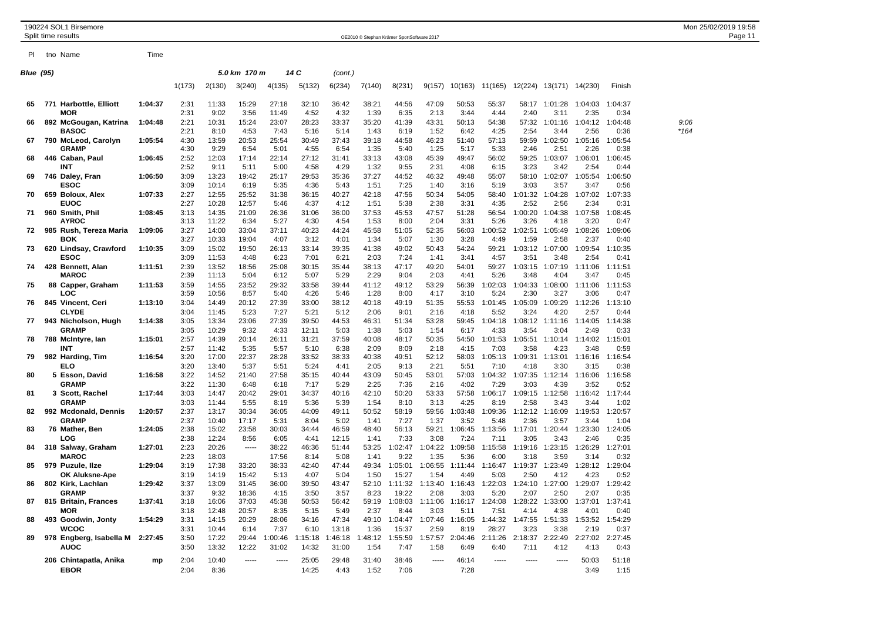190224 SOL1 Birsemore
Split time results

OE2010 © Stephan Krämer SportSoftware 2017

**Blue (95)** 5.0 km 170 m 14 C (cont.)

| Pl | tno | Name | Time | 1(173) | 2(130) | 3(240) | 4(135) | 5(132) | 6(234) | 7(140) | 8(231) | 9(157) | 10(163) | 11(165) | 12(224) | 13(171) | 14(230) | Finish | |
|---|---|---|---|---|---|---|---|---|---|---|---|---|---|---|---|---|---|---|---|
| 65 | 771 | Harbottle, Elliott | 1:04:37 | 2:31 | 11:33 | 15:29 | 27:18 | 32:10 | 36:42 | 38:21 | 44:56 | 47:09 | 50:53 | 55:37 | 58:17 | 1:01:28 | 1:04:03 | 1:04:37 | |
| | | MOR | | 2:31 | 9:02 | 3:56 | 11:49 | 4:52 | 4:32 | 1:39 | 6:35 | 2:13 | 3:44 | 4:44 | 2:40 | 3:11 | 2:35 | 0:34 | |
| 66 | 892 | McGougan, Katrina | 1:04:48 | 2:21 | 10:31 | 15:24 | 23:07 | 28:23 | 33:37 | 35:20 | 41:39 | 43:31 | 50:13 | 54:38 | 57:32 | 1:01:16 | 1:04:12 | 1:04:48 | 9:06 |
| | | BASOC | | 2:21 | 8:10 | 4:53 | 7:43 | 5:16 | 5:14 | 1:43 | 6:19 | 1:52 | 6:42 | 4:25 | 2:54 | 3:44 | 2:56 | 0:36 | *164 |
| 67 | 790 | McLeod, Carolyn | 1:05:54 | 4:30 | 13:59 | 20:53 | 25:54 | 30:49 | 37:43 | 39:18 | 44:58 | 46:23 | 51:40 | 57:13 | 59:59 | 1:02:50 | 1:05:16 | 1:05:54 | |
| | | GRAMP | | 4:30 | 9:29 | 6:54 | 5:01 | 4:55 | 6:54 | 1:35 | 5:40 | 1:25 | 5:17 | 5:33 | 2:46 | 2:51 | 2:26 | 0:38 | |
| 68 | 446 | Caban, Paul | 1:06:45 | 2:52 | 12:03 | 17:14 | 22:14 | 27:12 | 31:41 | 33:13 | 43:08 | 45:39 | 49:47 | 56:02 | 59:25 | 1:03:07 | 1:06:01 | 1:06:45 | |
| | | INT | | 2:52 | 9:11 | 5:11 | 5:00 | 4:58 | 4:29 | 1:32 | 9:55 | 2:31 | 4:08 | 6:15 | 3:23 | 3:42 | 2:54 | 0:44 | |
| 69 | 746 | Daley, Fran | 1:06:50 | 3:09 | 13:23 | 19:42 | 25:17 | 29:53 | 35:36 | 37:27 | 44:52 | 46:32 | 49:48 | 55:07 | 58:10 | 1:02:07 | 1:05:54 | 1:06:50 | |
| | | ESOC | | 3:09 | 10:14 | 6:19 | 5:35 | 4:36 | 5:43 | 1:51 | 7:25 | 1:40 | 3:16 | 5:19 | 3:03 | 3:57 | 3:47 | 0:56 | |
| 70 | 659 | Boloux, Alex | 1:07:33 | 2:27 | 12:55 | 25:52 | 31:38 | 36:15 | 40:27 | 42:18 | 47:56 | 50:34 | 54:05 | 58:40 | 1:01:32 | 1:04:28 | 1:07:02 | 1:07:33 | |
| | | EUOC | | 2:27 | 10:28 | 12:57 | 5:46 | 4:37 | 4:12 | 1:51 | 5:38 | 2:38 | 3:31 | 4:35 | 2:52 | 2:56 | 2:34 | 0:31 | |
| 71 | 960 | Smith, Phil | 1:08:45 | 3:13 | 14:35 | 21:09 | 26:36 | 31:06 | 36:00 | 37:53 | 45:53 | 47:57 | 51:28 | 56:54 | 1:00:20 | 1:04:38 | 1:07:58 | 1:08:45 | |
| | | AYROC | | 3:13 | 11:22 | 6:34 | 5:27 | 4:30 | 4:54 | 1:53 | 8:00 | 2:04 | 3:31 | 5:26 | 3:26 | 4:18 | 3:20 | 0:47 | |
| 72 | 985 | Rush, Tereza Maria | 1:09:06 | 3:27 | 14:00 | 33:04 | 37:11 | 40:23 | 44:24 | 45:58 | 51:05 | 52:35 | 56:03 | 1:00:52 | 1:02:51 | 1:05:49 | 1:08:26 | 1:09:06 | |
| | | BOK | | 3:27 | 10:33 | 19:04 | 4:07 | 3:12 | 4:01 | 1:34 | 5:07 | 1:30 | 3:28 | 4:49 | 1:59 | 2:58 | 2:37 | 0:40 | |
| 73 | 620 | Lindsay, Crawford | 1:10:35 | 3:09 | 15:02 | 19:50 | 26:13 | 33:14 | 39:35 | 41:38 | 49:02 | 50:43 | 54:24 | 59:21 | 1:03:12 | 1:07:00 | 1:09:54 | 1:10:35 | |
| | | ESOC | | 3:09 | 11:53 | 4:48 | 6:23 | 7:01 | 6:21 | 2:03 | 7:24 | 1:41 | 3:41 | 4:57 | 3:51 | 3:48 | 2:54 | 0:41 | |
| 74 | 428 | Bennett, Alan | 1:11:51 | 2:39 | 13:52 | 18:56 | 25:08 | 30:15 | 35:44 | 38:13 | 47:17 | 49:20 | 54:01 | 59:27 | 1:03:15 | 1:07:19 | 1:11:06 | 1:11:51 | |
| | | MAROC | | 2:39 | 11:13 | 5:04 | 6:12 | 5:07 | 5:29 | 2:29 | 9:04 | 2:03 | 4:41 | 5:26 | 3:48 | 4:04 | 3:47 | 0:45 | |
| 75 | 88 | Capper, Graham | 1:11:53 | 3:59 | 14:55 | 23:52 | 29:32 | 33:58 | 39:44 | 41:12 | 49:12 | 53:29 | 56:39 | 1:02:03 | 1:04:33 | 1:08:00 | 1:11:06 | 1:11:53 | |
| | | LOC | | 3:59 | 10:56 | 8:57 | 5:40 | 4:26 | 5:46 | 1:28 | 8:00 | 4:17 | 3:10 | 5:24 | 2:30 | 3:27 | 3:06 | 0:47 | |
| 76 | 845 | Vincent, Ceri | 1:13:10 | 3:04 | 14:49 | 20:12 | 27:39 | 33:00 | 38:12 | 40:18 | 49:19 | 51:35 | 55:53 | 1:01:45 | 1:05:09 | 1:09:29 | 1:12:26 | 1:13:10 | |
| | | CLYDE | | 3:04 | 11:45 | 5:23 | 7:27 | 5:21 | 5:12 | 2:06 | 9:01 | 2:16 | 4:18 | 5:52 | 3:24 | 4:20 | 2:57 | 0:44 | |
| 77 | 943 | Nicholson, Hugh | 1:14:38 | 3:05 | 13:34 | 23:06 | 27:39 | 39:50 | 44:53 | 46:31 | 51:34 | 53:28 | 59:45 | 1:04:18 | 1:08:12 | 1:11:16 | 1:14:05 | 1:14:38 | |
| | | GRAMP | | 3:05 | 10:29 | 9:32 | 4:33 | 12:11 | 5:03 | 1:38 | 5:03 | 1:54 | 6:17 | 4:33 | 3:54 | 3:04 | 2:49 | 0:33 | |
| 78 | 788 | McIntyre, Ian | 1:15:01 | 2:57 | 14:39 | 20:14 | 26:11 | 31:21 | 37:59 | 40:08 | 48:17 | 50:35 | 54:50 | 1:01:53 | 1:05:51 | 1:10:14 | 1:14:02 | 1:15:01 | |
| | | INT | | 2:57 | 11:42 | 5:35 | 5:57 | 5:10 | 6:38 | 2:09 | 8:09 | 2:18 | 4:15 | 7:03 | 3:58 | 4:23 | 3:48 | 0:59 | |
| 79 | 982 | Harding, Tim | 1:16:54 | 3:20 | 17:00 | 22:37 | 28:28 | 33:52 | 38:33 | 40:38 | 49:51 | 52:12 | 58:03 | 1:05:13 | 1:09:31 | 1:13:01 | 1:16:16 | 1:16:54 | |
| | | ELO | | 3:20 | 13:40 | 5:37 | 5:51 | 5:24 | 4:41 | 2:05 | 9:13 | 2:21 | 5:51 | 7:10 | 4:18 | 3:30 | 3:15 | 0:38 | |
| 80 | 5 | Esson, David | 1:16:58 | 3:22 | 14:52 | 21:40 | 27:58 | 35:15 | 40:44 | 43:09 | 50:45 | 53:01 | 57:03 | 1:04:32 | 1:07:35 | 1:12:14 | 1:16:06 | 1:16:58 | |
| | | GRAMP | | 3:22 | 11:30 | 6:48 | 6:18 | 7:17 | 5:29 | 2:25 | 7:36 | 2:16 | 4:02 | 7:29 | 3:03 | 4:39 | 3:52 | 0:52 | |
| 81 | 3 | Scott, Rachel | 1:17:44 | 3:03 | 14:47 | 20:42 | 29:01 | 34:37 | 40:16 | 42:10 | 50:20 | 53:33 | 57:58 | 1:06:17 | 1:09:15 | 1:12:58 | 1:16:42 | 1:17:44 | |
| | | GRAMP | | 3:03 | 11:44 | 5:55 | 8:19 | 5:36 | 5:39 | 1:54 | 8:10 | 3:13 | 4:25 | 8:19 | 2:58 | 3:43 | 3:44 | 1:02 | |
| 82 | 992 | Mcdonald, Dennis | 1:20:57 | 2:37 | 13:17 | 30:34 | 36:05 | 44:09 | 49:11 | 50:52 | 58:19 | 59:56 | 1:03:48 | 1:09:36 | 1:12:12 | 1:16:09 | 1:19:53 | 1:20:57 | |
| | | GRAMP | | 2:37 | 10:40 | 17:17 | 5:31 | 8:04 | 5:02 | 1:41 | 7:27 | 1:37 | 3:52 | 5:48 | 2:36 | 3:57 | 3:44 | 1:04 | |
| 83 | 76 | Mather, Ben | 1:24:05 | 2:38 | 15:02 | 23:58 | 30:03 | 34:44 | 46:59 | 48:40 | 56:13 | 59:21 | 1:06:45 | 1:13:56 | 1:17:01 | 1:20:44 | 1:23:30 | 1:24:05 | |
| | | LOG | | 2:38 | 12:24 | 8:56 | 6:05 | 4:41 | 12:15 | 1:41 | 7:33 | 3:08 | 7:24 | 7:11 | 3:05 | 3:43 | 2:46 | 0:35 | |
| 84 | 318 | Salway, Graham | 1:27:01 | 2:23 | 20:26 | ----- | 38:22 | 46:36 | 51:44 | 53:25 | 1:02:47 | 1:04:22 | 1:09:58 | 1:15:58 | 1:19:16 | 1:23:15 | 1:26:29 | 1:27:01 | |
| | | MAROC | | 2:23 | 18:03 | | 17:56 | 8:14 | 5:08 | 1:41 | 9:22 | 1:35 | 5:36 | 6:00 | 3:18 | 3:59 | 3:14 | 0:32 | |
| 85 | 979 | Puzule, Ilze | 1:29:04 | 3:19 | 17:38 | 33:20 | 38:33 | 42:40 | 47:44 | 49:34 | 1:05:01 | 1:06:55 | 1:11:44 | 1:16:47 | 1:19:37 | 1:23:49 | 1:28:12 | 1:29:04 | |
| | | OK Aluksne-Ape | | 3:19 | 14:19 | 15:42 | 5:13 | 4:07 | 5:04 | 1:50 | 15:27 | 1:54 | 4:49 | 5:03 | 2:50 | 4:12 | 4:23 | 0:52 | |
| 86 | 802 | Kirk, Lachlan | 1:29:42 | 3:37 | 13:09 | 31:45 | 36:00 | 39:50 | 43:47 | 52:10 | 1:11:32 | 1:13:40 | 1:16:43 | 1:22:03 | 1:24:10 | 1:27:00 | 1:29:07 | 1:29:42 | |
| | | GRAMP | | 3:37 | 9:32 | 18:36 | 4:15 | 3:50 | 3:57 | 8:23 | 19:22 | 2:08 | 3:03 | 5:20 | 2:07 | 2:50 | 2:07 | 0:35 | |
| 87 | 815 | Britain, Frances | 1:37:41 | 3:18 | 16:06 | 37:03 | 45:38 | 50:53 | 56:42 | 59:19 | 1:08:03 | 1:11:06 | 1:16:17 | 1:24:08 | 1:28:22 | 1:33:00 | 1:37:01 | 1:37:41 | |
| | | MOR | | 3:18 | 12:48 | 20:57 | 8:35 | 5:15 | 5:49 | 2:37 | 8:44 | 3:03 | 5:11 | 7:51 | 4:14 | 4:38 | 4:01 | 0:40 | |
| 88 | 493 | Goodwin, Jonty | 1:54:29 | 3:31 | 14:15 | 20:29 | 28:06 | 34:16 | 47:34 | 49:10 | 1:04:47 | 1:07:46 | 1:16:05 | 1:44:32 | 1:47:55 | 1:51:33 | 1:53:52 | 1:54:29 | |
| | | WCOC | | 3:31 | 10:44 | 6:14 | 7:37 | 6:10 | 13:18 | 1:36 | 15:37 | 2:59 | 8:19 | 28:27 | 3:23 | 3:38 | 2:19 | 0:37 | |
| 89 | 978 | Engberg, Isabella M | 2:27:45 | 3:50 | 17:22 | 29:44 | 1:00:46 | 1:15:18 | 1:46:18 | 1:48:12 | 1:55:59 | 1:57:57 | 2:04:46 | 2:11:26 | 2:18:37 | 2:22:49 | 2:27:02 | 2:27:45 | |
| | | AUOC | | 3:50 | 13:32 | 12:22 | 31:02 | 14:32 | 31:00 | 1:54 | 7:47 | 1:58 | 6:49 | 6:40 | 7:11 | 4:12 | 4:13 | 0:43 | |
| | 206 | Chintapatla, Anika | mp | 2:04 | 10:40 | ----- | ----- | 25:05 | 29:48 | 31:40 | 38:46 | ----- | 46:14 | ----- | ----- | ----- | 50:03 | 51:18 | |
| | | EBOR | | 2:04 | 8:36 | | | 14:25 | 4:43 | 1:52 | 7:06 | | 7:28 | | | | 3:49 | 1:15 | |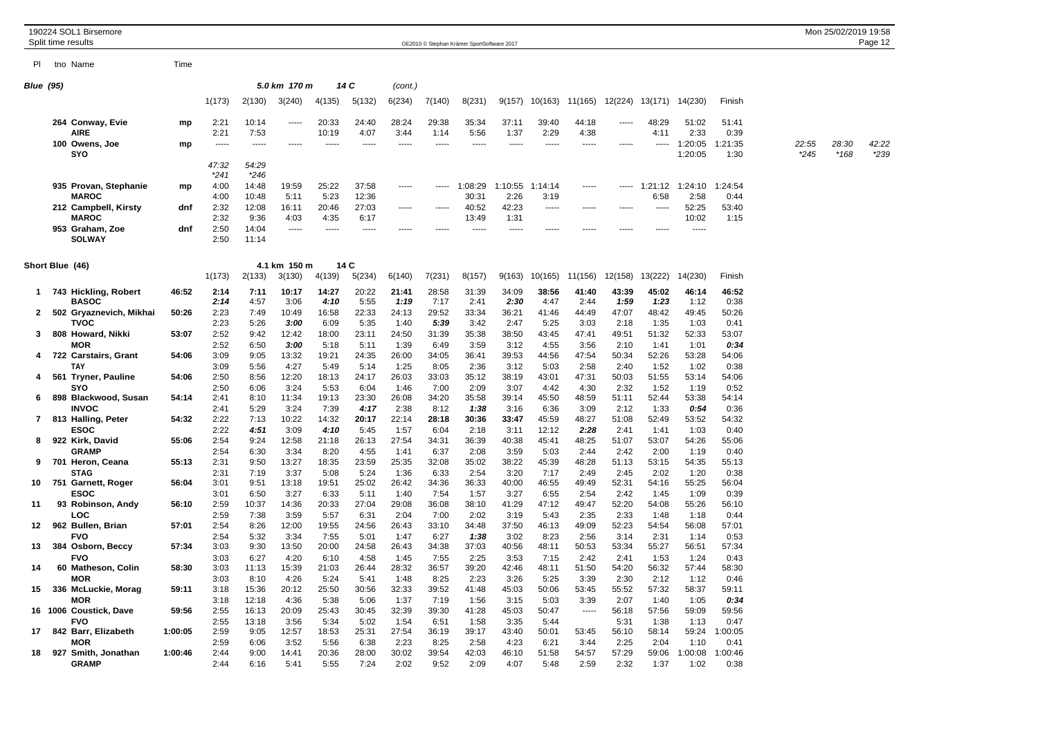190224 SOL1 Birsemore
Split time results

OE2010 © Stephan Krämer SportSoftware 2017

## Blue (95) (cont.)

5.0 km 170 m 14 C

| Pl | tno | Name | Time | 1(173) | 2(130) | 3(240) | 4(135) | 5(132) | 6(234) | 7(140) | 8(231) | 9(157) | 10(163) | 11(165) | 12(224) | 13(171) | 14(230) | Finish | | | |
|---|---|---|---|---|---|---|---|---|---|---|---|---|---|---|---|---|---|---|---|---|---|
| | 264 | Conway, Evie | mp | 2:21 | 10:14 | ----- | 20:33 | 24:40 | 28:24 | 29:38 | 35:34 | 37:11 | 39:40 | 44:18 | ----- | 48:29 | 51:02 | 51:41 | | | |
| | | AIRE | | 2:21 | 7:53 | | 10:19 | 4:07 | 3:44 | 1:14 | 5:56 | 1:37 | 2:29 | 4:38 | | 4:11 | 2:33 | 0:39 | | | |
| | 100 | Owens, Joe | mp | ----- | ----- | ----- | ----- | ----- | ----- | ----- | ----- | ----- | ----- | ----- | ----- | ----- | 1:20:05 | 1:21:35 | 22:55 | 28:30 | 42:22 |
| | | SYO | | | | | | | | | | | | | | | 1:20:05 | 1:30 | *245 | *168 | *239 |
| | | | | 47:32 | 54:29 | | | | | | | | | | | | | | | | |
| | | | | *241 | *246 | | | | | | | | | | | | | | | | |
| | 935 | Provan, Stephanie | mp | 4:00 | 14:48 | 19:59 | 25:22 | 37:58 | ----- | ----- | 1:08:29 | 1:10:55 | 1:14:14 | ----- | ----- | 1:21:12 | 1:24:10 | 1:24:54 | | | |
| | | MAROC | | 4:00 | 10:48 | 5:11 | 5:23 | 12:36 | | | 30:31 | 2:26 | 3:19 | | | 6:58 | 2:58 | 0:44 | | | |
| | 212 | Campbell, Kirsty | dnf | 2:32 | 12:08 | 16:11 | 20:46 | 27:03 | ----- | ----- | 40:52 | 42:23 | ----- | ----- | ----- | ----- | 52:25 | 53:40 | | | |
| | | MAROC | | 2:32 | 9:36 | 4:03 | 4:35 | 6:17 | | | 13:49 | 1:31 | | | | | 10:02 | 1:15 | | | |
| | 953 | Graham, Zoe | dnf | 2:50 | 14:04 | ----- | ----- | ----- | ----- | ----- | ----- | ----- | ----- | ----- | ----- | ----- | ----- | | | | |
| | | SOLWAY | | 2:50 | 11:14 | | | | | | | | | | | | | | | | |

## Short Blue (46)

4.1 km 150 m 14 C

| Pl | tno | Name | Time | 1(173) | 2(133) | 3(130) | 4(139) | 5(234) | 6(140) | 7(231) | 8(157) | 9(163) | 10(165) | 11(156) | 12(158) | 13(222) | 14(230) | Finish |
|---|---|---|---|---|---|---|---|---|---|---|---|---|---|---|---|---|---|---|
| 1 | 743 | Hickling, Robert | 46:52 | 2:14 | 7:11 | 10:17 | 14:27 | 20:22 | 21:41 | 28:58 | 31:39 | 34:09 | 38:56 | 41:40 | 43:39 | 45:02 | 46:14 | 46:52 |
| | | BASOC | | *2:14* | 4:57 | 3:06 | *4:10* | 5:55 | *1:19* | 7:17 | 2:41 | *2:30* | 4:47 | 2:44 | *1:59* | *1:23* | 1:12 | 0:38 |
| 2 | 502 | Gryaznevich, Mikhai | 50:26 | 2:23 | 7:49 | 10:49 | 16:58 | 22:33 | 24:13 | 29:52 | 33:34 | 36:21 | 41:46 | 44:49 | 47:07 | 48:42 | 49:45 | 50:26 |
| | | TVOC | | 2:23 | 5:26 | *3:00* | 6:09 | 5:35 | 1:40 | *5:39* | 3:42 | 2:47 | 5:25 | 3:03 | 2:18 | 1:35 | 1:03 | 0:41 |
| 3 | 808 | Howard, Nikki | 53:07 | 2:52 | 9:42 | 12:42 | 18:00 | 23:11 | 24:50 | 31:39 | 35:38 | 38:50 | 43:45 | 47:41 | 49:51 | 51:32 | 52:33 | 53:07 |
| | | MOR | | 2:52 | 6:50 | *3:00* | 5:18 | 5:11 | 1:39 | 6:49 | 3:59 | 3:12 | 4:55 | 3:56 | 2:10 | 1:41 | 1:01 | *0:34* |
| 4 | 722 | Carstairs, Grant | 54:06 | 3:09 | 9:05 | 13:32 | 19:21 | 24:35 | 26:00 | 34:05 | 36:41 | 39:53 | 44:56 | 47:54 | 50:34 | 52:26 | 53:28 | 54:06 |
| | | TAY | | 3:09 | 5:56 | 4:27 | 5:49 | 5:14 | 1:25 | 8:05 | 2:36 | 3:12 | 5:03 | 2:58 | 2:40 | 1:52 | 1:02 | 0:38 |
| 4 | 561 | Tryner, Pauline | 54:06 | 2:50 | 8:56 | 12:20 | 18:13 | 24:17 | 26:03 | 33:03 | 35:12 | 38:19 | 43:01 | 47:31 | 50:03 | 51:55 | 53:14 | 54:06 |
| | | SYO | | 2:50 | 6:06 | 3:24 | 5:53 | 6:04 | 1:46 | 7:00 | 2:09 | 3:07 | 4:42 | 4:30 | 2:32 | 1:52 | 1:19 | 0:52 |
| 6 | 898 | Blackwood, Susan | 54:14 | 2:41 | 8:10 | 11:34 | 19:13 | 23:30 | 26:08 | 34:20 | 35:58 | 39:14 | 45:50 | 48:59 | 51:11 | 52:44 | 53:38 | 54:14 |
| | | INVOC | | 2:41 | 5:29 | 3:24 | 7:39 | *4:17* | 2:38 | 8:12 | *1:38* | 3:16 | 6:36 | 3:09 | 2:12 | 1:33 | *0:54* | 0:36 |
| 7 | 813 | Halling, Peter | 54:32 | 2:22 | 7:13 | 10:22 | 14:32 | **20:17** | 22:14 | **28:18** | **30:36** | **33:47** | 45:59 | 48:27 | 51:08 | 52:49 | 53:52 | 54:32 |
| | | ESOC | | 2:22 | *4:51* | 3:09 | *4:10* | 5:45 | 1:57 | 6:04 | 2:18 | 3:11 | 12:12 | *2:28* | 2:41 | 1:41 | 1:03 | 0:40 |
| 8 | 922 | Kirk, David | 55:06 | 2:54 | 9:24 | 12:58 | 21:18 | 26:13 | 27:54 | 34:31 | 36:39 | 40:38 | 45:41 | 48:25 | 51:07 | 53:07 | 54:26 | 55:06 |
| | | GRAMP | | 2:54 | 6:30 | 3:34 | 8:20 | 4:55 | 1:41 | 6:37 | 2:08 | 3:59 | 5:03 | 2:44 | 2:42 | 2:00 | 1:19 | 0:40 |
| 9 | 701 | Heron, Ceana | 55:13 | 2:31 | 9:50 | 13:27 | 18:35 | 23:59 | 25:35 | 32:08 | 35:02 | 38:22 | 45:39 | 48:28 | 51:13 | 53:15 | 54:35 | 55:13 |
| | | STAG | | 2:31 | 7:19 | 3:37 | 5:08 | 5:24 | 1:36 | 6:33 | 2:54 | 3:20 | 7:17 | 2:49 | 2:45 | 2:02 | 1:20 | 0:38 |
| 10 | 751 | Garnett, Roger | 56:04 | 3:01 | 9:51 | 13:18 | 19:51 | 25:02 | 26:42 | 34:36 | 36:33 | 40:00 | 46:55 | 49:49 | 52:31 | 54:16 | 55:25 | 56:04 |
| | | ESOC | | 3:01 | 6:50 | 3:27 | 6:33 | 5:11 | 1:40 | 7:54 | 1:57 | 3:27 | 6:55 | 2:54 | 2:42 | 1:45 | 1:09 | 0:39 |
| 11 | 93 | Robinson, Andy | 56:10 | 2:59 | 10:37 | 14:36 | 20:33 | 27:04 | 29:08 | 36:08 | 38:10 | 41:29 | 47:12 | 49:47 | 52:20 | 54:08 | 55:26 | 56:10 |
| | | LOC | | 2:59 | 7:38 | 3:59 | 5:57 | 6:31 | 2:04 | 7:00 | 2:02 | 3:19 | 5:43 | 2:35 | 2:33 | 1:48 | 1:18 | 0:44 |
| 12 | 962 | Bullen, Brian | 57:01 | 2:54 | 8:26 | 12:00 | 19:55 | 24:56 | 26:43 | 33:10 | 34:48 | 37:50 | 46:13 | 49:09 | 52:23 | 54:54 | 56:08 | 57:01 |
| | | FVO | | 2:54 | 5:32 | 3:34 | 7:55 | 5:01 | 1:47 | 6:27 | *1:38* | 3:02 | 8:23 | 2:56 | 3:14 | 2:31 | 1:14 | 0:53 |
| 13 | 384 | Osborn, Beccy | 57:34 | 3:03 | 9:30 | 13:50 | 20:00 | 24:58 | 26:43 | 34:38 | 37:03 | 40:56 | 48:11 | 50:53 | 53:34 | 55:27 | 56:51 | 57:34 |
| | | FVO | | 3:03 | 6:27 | 4:20 | 6:10 | 4:58 | 1:45 | 7:55 | 2:25 | 3:53 | 7:15 | 2:42 | 2:41 | 1:53 | 1:24 | 0:43 |
| 14 | 60 | Matheson, Colin | 58:30 | 3:03 | 11:13 | 15:39 | 21:03 | 26:44 | 28:32 | 36:57 | 39:20 | 42:46 | 48:11 | 51:50 | 54:20 | 56:32 | 57:44 | 58:30 |
| | | MOR | | 3:03 | 8:10 | 4:26 | 5:24 | 5:41 | 1:48 | 8:25 | 2:23 | 3:26 | 5:25 | 3:39 | 2:30 | 2:12 | 1:12 | 0:46 |
| 15 | 336 | McLuckie, Morag | 59:11 | 3:18 | 15:36 | 20:12 | 25:50 | 30:56 | 32:33 | 39:52 | 41:48 | 45:03 | 50:06 | 53:45 | 55:52 | 57:32 | 58:37 | 59:11 |
| | | MOR | | 3:18 | 12:18 | 4:36 | 5:38 | 5:06 | 1:37 | 7:19 | 1:56 | 3:15 | 5:03 | 3:39 | 2:07 | 1:40 | 1:05 | *0:34* |
| 16 | 1006 | Coustick, Dave | 59:56 | 2:55 | 16:13 | 20:09 | 25:43 | 30:45 | 32:39 | 39:30 | 41:28 | 45:03 | 50:47 | ----- | 56:18 | 57:56 | 59:09 | 59:56 |
| | | FVO | | 2:55 | 13:18 | 3:56 | 5:34 | 5:02 | 1:54 | 6:51 | 1:58 | 3:35 | 5:44 | | 5:31 | 1:38 | 1:13 | 0:47 |
| 17 | 842 | Barr, Elizabeth | 1:00:05 | 2:59 | 9:05 | 12:57 | 18:53 | 25:31 | 27:54 | 36:19 | 39:17 | 43:40 | 50:01 | 53:45 | 56:10 | 58:14 | 59:24 | 1:00:05 |
| | | MOR | | 2:59 | 6:06 | 3:52 | 5:56 | 6:38 | 2:23 | 8:25 | 2:58 | 4:23 | 6:21 | 3:44 | 2:25 | 2:04 | 1:10 | 0:41 |
| 18 | 927 | Smith, Jonathan | 1:00:46 | 2:44 | 9:00 | 14:41 | 20:36 | 28:00 | 30:02 | 39:54 | 42:03 | 46:10 | 51:58 | 54:57 | 57:29 | 59:06 | 1:00:08 | 1:00:46 |
| | | GRAMP | | 2:44 | 6:16 | 5:41 | 5:55 | 7:24 | 2:02 | 9:52 | 2:09 | 4:07 | 5:48 | 2:59 | 2:32 | 1:37 | 1:02 | 0:38 |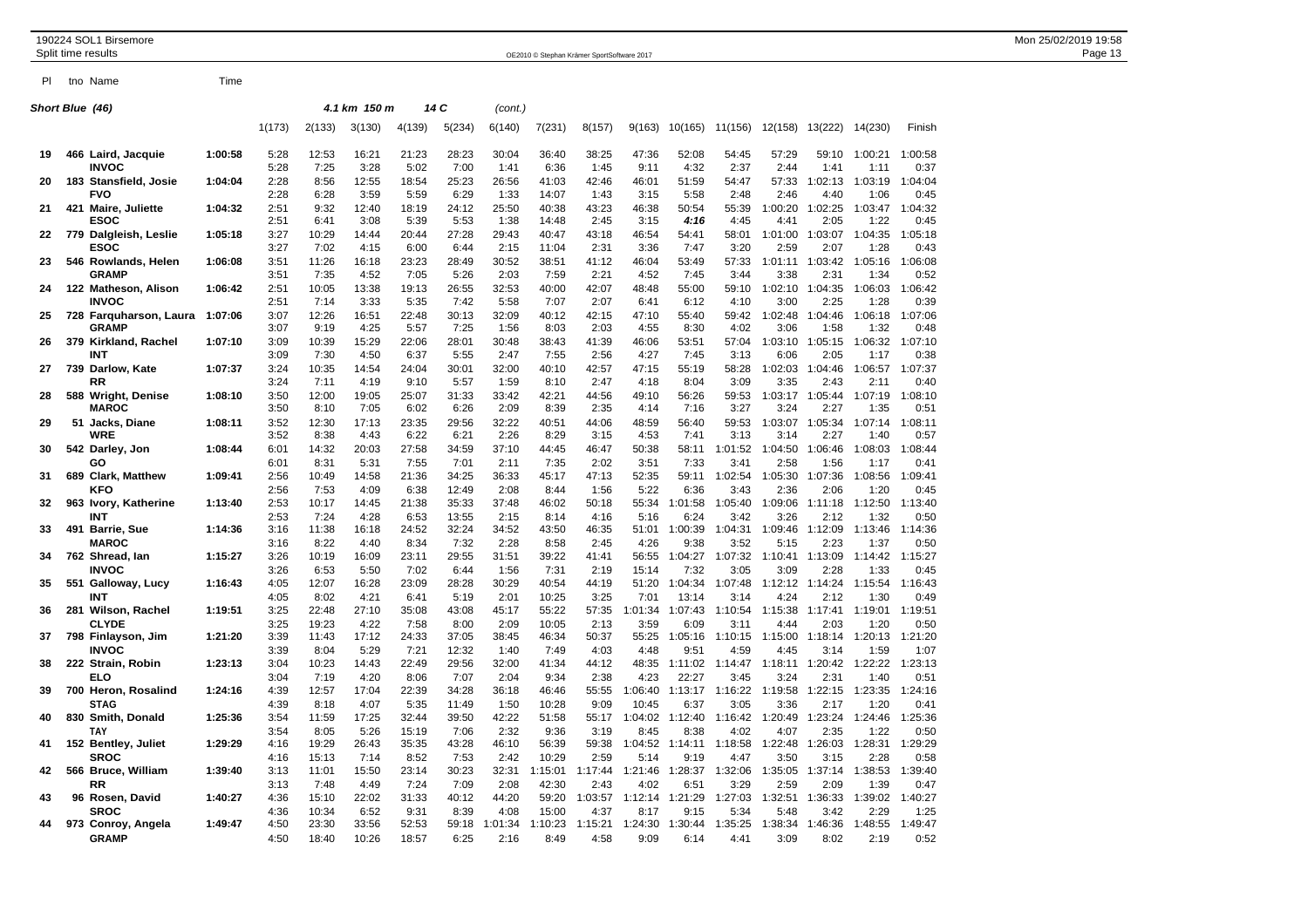190224 SOL1 Birsemore
Split time results

OE2010 © Stephan Krämer SportSoftware 2017

Mon 25/02/2019 19:58

**Short Blue (46)** — 4.1 km 150 m — 14 C — (cont.)

| Pl | tno Name | Time | 1(173) | 2(133) | 3(130) | 4(139) | 5(234) | 6(140) | 7(231) | 8(157) | 9(163) | 10(165) | 11(156) | 12(158) | 13(222) | 14(230) | Finish |
|---|---|---|---|---|---|---|---|---|---|---|---|---|---|---|---|---|---|
| 19 | 466 Laird, Jacquie | 1:00:58 | 5:28 | 12:53 | 16:21 | 21:23 | 28:23 | 30:04 | 36:40 | 38:25 | 47:36 | 52:08 | 54:45 | 57:29 | 59:10 | 1:00:21 | 1:00:58 |
| | INVOC | | 5:28 | 7:25 | 3:28 | 5:02 | 7:00 | 1:41 | 6:36 | 1:45 | 9:11 | 4:32 | 2:37 | 2:44 | 1:41 | 1:11 | 0:37 |
| 20 | 183 Stansfield, Josie | 1:04:04 | 2:28 | 8:56 | 12:55 | 18:54 | 25:23 | 26:56 | 41:03 | 42:46 | 46:01 | 51:59 | 54:47 | 57:33 | 1:02:13 | 1:03:19 | 1:04:04 |
| | FVO | | 2:28 | 6:28 | 3:59 | 5:59 | 6:29 | 1:33 | 14:07 | 1:43 | 3:15 | 5:58 | 2:48 | 2:46 | 4:40 | 1:06 | 0:45 |
| 21 | 421 Maire, Juliette | 1:04:32 | 2:51 | 9:32 | 12:40 | 18:19 | 24:12 | 25:50 | 40:38 | 43:23 | 46:38 | 50:54 | 55:39 | 1:00:20 | 1:02:25 | 1:03:47 | 1:04:32 |
| | ESOC | | 2:51 | 6:41 | 3:08 | 5:39 | 5:53 | 1:38 | 14:48 | 2:45 | 3:15 | *4:16* | 4:45 | 4:41 | 2:05 | 1:22 | 0:45 |
| 22 | 779 Dalgleish, Leslie | 1:05:18 | 3:27 | 10:29 | 14:44 | 20:44 | 27:28 | 29:43 | 40:47 | 43:18 | 46:54 | 54:41 | 58:01 | 1:01:00 | 1:03:07 | 1:04:35 | 1:05:18 |
| | ESOC | | 3:27 | 7:02 | 4:15 | 6:00 | 6:44 | 2:15 | 11:04 | 2:31 | 3:36 | 7:47 | 3:20 | 2:59 | 2:07 | 1:28 | 0:43 |
| 23 | 546 Rowlands, Helen | 1:06:08 | 3:51 | 11:26 | 16:18 | 23:23 | 28:49 | 30:52 | 38:51 | 41:12 | 46:04 | 53:49 | 57:33 | 1:01:11 | 1:03:42 | 1:05:16 | 1:06:08 |
| | GRAMP | | 3:51 | 7:35 | 4:52 | 7:05 | 5:26 | 2:03 | 7:59 | 2:21 | 4:52 | 7:45 | 3:44 | 3:38 | 2:31 | 1:34 | 0:52 |
| 24 | 122 Matheson, Alison | 1:06:42 | 2:51 | 10:05 | 13:38 | 19:13 | 26:55 | 32:53 | 40:00 | 42:07 | 48:48 | 55:00 | 59:10 | 1:02:10 | 1:04:35 | 1:06:03 | 1:06:42 |
| | INVOC | | 2:51 | 7:14 | 3:33 | 5:35 | 7:42 | 5:58 | 7:07 | 2:07 | 6:41 | 6:12 | 4:10 | 3:00 | 2:25 | 1:28 | 0:39 |
| 25 | 728 Farquharson, Laura | 1:07:06 | 3:07 | 12:26 | 16:51 | 22:48 | 30:13 | 32:09 | 40:12 | 42:15 | 47:10 | 55:40 | 59:42 | 1:02:48 | 1:04:46 | 1:06:18 | 1:07:06 |
| | GRAMP | | 3:07 | 9:19 | 4:25 | 5:57 | 7:25 | 1:56 | 8:03 | 2:03 | 4:55 | 8:30 | 4:02 | 3:06 | 1:58 | 1:32 | 0:48 |
| 26 | 379 Kirkland, Rachel | 1:07:10 | 3:09 | 10:39 | 15:29 | 22:06 | 28:01 | 30:48 | 38:43 | 41:39 | 46:06 | 53:51 | 57:04 | 1:03:10 | 1:05:15 | 1:06:32 | 1:07:10 |
| | INT | | 3:09 | 7:30 | 4:50 | 6:37 | 5:55 | 2:47 | 7:55 | 2:56 | 4:27 | 7:45 | 3:13 | 6:06 | 2:05 | 1:17 | 0:38 |
| 27 | 739 Darlow, Kate | 1:07:37 | 3:24 | 10:35 | 14:54 | 24:04 | 30:01 | 32:00 | 40:10 | 42:57 | 47:15 | 55:19 | 58:28 | 1:02:03 | 1:04:46 | 1:06:57 | 1:07:37 |
| | RR | | 3:24 | 7:11 | 4:19 | 9:10 | 5:57 | 1:59 | 8:10 | 2:47 | 4:18 | 8:04 | 3:09 | 3:35 | 2:43 | 2:11 | 0:40 |
| 28 | 588 Wright, Denise | 1:08:10 | 3:50 | 12:00 | 19:05 | 25:07 | 31:33 | 33:42 | 42:21 | 44:56 | 49:10 | 56:26 | 59:53 | 1:03:17 | 1:05:44 | 1:07:19 | 1:08:10 |
| | MAROC | | 3:50 | 8:10 | 7:05 | 6:02 | 6:26 | 2:09 | 8:39 | 2:35 | 4:14 | 7:16 | 3:27 | 3:24 | 2:27 | 1:35 | 0:51 |
| 29 | 51 Jacks, Diane | 1:08:11 | 3:52 | 12:30 | 17:13 | 23:35 | 29:56 | 32:22 | 40:51 | 44:06 | 48:59 | 56:40 | 59:53 | 1:03:07 | 1:05:34 | 1:07:14 | 1:08:11 |
| | WRE | | 3:52 | 8:38 | 4:43 | 6:22 | 6:21 | 2:26 | 8:29 | 3:15 | 4:53 | 7:41 | 3:13 | 3:14 | 2:27 | 1:40 | 0:57 |
| 30 | 542 Darley, Jon | 1:08:44 | 6:01 | 14:32 | 20:03 | 27:58 | 34:59 | 37:10 | 44:45 | 46:47 | 50:38 | 58:11 | 1:01:52 | 1:04:50 | 1:06:46 | 1:08:03 | 1:08:44 |
| | GO | | 6:01 | 8:31 | 5:31 | 7:55 | 7:01 | 2:11 | 7:35 | 2:02 | 3:51 | 7:33 | 3:41 | 2:58 | 1:56 | 1:17 | 0:41 |
| 31 | 689 Clark, Matthew | 1:09:41 | 2:56 | 10:49 | 14:58 | 21:36 | 34:25 | 36:33 | 45:17 | 47:13 | 52:35 | 59:11 | 1:02:54 | 1:05:30 | 1:07:36 | 1:08:56 | 1:09:41 |
| | KFO | | 2:56 | 7:53 | 4:09 | 6:38 | 12:49 | 2:08 | 8:44 | 1:56 | 5:22 | 6:36 | 3:43 | 2:36 | 2:06 | 1:20 | 0:45 |
| 32 | 963 Ivory, Katherine | 1:13:40 | 2:53 | 10:17 | 14:45 | 21:38 | 35:33 | 37:48 | 46:02 | 50:18 | 55:34 | 1:01:58 | 1:05:40 | 1:09:06 | 1:11:18 | 1:12:50 | 1:13:40 |
| | INT | | 2:53 | 7:24 | 4:28 | 6:53 | 13:55 | 2:15 | 8:14 | 4:16 | 5:16 | 6:24 | 3:42 | 3:26 | 2:12 | 1:32 | 0:50 |
| 33 | 491 Barrie, Sue | 1:14:36 | 3:16 | 11:38 | 16:18 | 24:52 | 32:24 | 34:52 | 43:50 | 46:35 | 51:01 | 1:00:39 | 1:04:31 | 1:09:46 | 1:12:09 | 1:13:46 | 1:14:36 |
| | MAROC | | 3:16 | 8:22 | 4:40 | 8:34 | 7:32 | 2:28 | 8:58 | 2:45 | 4:26 | 9:38 | 3:52 | 5:15 | 2:23 | 1:37 | 0:50 |
| 34 | 762 Shread, Ian | 1:15:27 | 3:26 | 10:19 | 16:09 | 23:11 | 29:55 | 31:51 | 39:22 | 41:41 | 56:55 | 1:04:27 | 1:07:32 | 1:10:41 | 1:13:09 | 1:14:42 | 1:15:27 |
| | INVOC | | 3:26 | 6:53 | 5:50 | 7:02 | 6:44 | 1:56 | 7:31 | 2:19 | 15:14 | 7:32 | 3:05 | 3:09 | 2:28 | 1:33 | 0:45 |
| 35 | 551 Galloway, Lucy | 1:16:43 | 4:05 | 12:07 | 16:28 | 23:09 | 28:28 | 30:29 | 40:54 | 44:19 | 51:20 | 1:04:34 | 1:07:48 | 1:12:12 | 1:14:24 | 1:15:54 | 1:16:43 |
| | INT | | 4:05 | 8:02 | 4:21 | 6:41 | 5:19 | 2:01 | 10:25 | 3:25 | 7:01 | 13:14 | 3:14 | 4:24 | 2:12 | 1:30 | 0:49 |
| 36 | 281 Wilson, Rachel | 1:19:51 | 3:25 | 22:48 | 27:10 | 35:08 | 43:08 | 45:17 | 55:22 | 57:35 | 1:01:34 | 1:07:43 | 1:10:54 | 1:15:38 | 1:17:41 | 1:19:01 | 1:19:51 |
| | CLYDE | | 3:25 | 19:23 | 4:22 | 7:58 | 8:00 | 2:09 | 10:05 | 2:13 | 3:59 | 6:09 | 3:11 | 4:44 | 2:03 | 1:20 | 0:50 |
| 37 | 798 Finlayson, Jim | 1:21:20 | 3:39 | 11:43 | 17:12 | 24:33 | 37:05 | 38:45 | 46:34 | 50:37 | 55:25 | 1:05:16 | 1:10:15 | 1:15:00 | 1:18:14 | 1:20:13 | 1:21:20 |
| | INVOC | | 3:39 | 8:04 | 5:29 | 7:21 | 12:32 | 1:40 | 7:49 | 4:03 | 4:48 | 9:51 | 4:59 | 4:45 | 3:14 | 1:59 | 1:07 |
| 38 | 222 Strain, Robin | 1:23:13 | 3:04 | 10:23 | 14:43 | 22:49 | 29:56 | 32:00 | 41:34 | 44:12 | 48:35 | 1:11:02 | 1:14:47 | 1:18:11 | 1:20:42 | 1:22:22 | 1:23:13 |
| | ELO | | 3:04 | 7:19 | 4:20 | 8:06 | 7:07 | 2:04 | 9:34 | 2:38 | 4:23 | 22:27 | 3:45 | 3:24 | 2:31 | 1:40 | 0:51 |
| 39 | 700 Heron, Rosalind | 1:24:16 | 4:39 | 12:57 | 17:04 | 22:39 | 34:28 | 36:18 | 46:46 | 55:55 | 1:06:40 | 1:13:17 | 1:16:22 | 1:19:58 | 1:22:15 | 1:23:35 | 1:24:16 |
| | STAG | | 4:39 | 8:18 | 4:07 | 5:35 | 11:49 | 1:50 | 10:28 | 9:09 | 10:45 | 6:37 | 3:05 | 3:36 | 2:17 | 1:20 | 0:41 |
| 40 | 830 Smith, Donald | 1:25:36 | 3:54 | 11:59 | 17:25 | 32:44 | 39:50 | 42:22 | 51:58 | 55:17 | 1:04:02 | 1:12:40 | 1:16:42 | 1:20:49 | 1:23:24 | 1:24:46 | 1:25:36 |
| | TAY | | 3:54 | 8:05 | 5:26 | 15:19 | 7:06 | 2:32 | 9:36 | 3:19 | 8:45 | 8:38 | 4:02 | 4:07 | 2:35 | 1:22 | 0:50 |
| 41 | 152 Bentley, Juliet | 1:29:29 | 4:16 | 19:29 | 26:43 | 35:35 | 43:28 | 46:10 | 56:39 | 59:38 | 1:04:52 | 1:14:11 | 1:18:58 | 1:22:48 | 1:26:03 | 1:28:31 | 1:29:29 |
| | SROC | | 4:16 | 15:13 | 7:14 | 8:52 | 7:53 | 2:42 | 10:29 | 2:59 | 5:14 | 9:19 | 4:47 | 3:50 | 3:15 | 2:28 | 0:58 |
| 42 | 566 Bruce, William | 1:39:40 | 3:13 | 11:01 | 15:50 | 23:14 | 30:23 | 32:31 | 1:15:01 | 1:17:44 | 1:21:46 | 1:28:37 | 1:32:06 | 1:35:05 | 1:37:14 | 1:38:53 | 1:39:40 |
| | RR | | 3:13 | 7:48 | 4:49 | 7:24 | 7:09 | 2:08 | 42:30 | 2:43 | 4:02 | 6:51 | 3:29 | 2:59 | 2:09 | 1:39 | 0:47 |
| 43 | 96 Rosen, David | 1:40:27 | 4:36 | 15:10 | 22:02 | 31:33 | 40:12 | 44:20 | 59:20 | 1:03:57 | 1:12:14 | 1:21:29 | 1:27:03 | 1:32:51 | 1:36:33 | 1:39:02 | 1:40:27 |
| | SROC | | 4:36 | 10:34 | 6:52 | 9:31 | 8:39 | 4:08 | 15:00 | 4:37 | 8:17 | 9:15 | 5:34 | 5:48 | 3:42 | 2:29 | 1:25 |
| 44 | 973 Conroy, Angela | 1:49:47 | 4:50 | 23:30 | 33:56 | 52:53 | 59:18 | 1:01:34 | 1:10:23 | 1:15:21 | 1:24:30 | 1:30:44 | 1:35:25 | 1:38:34 | 1:46:36 | 1:48:55 | 1:49:47 |
| | GRAMP | | 4:50 | 18:40 | 10:26 | 18:57 | 6:25 | 2:16 | 8:49 | 4:58 | 9:09 | 6:14 | 4:41 | 3:09 | 8:02 | 2:19 | 0:52 |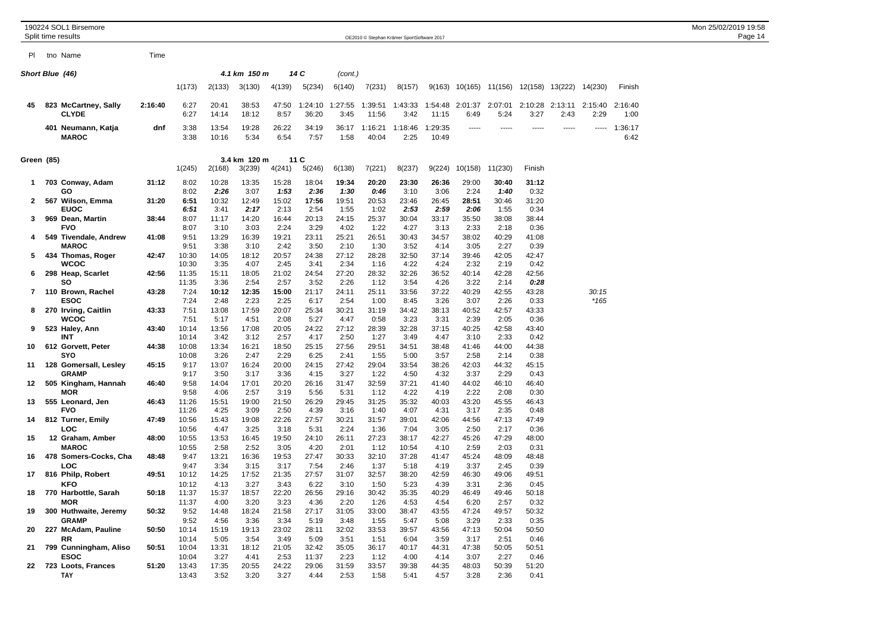190224 SOL1 Birsemore
Split time results

OE2010 © Stephan Krämer SportSoftware 2017

## Short Blue (46) — 4.1 km 150 m 14 C (cont.)

| Pl | tno Name | Time | 1(173) | 2(133) | 3(130) | 4(139) | 5(234) | 6(140) | 7(231) | 8(157) | 9(163) | 10(165) | 11(156) | 12(158) | 13(222) | 14(230) | Finish |
|---|---|---|---|---|---|---|---|---|---|---|---|---|---|---|---|---|---|
| 45 | 823 McCartney, Sally CLYDE | 2:16:40 | 6:27 | 20:41 | 38:53 | 47:50 | 1:24:10 | 1:27:55 | 1:39:51 | 1:43:33 | 1:54:48 | 2:01:37 | 2:07:01 | 2:10:28 | 2:13:11 | 2:15:40 | 2:16:40 |
| | | | 6:27 | 14:14 | 18:12 | 8:57 | 36:20 | 3:45 | 11:56 | 3:42 | 11:15 | 6:49 | 5:24 | 3:27 | 2:43 | 2:29 | 1:00 |
| | 401 Neumann, Katja MAROC | dnf | 3:38 | 13:54 | 19:28 | 26:22 | 34:19 | 36:17 | 1:16:21 | 1:18:46 | 1:29:35 | ----- | ----- | ----- | ----- | ----- | 1:36:17 |
| | | | 3:38 | 10:16 | 5:34 | 6:54 | 7:57 | 1:58 | 40:04 | 2:25 | 10:49 | | | | | | 6:42 |

## Green (85) — 3.4 km 120 m 11 C

| Pl | tno Name | Time | 1(245) | 2(168) | 3(239) | 4(241) | 5(246) | 6(138) | 7(221) | 8(237) | 9(224) | 10(158) | 11(230) | Finish | |
|---|---|---|---|---|---|---|---|---|---|---|---|---|---|---|---|
| 1 | 703 Conway, Adam GO | 31:12 | 8:02 | 10:28 | 13:35 | 15:28 | 18:04 | ***19:34*** | ***20:20*** | 23:30 | 26:36 | 29:00 | ***30:40*** | ***31:12*** | |
| | | | 8:02 | ***2:26*** | 3:07 | ***1:53*** | ***2:36*** | ***1:30*** | ***0:46*** | 3:10 | 3:06 | 2:24 | ***1:40*** | 0:32 | |
| 2 | 567 Wilson, Emma EUOC | 31:20 | ***6:51*** | 10:32 | 12:49 | 15:02 | ***17:56*** | 19:51 | 20:53 | 23:46 | 26:45 | ***28:51*** | 30:46 | 31:20 | |
| | | | ***6:51*** | 3:41 | ***2:17*** | 2:13 | 2:54 | 1:55 | 1:02 | ***2:53*** | ***2:59*** | ***2:06*** | 1:55 | 0:34 | |
| 3 | 969 Dean, Martin FVO | 38:44 | 8:07 | 11:17 | 14:20 | 16:44 | 20:13 | 24:15 | 25:37 | 30:04 | 33:17 | 35:50 | 38:08 | 38:44 | |
| | | | 8:07 | 3:10 | 3:03 | 2:24 | 3:29 | 4:02 | 1:22 | 4:27 | 3:13 | 2:33 | 2:18 | 0:36 | |
| 4 | 549 Tivendale, Andrew MAROC | 41:08 | 9:51 | 13:29 | 16:39 | 19:21 | 23:11 | 25:21 | 26:51 | 30:43 | 34:57 | 38:02 | 40:29 | 41:08 | |
| | | | 9:51 | 3:38 | 3:10 | 2:42 | 3:50 | 2:10 | 1:30 | 3:52 | 4:14 | 3:05 | 2:27 | 0:39 | |
| 5 | 434 Thomas, Roger WCOC | 42:47 | 10:30 | 14:05 | 18:12 | 20:57 | 24:38 | 27:12 | 28:28 | 32:50 | 37:14 | 39:46 | 42:05 | 42:47 | |
| | | | 10:30 | 3:35 | 4:07 | 2:45 | 3:41 | 2:34 | 1:16 | 4:22 | 4:24 | 2:32 | 2:19 | 0:42 | |
| 6 | 298 Heap, Scarlet SO | 42:56 | 11:35 | 15:11 | 18:05 | 21:02 | 24:54 | 27:20 | 28:32 | 32:26 | 36:52 | 40:14 | 42:28 | 42:56 | |
| | | | 11:35 | 3:36 | 2:54 | 2:57 | 3:52 | 2:26 | 1:12 | 3:54 | 4:26 | 3:22 | 2:14 | ***0:28*** | |
| 7 | 110 Brown, Rachel ESOC | 43:28 | 7:24 | ***10:12*** | ***12:35*** | ***15:00*** | 21:17 | 24:11 | 25:11 | 33:56 | 37:22 | 40:29 | 42:55 | 43:28 | *30:15* |
| | | | 7:24 | 2:48 | 2:23 | 2:25 | 6:17 | 2:54 | 1:00 | 8:45 | 3:26 | 3:07 | 2:26 | 0:33 | *\*165* |
| 8 | 270 Irving, Caitlin WCOC | 43:33 | 7:51 | 13:08 | 17:59 | 20:07 | 25:34 | 30:21 | 31:19 | 34:42 | 38:13 | 40:52 | 42:57 | 43:33 | |
| | | | 7:51 | 5:17 | 4:51 | 2:08 | 5:27 | 4:47 | 0:58 | 3:23 | 3:31 | 2:39 | 2:05 | 0:36 | |
| 9 | 523 Haley, Ann INT | 43:40 | 10:14 | 13:56 | 17:08 | 20:05 | 24:22 | 27:12 | 28:39 | 32:28 | 37:15 | 40:25 | 42:58 | 43:40 | |
| | | | 10:14 | 3:42 | 3:12 | 2:57 | 4:17 | 2:50 | 1:27 | 3:49 | 4:47 | 3:10 | 2:33 | 0:42 | |
| 10 | 612 Gorvett, Peter SYO | 44:38 | 10:08 | 13:34 | 16:21 | 18:50 | 25:15 | 27:56 | 29:51 | 34:51 | 38:48 | 41:46 | 44:00 | 44:38 | |
| | | | 10:08 | 3:26 | 2:47 | 2:29 | 6:25 | 2:41 | 1:55 | 5:00 | 3:57 | 2:58 | 2:14 | 0:38 | |
| 11 | 128 Gomersall, Lesley GRAMP | 45:15 | 9:17 | 13:07 | 16:24 | 20:00 | 24:15 | 27:42 | 29:04 | 33:54 | 38:26 | 42:03 | 44:32 | 45:15 | |
| | | | 9:17 | 3:50 | 3:17 | 3:36 | 4:15 | 3:27 | 1:22 | 4:50 | 4:32 | 3:37 | 2:29 | 0:43 | |
| 12 | 505 Kingham, Hannah MOR | 46:40 | 9:58 | 14:04 | 17:01 | 20:20 | 26:16 | 31:47 | 32:59 | 37:21 | 41:40 | 44:02 | 46:10 | 46:40 | |
| | | | 9:58 | 4:06 | 2:57 | 3:19 | 5:56 | 5:31 | 1:12 | 4:22 | 4:19 | 2:22 | 2:08 | 0:30 | |
| 13 | 555 Leonard, Jen FVO | 46:43 | 11:26 | 15:51 | 19:00 | 21:50 | 26:29 | 29:45 | 31:25 | 35:32 | 40:03 | 43:20 | 45:55 | 46:43 | |
| | | | 11:26 | 4:25 | 3:09 | 2:50 | 4:39 | 3:16 | 1:40 | 4:07 | 4:31 | 3:17 | 2:35 | 0:48 | |
| 14 | 812 Turner, Emily LOC | 47:49 | 10:56 | 15:43 | 19:08 | 22:26 | 27:57 | 30:21 | 31:57 | 39:01 | 42:06 | 44:56 | 47:13 | 47:49 | |
| | | | 10:56 | 4:47 | 3:25 | 3:18 | 5:31 | 2:24 | 1:36 | 7:04 | 3:05 | 2:50 | 2:17 | 0:36 | |
| 15 | 12 Graham, Amber MAROC | 48:00 | 10:55 | 13:53 | 16:45 | 19:50 | 24:10 | 26:11 | 27:23 | 38:17 | 42:27 | 45:26 | 47:29 | 48:00 | |
| | | | 10:55 | 2:58 | 2:52 | 3:05 | 4:20 | 2:01 | 1:12 | 10:54 | 4:10 | 2:59 | 2:03 | 0:31 | |
| 16 | 478 Somers-Cocks, Cha LOC | 48:48 | 9:47 | 13:21 | 16:36 | 19:53 | 27:47 | 30:33 | 32:10 | 37:28 | 41:47 | 45:24 | 48:09 | 48:48 | |
| | | | 9:47 | 3:34 | 3:15 | 3:17 | 7:54 | 2:46 | 1:37 | 5:18 | 4:19 | 3:37 | 2:45 | 0:39 | |
| 17 | 816 Philp, Robert KFO | 49:51 | 10:12 | 14:25 | 17:52 | 21:35 | 27:57 | 31:07 | 32:57 | 38:20 | 42:59 | 46:30 | 49:06 | 49:51 | |
| | | | 10:12 | 4:13 | 3:27 | 3:43 | 6:22 | 3:10 | 1:50 | 5:23 | 4:39 | 3:31 | 2:36 | 0:45 | |
| 18 | 770 Harbottle, Sarah MOR | 50:18 | 11:37 | 15:37 | 18:57 | 22:20 | 26:56 | 29:16 | 30:42 | 35:35 | 40:29 | 46:49 | 49:46 | 50:18 | |
| | | | 11:37 | 4:00 | 3:20 | 3:23 | 4:36 | 2:20 | 1:26 | 4:53 | 4:54 | 6:20 | 2:57 | 0:32 | |
| 19 | 300 Huthwaite, Jeremy GRAMP | 50:32 | 9:52 | 14:48 | 18:24 | 21:58 | 27:17 | 31:05 | 33:00 | 38:47 | 43:55 | 47:24 | 49:57 | 50:32 | |
| | | | 9:52 | 4:56 | 3:36 | 3:34 | 5:19 | 3:48 | 1:55 | 5:47 | 5:08 | 3:29 | 2:33 | 0:35 | |
| 20 | 227 McAdam, Pauline RR | 50:50 | 10:14 | 15:19 | 19:13 | 23:02 | 28:11 | 32:02 | 33:53 | 39:57 | 43:56 | 47:13 | 50:04 | 50:50 | |
| | | | 10:14 | 5:05 | 3:54 | 3:49 | 5:09 | 3:51 | 1:51 | 6:04 | 3:59 | 3:17 | 2:51 | 0:46 | |
| 21 | 799 Cunningham, Aliso ESOC | 50:51 | 10:04 | 13:31 | 18:12 | 21:05 | 32:42 | 35:05 | 36:17 | 40:17 | 44:31 | 47:38 | 50:05 | 50:51 | |
| | | | 10:04 | 3:27 | 4:41 | 2:53 | 11:37 | 2:23 | 1:12 | 4:00 | 4:14 | 3:07 | 2:27 | 0:46 | |
| 22 | 723 Loots, Frances TAY | 51:20 | 13:43 | 17:35 | 20:55 | 24:22 | 29:06 | 31:59 | 33:57 | 39:38 | 44:35 | 48:03 | 50:39 | 51:20 | |
| | | | 13:43 | 3:52 | 3:20 | 3:27 | 4:44 | 2:53 | 1:58 | 5:41 | 4:57 | 3:28 | 2:36 | 0:41 | |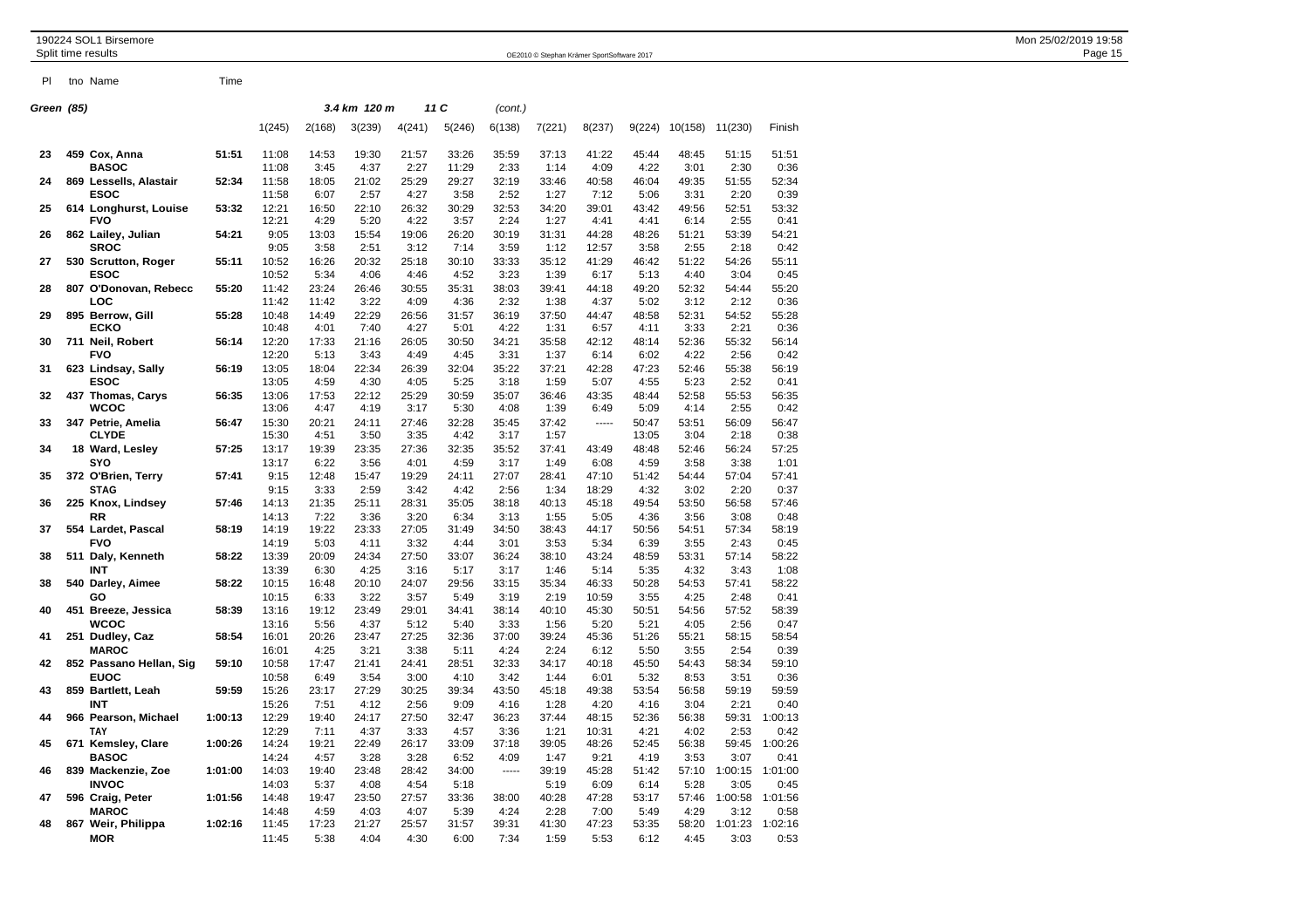190224 SOL1 Birsemore
Split time results

OE2010 © Stephan Krämer SportSoftware 2017

Mon 25/02/2019 19:58

**Green (85)** 3.4 km 120 m 11 C (cont.)

| Pl | tno | Name | Time | 1(245) | 2(168) | 3(239) | 4(241) | 5(246) | 6(138) | 7(221) | 8(237) | 9(224) | 10(158) | 11(230) | Finish |
|---|---|---|---|---|---|---|---|---|---|---|---|---|---|---|---|
| 23 | 459 | Cox, Anna | 51:51 | 11:08 | 14:53 | 19:30 | 21:57 | 33:26 | 35:59 | 37:13 | 41:22 | 45:44 | 48:45 | 51:15 | 51:51 |
| | | BASOC | | 11:08 | 3:45 | 4:37 | 2:27 | 11:29 | 2:33 | 1:14 | 4:09 | 4:22 | 3:01 | 2:30 | 0:36 |
| 24 | 869 | Lessells, Alastair | 52:34 | 11:58 | 18:05 | 21:02 | 25:29 | 29:27 | 32:19 | 33:46 | 40:58 | 46:04 | 49:35 | 51:55 | 52:34 |
| | | ESOC | | 11:58 | 6:07 | 2:57 | 4:27 | 3:58 | 2:52 | 1:27 | 7:12 | 5:06 | 3:31 | 2:20 | 0:39 |
| 25 | 614 | Longhurst, Louise | 53:32 | 12:21 | 16:50 | 22:10 | 26:32 | 30:29 | 32:53 | 34:20 | 39:01 | 43:42 | 49:56 | 52:51 | 53:32 |
| | | FVO | | 12:21 | 4:29 | 5:20 | 4:22 | 3:57 | 2:24 | 1:27 | 4:41 | 4:41 | 6:14 | 2:55 | 0:41 |
| 26 | 862 | Lailey, Julian | 54:21 | 9:05 | 13:03 | 15:54 | 19:06 | 26:20 | 30:19 | 31:31 | 44:28 | 48:26 | 51:21 | 53:39 | 54:21 |
| | | SROC | | 9:05 | 3:58 | 2:51 | 3:12 | 7:14 | 3:59 | 1:12 | 12:57 | 3:58 | 2:55 | 2:18 | 0:42 |
| 27 | 530 | Scrutton, Roger | 55:11 | 10:52 | 16:26 | 20:32 | 25:18 | 30:10 | 33:33 | 35:12 | 41:29 | 46:42 | 51:22 | 54:26 | 55:11 |
| | | ESOC | | 10:52 | 5:34 | 4:06 | 4:46 | 4:52 | 3:23 | 1:39 | 6:17 | 5:13 | 4:40 | 3:04 | 0:45 |
| 28 | 807 | O'Donovan, Rebecc | 55:20 | 11:42 | 23:24 | 26:46 | 30:55 | 35:31 | 38:03 | 39:41 | 44:18 | 49:20 | 52:32 | 54:44 | 55:20 |
| | | LOC | | 11:42 | 11:42 | 3:22 | 4:09 | 4:36 | 2:32 | 1:38 | 4:37 | 5:02 | 3:12 | 2:12 | 0:36 |
| 29 | 895 | Berrow, Gill | 55:28 | 10:48 | 14:49 | 22:29 | 26:56 | 31:57 | 36:19 | 37:50 | 44:47 | 48:58 | 52:31 | 54:52 | 55:28 |
| | | ECKO | | 10:48 | 4:01 | 7:40 | 4:27 | 5:01 | 4:22 | 1:31 | 6:57 | 4:11 | 3:33 | 2:21 | 0:36 |
| 30 | 711 | Neil, Robert | 56:14 | 12:20 | 17:33 | 21:16 | 26:05 | 30:50 | 34:21 | 35:58 | 42:12 | 48:14 | 52:36 | 55:32 | 56:14 |
| | | FVO | | 12:20 | 5:13 | 3:43 | 4:49 | 4:45 | 3:31 | 1:37 | 6:14 | 6:02 | 4:22 | 2:56 | 0:42 |
| 31 | 623 | Lindsay, Sally | 56:19 | 13:05 | 18:04 | 22:34 | 26:39 | 32:04 | 35:22 | 37:21 | 42:28 | 47:23 | 52:46 | 55:38 | 56:19 |
| | | ESOC | | 13:05 | 4:59 | 4:30 | 4:05 | 5:25 | 3:18 | 1:59 | 5:07 | 4:55 | 5:23 | 2:52 | 0:41 |
| 32 | 437 | Thomas, Carys | 56:35 | 13:06 | 17:53 | 22:12 | 25:29 | 30:59 | 35:07 | 36:46 | 43:35 | 48:44 | 52:58 | 55:53 | 56:35 |
| | | WCOC | | 13:06 | 4:47 | 4:19 | 3:17 | 5:30 | 4:08 | 1:39 | 6:49 | 5:09 | 4:14 | 2:55 | 0:42 |
| 33 | 347 | Petrie, Amelia | 56:47 | 15:30 | 20:21 | 24:11 | 27:46 | 32:28 | 35:45 | 37:42 | ----- | 50:47 | 53:51 | 56:09 | 56:47 |
| | | CLYDE | | 15:30 | 4:51 | 3:50 | 3:35 | 4:42 | 3:17 | 1:57 | | 13:05 | 3:04 | 2:18 | 0:38 |
| 34 | 18 | Ward, Lesley | 57:25 | 13:17 | 19:39 | 23:35 | 27:36 | 32:35 | 35:52 | 37:41 | 43:49 | 48:48 | 52:46 | 56:24 | 57:25 |
| | | SYO | | 13:17 | 6:22 | 3:56 | 4:01 | 4:59 | 3:17 | 1:49 | 6:08 | 4:59 | 3:58 | 3:38 | 1:01 |
| 35 | 372 | O'Brien, Terry | 57:41 | 9:15 | 12:48 | 15:47 | 19:29 | 24:11 | 27:07 | 28:41 | 47:10 | 51:42 | 54:44 | 57:04 | 57:41 |
| | | STAG | | 9:15 | 3:33 | 2:59 | 3:42 | 4:42 | 2:56 | 1:34 | 18:29 | 4:32 | 3:02 | 2:20 | 0:37 |
| 36 | 225 | Knox, Lindsey | 57:46 | 14:13 | 21:35 | 25:11 | 28:31 | 35:05 | 38:18 | 40:13 | 45:18 | 49:54 | 53:50 | 56:58 | 57:46 |
| | | RR | | 14:13 | 7:22 | 3:36 | 3:20 | 6:34 | 3:13 | 1:55 | 5:05 | 4:36 | 3:56 | 3:08 | 0:48 |
| 37 | 554 | Lardet, Pascal | 58:19 | 14:19 | 19:22 | 23:33 | 27:05 | 31:49 | 34:50 | 38:43 | 44:17 | 50:56 | 54:51 | 57:34 | 58:19 |
| | | FVO | | 14:19 | 5:03 | 4:11 | 3:32 | 4:44 | 3:01 | 3:53 | 5:34 | 6:39 | 3:55 | 2:43 | 0:45 |
| 38 | 511 | Daly, Kenneth | 58:22 | 13:39 | 20:09 | 24:34 | 27:50 | 33:07 | 36:24 | 38:10 | 43:24 | 48:59 | 53:31 | 57:14 | 58:22 |
| | | INT | | 13:39 | 6:30 | 4:25 | 3:16 | 5:17 | 3:17 | 1:46 | 5:14 | 5:35 | 4:32 | 3:43 | 1:08 |
| 38 | 540 | Darley, Aimee | 58:22 | 10:15 | 16:48 | 20:10 | 24:07 | 29:56 | 33:15 | 35:34 | 46:33 | 50:28 | 54:53 | 57:41 | 58:22 |
| | | GO | | 10:15 | 6:33 | 3:22 | 3:57 | 5:49 | 3:19 | 2:19 | 10:59 | 3:55 | 4:25 | 2:48 | 0:41 |
| 40 | 451 | Breeze, Jessica | 58:39 | 13:16 | 19:12 | 23:49 | 29:01 | 34:41 | 38:14 | 40:10 | 45:30 | 50:51 | 54:56 | 57:52 | 58:39 |
| | | WCOC | | 13:16 | 5:56 | 4:37 | 5:12 | 5:40 | 3:33 | 1:56 | 5:20 | 5:21 | 4:05 | 2:56 | 0:47 |
| 41 | 251 | Dudley, Caz | 58:54 | 16:01 | 20:26 | 23:47 | 27:25 | 32:36 | 37:00 | 39:24 | 45:36 | 51:26 | 55:21 | 58:15 | 58:54 |
| | | MAROC | | 16:01 | 4:25 | 3:21 | 3:38 | 5:11 | 4:24 | 2:24 | 6:12 | 5:50 | 3:55 | 2:54 | 0:39 |
| 42 | 852 | Passano Hellan, Sig | 59:10 | 10:58 | 17:47 | 21:41 | 24:41 | 28:51 | 32:33 | 34:17 | 40:18 | 45:50 | 54:43 | 58:34 | 59:10 |
| | | EUOC | | 10:58 | 6:49 | 3:54 | 3:00 | 4:10 | 3:42 | 1:44 | 6:01 | 5:32 | 8:53 | 3:51 | 0:36 |
| 43 | 859 | Bartlett, Leah | 59:59 | 15:26 | 23:17 | 27:29 | 30:25 | 39:34 | 43:50 | 45:18 | 49:38 | 53:54 | 56:58 | 59:19 | 59:59 |
| | | INT | | 15:26 | 7:51 | 4:12 | 2:56 | 9:09 | 4:16 | 1:28 | 4:20 | 4:16 | 3:04 | 2:21 | 0:40 |
| 44 | 966 | Pearson, Michael | 1:00:13 | 12:29 | 19:40 | 24:17 | 27:50 | 32:47 | 36:23 | 37:44 | 48:15 | 52:36 | 56:38 | 59:31 | 1:00:13 |
| | | TAY | | 12:29 | 7:11 | 4:37 | 3:33 | 4:57 | 3:36 | 1:21 | 10:31 | 4:21 | 4:02 | 2:53 | 0:42 |
| 45 | 671 | Kemsley, Clare | 1:00:26 | 14:24 | 19:21 | 22:49 | 26:17 | 33:09 | 37:18 | 39:05 | 48:26 | 52:45 | 56:38 | 59:45 | 1:00:26 |
| | | BASOC | | 14:24 | 4:57 | 3:28 | 3:28 | 6:52 | 4:09 | 1:47 | 9:21 | 4:19 | 3:53 | 3:07 | 0:41 |
| 46 | 839 | Mackenzie, Zoe | 1:01:00 | 14:03 | 19:40 | 23:48 | 28:42 | 34:00 | ----- | 39:19 | 45:28 | 51:42 | 57:10 | 1:00:15 | 1:01:00 |
| | | INVOC | | 14:03 | 5:37 | 4:08 | 4:54 | 5:18 | | 5:19 | 6:09 | 6:14 | 5:28 | 3:05 | 0:45 |
| 47 | 596 | Craig, Peter | 1:01:56 | 14:48 | 19:47 | 23:50 | 27:57 | 33:36 | 38:00 | 40:28 | 47:28 | 53:17 | 57:46 | 1:00:58 | 1:01:56 |
| | | MAROC | | 14:48 | 4:59 | 4:03 | 4:07 | 5:39 | 4:24 | 2:28 | 7:00 | 5:49 | 4:29 | 3:12 | 0:58 |
| 48 | 867 | Weir, Philippa | 1:02:16 | 11:45 | 17:23 | 21:27 | 25:57 | 31:57 | 39:31 | 41:30 | 47:23 | 53:35 | 58:20 | 1:01:23 | 1:02:16 |
| | | MOR | | 11:45 | 5:38 | 4:04 | 4:30 | 6:00 | 7:34 | 1:59 | 5:53 | 6:12 | 4:45 | 3:03 | 0:53 |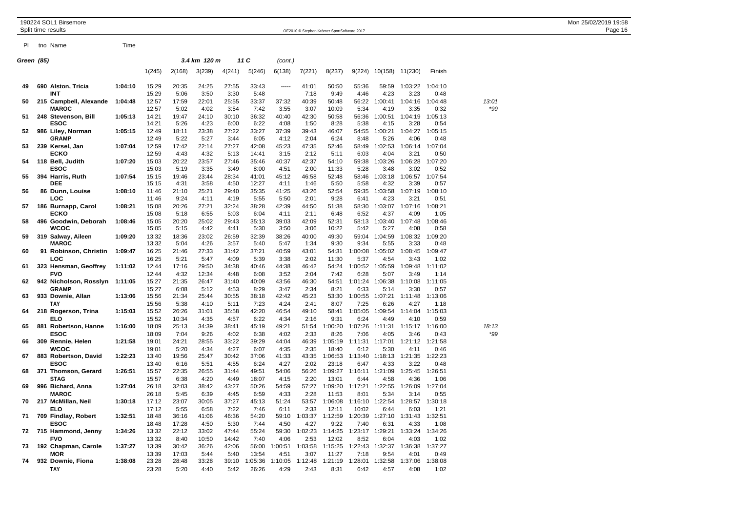190224 SOL1 Birsemore
Split time results

OE2010 © Stephan Krämer SportSoftware 2017

Mon 25/02/2019 19:58

## Green (85) — 3.4 km 120 m 11 C (cont.)

| Pl | tno | Name | Time | 1(245) | 2(168) | 3(239) | 4(241) | 5(246) | 6(138) | 7(221) | 8(237) | 9(224) | 10(158) | 11(230) | Finish | |
|---|---|---|---|---|---|---|---|---|---|---|---|---|---|---|---|---|
| 49 | 690 | Alston, Tricia | 1:04:10 | 15:29 | 20:35 | 24:25 | 27:55 | 33:43 | ----- | 41:01 | 50:50 | 55:36 | 59:59 | 1:03:22 | 1:04:10 | |
| | | INT | | 15:29 | 5:06 | 3:50 | 3:30 | 5:48 | | 7:18 | 9:49 | 4:46 | 4:23 | 3:23 | 0:48 | |
| 50 | 215 | Campbell, Alexande | 1:04:48 | 12:57 | 17:59 | 22:01 | 25:55 | 33:37 | 37:32 | 40:39 | 50:48 | 56:22 | 1:00:41 | 1:04:16 | 1:04:48 | 13:01 |
| | | MAROC | | 12:57 | 5:02 | 4:02 | 3:54 | 7:42 | 3:55 | 3:07 | 10:09 | 5:34 | 4:19 | 3:35 | 0:32 | *99 |
| 51 | 248 | Stevenson, Bill | 1:05:13 | 14:21 | 19:47 | 24:10 | 30:10 | 36:32 | 40:40 | 42:30 | 50:58 | 56:36 | 1:00:51 | 1:04:19 | 1:05:13 | |
| | | ESOC | | 14:21 | 5:26 | 4:23 | 6:00 | 6:22 | 4:08 | 1:50 | 8:28 | 5:38 | 4:15 | 3:28 | 0:54 | |
| 52 | 986 | Liley, Norman | 1:05:15 | 12:49 | 18:11 | 23:38 | 27:22 | 33:27 | 37:39 | 39:43 | 46:07 | 54:55 | 1:00:21 | 1:04:27 | 1:05:15 | |
| | | GRAMP | | 12:49 | 5:22 | 5:27 | 3:44 | 6:05 | 4:12 | 2:04 | 6:24 | 8:48 | 5:26 | 4:06 | 0:48 | |
| 53 | 239 | Kersel, Jan | 1:07:04 | 12:59 | 17:42 | 22:14 | 27:27 | 42:08 | 45:23 | 47:35 | 52:46 | 58:49 | 1:02:53 | 1:06:14 | 1:07:04 | |
| | | ECKO | | 12:59 | 4:43 | 4:32 | 5:13 | 14:41 | 3:15 | 2:12 | 5:11 | 6:03 | 4:04 | 3:21 | 0:50 | |
| 54 | 118 | Bell, Judith | 1:07:20 | 15:03 | 20:22 | 23:57 | 27:46 | 35:46 | 40:37 | 42:37 | 54:10 | 59:38 | 1:03:26 | 1:06:28 | 1:07:20 | |
| | | ESOC | | 15:03 | 5:19 | 3:35 | 3:49 | 8:00 | 4:51 | 2:00 | 11:33 | 5:28 | 3:48 | 3:02 | 0:52 | |
| 55 | 394 | Harris, Ruth | 1:07:54 | 15:15 | 19:46 | 23:44 | 28:34 | 41:01 | 45:12 | 46:58 | 52:48 | 58:46 | 1:03:18 | 1:06:57 | 1:07:54 | |
| | | DEE | | 15:15 | 4:31 | 3:58 | 4:50 | 12:27 | 4:11 | 1:46 | 5:50 | 5:58 | 4:32 | 3:39 | 0:57 | |
| 56 | 86 | Dunn, Louise | 1:08:10 | 11:46 | 21:10 | 25:21 | 29:40 | 35:35 | 41:25 | 43:26 | 52:54 | 59:35 | 1:03:58 | 1:07:19 | 1:08:10 | |
| | | LOC | | 11:46 | 9:24 | 4:11 | 4:19 | 5:55 | 5:50 | 2:01 | 9:28 | 6:41 | 4:23 | 3:21 | 0:51 | |
| 57 | 186 | Burnapp, Carol | 1:08:21 | 15:08 | 20:26 | 27:21 | 32:24 | 38:28 | 42:39 | 44:50 | 51:38 | 58:30 | 1:03:07 | 1:07:16 | 1:08:21 | |
| | | ECKO | | 15:08 | 5:18 | 6:55 | 5:03 | 6:04 | 4:11 | 2:11 | 6:48 | 6:52 | 4:37 | 4:09 | 1:05 | |
| 58 | 496 | Goodwin, Deborah | 1:08:46 | 15:05 | 20:20 | 25:02 | 29:43 | 35:13 | 39:03 | 42:09 | 52:31 | 58:13 | 1:03:40 | 1:07:48 | 1:08:46 | |
| | | WCOC | | 15:05 | 5:15 | 4:42 | 4:41 | 5:30 | 3:50 | 3:06 | 10:22 | 5:42 | 5:27 | 4:08 | 0:58 | |
| 59 | 319 | Salway, Aileen | 1:09:20 | 13:32 | 18:36 | 23:02 | 26:59 | 32:39 | 38:26 | 40:00 | 49:30 | 59:04 | 1:04:59 | 1:08:32 | 1:09:20 | |
| | | MAROC | | 13:32 | 5:04 | 4:26 | 3:57 | 5:40 | 5:47 | 1:34 | 9:30 | 9:34 | 5:55 | 3:33 | 0:48 | |
| 60 | 91 | Robinson, Christin | 1:09:47 | 16:25 | 21:46 | 27:33 | 31:42 | 37:21 | 40:59 | 43:01 | 54:31 | 1:00:08 | 1:05:02 | 1:08:45 | 1:09:47 | |
| | | LOC | | 16:25 | 5:21 | 5:47 | 4:09 | 5:39 | 3:38 | 2:02 | 11:30 | 5:37 | 4:54 | 3:43 | 1:02 | |
| 61 | 323 | Hensman, Geoffrey | 1:11:02 | 12:44 | 17:16 | 29:50 | 34:38 | 40:46 | 44:38 | 46:42 | 54:24 | 1:00:52 | 1:05:59 | 1:09:48 | 1:11:02 | |
| | | FVO | | 12:44 | 4:32 | 12:34 | 4:48 | 6:08 | 3:52 | 2:04 | 7:42 | 6:28 | 5:07 | 3:49 | 1:14 | |
| 62 | 942 | Nicholson, Rosslyn | 1:11:05 | 15:27 | 21:35 | 26:47 | 31:40 | 40:09 | 43:56 | 46:30 | 54:51 | 1:01:24 | 1:06:38 | 1:10:08 | 1:11:05 | |
| | | GRAMP | | 15:27 | 6:08 | 5:12 | 4:53 | 8:29 | 3:47 | 2:34 | 8:21 | 6:33 | 5:14 | 3:30 | 0:57 | |
| 63 | 933 | Downie, Allan | 1:13:06 | 15:56 | 21:34 | 25:44 | 30:55 | 38:18 | 42:42 | 45:23 | 53:30 | 1:00:55 | 1:07:21 | 1:11:48 | 1:13:06 | |
| | | TAY | | 15:56 | 5:38 | 4:10 | 5:11 | 7:23 | 4:24 | 2:41 | 8:07 | 7:25 | 6:26 | 4:27 | 1:18 | |
| 64 | 218 | Rogerson, Trina | 1:15:03 | 15:52 | 26:26 | 31:01 | 35:58 | 42:20 | 46:54 | 49:10 | 58:41 | 1:05:05 | 1:09:54 | 1:14:04 | 1:15:03 | |
| | | ELO | | 15:52 | 10:34 | 4:35 | 4:57 | 6:22 | 4:34 | 2:16 | 9:31 | 6:24 | 4:49 | 4:10 | 0:59 | |
| 65 | 881 | Robertson, Hanne | 1:16:00 | 18:09 | 25:13 | 34:39 | 38:41 | 45:19 | 49:21 | 51:54 | 1:00:20 | 1:07:26 | 1:11:31 | 1:15:17 | 1:16:00 | 18:13 |
| | | ESOC | | 18:09 | 7:04 | 9:26 | 4:02 | 6:38 | 4:02 | 2:33 | 8:26 | 7:06 | 4:05 | 3:46 | 0:43 | *99 |
| 66 | 309 | Rennie, Helen | 1:21:58 | 19:01 | 24:21 | 28:55 | 33:22 | 39:29 | 44:04 | 46:39 | 1:05:19 | 1:11:31 | 1:17:01 | 1:21:12 | 1:21:58 | |
| | | WCOC | | 19:01 | 5:20 | 4:34 | 4:27 | 6:07 | 4:35 | 2:35 | 18:40 | 6:12 | 5:30 | 4:11 | 0:46 | |
| 67 | 883 | Robertson, David | 1:22:23 | 13:40 | 19:56 | 25:47 | 30:42 | 37:06 | 41:33 | 43:35 | 1:06:53 | 1:13:40 | 1:18:13 | 1:21:35 | 1:22:23 | |
| | | ESOC | | 13:40 | 6:16 | 5:51 | 4:55 | 6:24 | 4:27 | 2:02 | 23:18 | 6:47 | 4:33 | 3:22 | 0:48 | |
| 68 | 371 | Thomson, Gerard | 1:26:51 | 15:57 | 22:35 | 26:55 | 31:44 | 49:51 | 54:06 | 56:26 | 1:09:27 | 1:16:11 | 1:21:09 | 1:25:45 | 1:26:51 | |
| | | STAG | | 15:57 | 6:38 | 4:20 | 4:49 | 18:07 | 4:15 | 2:20 | 13:01 | 6:44 | 4:58 | 4:36 | 1:06 | |
| 69 | 996 | Bichard, Anna | 1:27:04 | 26:18 | 32:03 | 38:42 | 43:27 | 50:26 | 54:59 | 57:27 | 1:09:20 | 1:17:21 | 1:22:55 | 1:26:09 | 1:27:04 | |
| | | MAROC | | 26:18 | 5:45 | 6:39 | 4:45 | 6:59 | 4:33 | 2:28 | 11:53 | 8:01 | 5:34 | 3:14 | 0:55 | |
| 70 | 217 | McMillan, Neil | 1:30:18 | 17:12 | 23:07 | 30:05 | 37:27 | 45:13 | 51:24 | 53:57 | 1:06:08 | 1:16:10 | 1:22:54 | 1:28:57 | 1:30:18 | |
| | | ELO | | 17:12 | 5:55 | 6:58 | 7:22 | 7:46 | 6:11 | 2:33 | 12:11 | 10:02 | 6:44 | 6:03 | 1:21 | |
| 71 | 709 | Findlay, Robert | 1:32:51 | 18:48 | 36:16 | 41:06 | 46:36 | 54:20 | 59:10 | 1:03:37 | 1:12:59 | 1:20:39 | 1:27:10 | 1:31:43 | 1:32:51 | |
| | | ESOC | | 18:48 | 17:28 | 4:50 | 5:30 | 7:44 | 4:50 | 4:27 | 9:22 | 7:40 | 6:31 | 4:33 | 1:08 | |
| 72 | 715 | Hammond, Jenny | 1:34:26 | 13:32 | 22:12 | 33:02 | 47:44 | 55:24 | 59:30 | 1:02:23 | 1:14:25 | 1:23:17 | 1:29:21 | 1:33:24 | 1:34:26 | |
| | | FVO | | 13:32 | 8:40 | 10:50 | 14:42 | 7:40 | 4:06 | 2:53 | 12:02 | 8:52 | 6:04 | 4:03 | 1:02 | |
| 73 | 192 | Chapman, Carole | 1:37:27 | 13:39 | 30:42 | 36:26 | 42:06 | 56:00 | 1:00:51 | 1:03:58 | 1:15:25 | 1:22:43 | 1:32:37 | 1:36:38 | 1:37:27 | |
| | | MOR | | 13:39 | 17:03 | 5:44 | 5:40 | 13:54 | 4:51 | 3:07 | 11:27 | 7:18 | 9:54 | 4:01 | 0:49 | |
| 74 | 932 | Downie, Fiona | 1:38:08 | 23:28 | 28:48 | 33:28 | 39:10 | 1:05:36 | 1:10:05 | 1:12:48 | 1:21:19 | 1:28:01 | 1:32:58 | 1:37:06 | 1:38:08 | |
| | | TAY | | 23:28 | 5:20 | 4:40 | 5:42 | 26:26 | 4:29 | 2:43 | 8:31 | 6:42 | 4:57 | 4:08 | 1:02 | |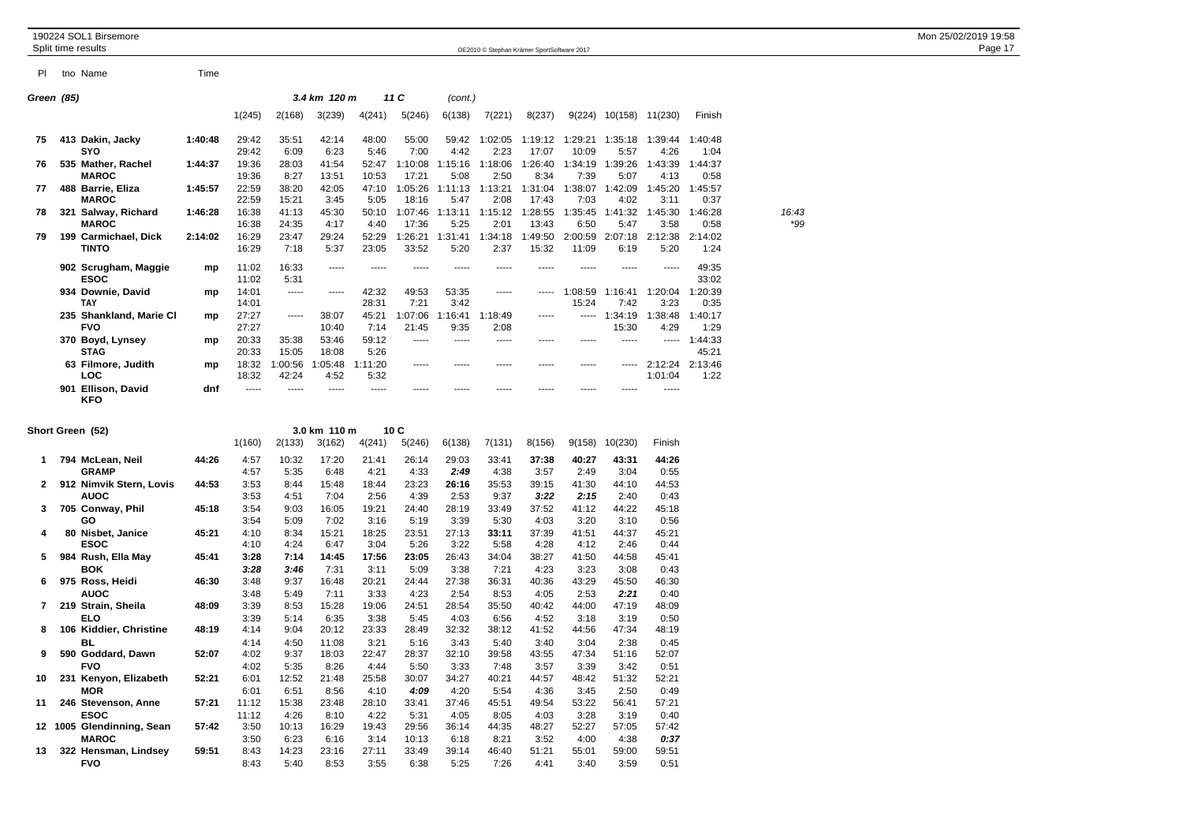### Green (85) — 3.4 km 120 m — 11 C (cont.)

| Pl | tno | Name | Time | 1(245) | 2(168) | 3(239) | 4(241) | 5(246) | 6(138) | 7(221) | 8(237) | 9(224) | 10(158) | 11(230) | Finish | |
|---|---|---|---|---|---|---|---|---|---|---|---|---|---|---|---|---|
| 75 | 413 | Dakin, Jacky | 1:40:48 | 29:42 | 35:51 | 42:14 | 48:00 | 55:00 | 59:42 | 1:02:05 | 1:19:12 | 1:29:21 | 1:35:18 | 1:39:44 | 1:40:48 | |
| | | SYO | | 29:42 | 6:09 | 6:23 | 5:46 | 7:00 | 4:42 | 2:23 | 17:07 | 10:09 | 5:57 | 4:26 | 1:04 | |
| 76 | 535 | Mather, Rachel | 1:44:37 | 19:36 | 28:03 | 41:54 | 52:47 | 1:10:08 | 1:15:16 | 1:18:06 | 1:26:40 | 1:34:19 | 1:39:26 | 1:43:39 | 1:44:37 | |
| | | MAROC | | 19:36 | 8:27 | 13:51 | 10:53 | 17:21 | 5:08 | 2:50 | 8:34 | 7:39 | 5:07 | 4:13 | 0:58 | |
| 77 | 488 | Barrie, Eliza | 1:45:57 | 22:59 | 38:20 | 42:05 | 47:10 | 1:05:26 | 1:11:13 | 1:13:21 | 1:31:04 | 1:38:07 | 1:42:09 | 1:45:20 | 1:45:57 | |
| | | MAROC | | 22:59 | 15:21 | 3:45 | 5:05 | 18:16 | 5:47 | 2:08 | 17:43 | 7:03 | 4:02 | 3:11 | 0:37 | |
| 78 | 321 | Salway, Richard | 1:46:28 | 16:38 | 41:13 | 45:30 | 50:10 | 1:07:46 | 1:13:11 | 1:15:12 | 1:28:55 | 1:35:45 | 1:41:32 | 1:45:30 | 1:46:28 | *16:43* |
| | | MAROC | | 16:38 | 24:35 | 4:17 | 4:40 | 17:36 | 5:25 | 2:01 | 13:43 | 6:50 | 5:47 | 3:58 | 0:58 | *99 |
| 79 | 199 | Carmichael, Dick | 2:14:02 | 16:29 | 23:47 | 29:24 | 52:29 | 1:26:21 | 1:31:41 | 1:34:18 | 1:49:50 | 2:00:59 | 2:07:18 | 2:12:38 | 2:14:02 | |
| | | TINTO | | 16:29 | 7:18 | 5:37 | 23:05 | 33:52 | 5:20 | 2:37 | 15:32 | 11:09 | 6:19 | 5:20 | 1:24 | |
| | 902 | Scrugham, Maggie | mp | 11:02 | 16:33 | ----- | ----- | ----- | ----- | ----- | ----- | ----- | ----- | ----- | 49:35 | |
| | | ESOC | | 11:02 | 5:31 | | | | | | | | | | 33:02 | |
| | 934 | Downie, David | mp | 14:01 | ----- | ----- | 42:32 | 49:53 | 53:35 | ----- | ----- | 1:08:59 | 1:16:41 | 1:20:04 | 1:20:39 | |
| | | TAY | | 14:01 | | | 28:31 | 7:21 | 3:42 | | | 15:24 | 7:42 | 3:23 | 0:35 | |
| | 235 | Shankland, Marie Cl | mp | 27:27 | ----- | 38:07 | 45:21 | 1:07:06 | 1:16:41 | 1:18:49 | ----- | ----- | 1:34:19 | 1:38:48 | 1:40:17 | |
| | | FVO | | 27:27 | | 10:40 | 7:14 | 21:45 | 9:35 | 2:08 | | | 15:30 | 4:29 | 1:29 | |
| | 370 | Boyd, Lynsey | mp | 20:33 | 35:38 | 53:46 | 59:12 | ----- | ----- | ----- | ----- | ----- | ----- | ----- | 1:44:33 | |
| | | STAG | | 20:33 | 15:05 | 18:08 | 5:26 | | | | | | | | 45:21 | |
| | 63 | Filmore, Judith | mp | 18:32 | 1:00:56 | 1:05:48 | 1:11:20 | ----- | ----- | ----- | ----- | ----- | ----- | 2:12:24 | 2:13:46 | |
| | | LOC | | 18:32 | 42:24 | 4:52 | 5:32 | | | | | | | 1:01:04 | 1:22 | |
| | 901 | Ellison, David | dnf | ----- | ----- | ----- | ----- | ----- | ----- | ----- | ----- | ----- | ----- | ----- | | |
| | | KFO | | | | | | | | | | | | | | |

### Short Green (52) — 3.0 km 110 m — 10 C

| Pl | tno | Name | Time | 1(160) | 2(133) | 3(162) | 4(241) | 5(246) | 6(138) | 7(131) | 8(156) | 9(158) | 10(230) | Finish |
|---|---|---|---|---|---|---|---|---|---|---|---|---|---|---|
| 1 | 794 | McLean, Neil | 44:26 | 4:57 | 10:32 | 17:20 | 21:41 | 26:14 | 29:03 | 33:41 | **37:38** | **40:27** | **43:31** | **44:26** |
| | | GRAMP | | 4:57 | 5:35 | 6:48 | 4:21 | 4:33 | ***2:49*** | 4:38 | 3:57 | 2:49 | 3:04 | 0:55 |
| 2 | 912 | Nimvik Stern, Lovis | 44:53 | 3:53 | 8:44 | 15:48 | 18:44 | 23:23 | **26:16** | 35:53 | 39:15 | 41:30 | 44:10 | 44:53 |
| | | AUOC | | 3:53 | 4:51 | 7:04 | 2:56 | 4:39 | 2:53 | 9:37 | ***3:22*** | ***2:15*** | 2:40 | 0:43 |
| 3 | 705 | Conway, Phil | 45:18 | 3:54 | 9:03 | 16:05 | 19:21 | 24:40 | 28:19 | 33:49 | 37:52 | 41:12 | 44:22 | 45:18 |
| | | GO | | 3:54 | 5:09 | 7:02 | 3:16 | 5:19 | 3:39 | 5:30 | 4:03 | 3:20 | 3:10 | 0:56 |
| 4 | 80 | Nisbet, Janice | 45:21 | 4:10 | 8:34 | 15:21 | 18:25 | 23:51 | 27:13 | **33:11** | 37:39 | 41:51 | 44:37 | 45:21 |
| | | ESOC | | 4:10 | 4:24 | 6:47 | 3:04 | 5:26 | 3:22 | 5:58 | 4:28 | 4:12 | 2:46 | 0:44 |
| 5 | 984 | Rush, Ella May | 45:41 | **3:28** | **7:14** | **14:45** | **17:56** | **23:05** | 26:43 | 34:04 | 38:27 | 41:50 | 44:58 | 45:41 |
| | | BOK | | ***3:28*** | ***3:46*** | 7:31 | 3:11 | 5:09 | 3:38 | 7:21 | 4:23 | 3:23 | 3:08 | 0:43 |
| 6 | 975 | Ross, Heidi | 46:30 | 3:48 | 9:37 | 16:48 | 20:21 | 24:44 | 27:38 | 36:31 | 40:36 | 43:29 | 45:50 | 46:30 |
| | | AUOC | | 3:48 | 5:49 | 7:11 | 3:33 | 4:23 | 2:54 | 8:53 | 4:05 | 2:53 | ***2:21*** | 0:40 |
| 7 | 219 | Strain, Sheila | 48:09 | 3:39 | 8:53 | 15:28 | 19:06 | 24:51 | 28:54 | 35:50 | 40:42 | 44:00 | 47:19 | 48:09 |
| | | ELO | | 3:39 | 5:14 | 6:35 | 3:38 | 5:45 | 4:03 | 6:56 | 4:52 | 3:18 | 3:19 | 0:50 |
| 8 | 106 | Kiddier, Christine | 48:19 | 4:14 | 9:04 | 20:12 | 23:33 | 28:49 | 32:32 | 38:12 | 41:52 | 44:56 | 47:34 | 48:19 |
| | | BL | | 4:14 | 4:50 | 11:08 | 3:21 | 5:16 | 3:43 | 5:40 | 3:40 | 3:04 | 2:38 | 0:45 |
| 9 | 590 | Goddard, Dawn | 52:07 | 4:02 | 9:37 | 18:03 | 22:47 | 28:37 | 32:10 | 39:58 | 43:55 | 47:34 | 51:16 | 52:07 |
| | | FVO | | 4:02 | 5:35 | 8:26 | 4:44 | 5:50 | 3:33 | 7:48 | 3:57 | 3:39 | 3:42 | 0:51 |
| 10 | 231 | Kenyon, Elizabeth | 52:21 | 6:01 | 12:52 | 21:48 | 25:58 | 30:07 | 34:27 | 40:21 | 44:57 | 48:42 | 51:32 | 52:21 |
| | | MOR | | 6:01 | 6:51 | 8:56 | 4:10 | ***4:09*** | 4:20 | 5:54 | 4:36 | 3:45 | 2:50 | 0:49 |
| 11 | 246 | Stevenson, Anne | 57:21 | 11:12 | 15:38 | 23:48 | 28:10 | 33:41 | 37:46 | 45:51 | 49:54 | 53:22 | 56:41 | 57:21 |
| | | ESOC | | 11:12 | 4:26 | 8:10 | 4:22 | 5:31 | 4:05 | 8:05 | 4:03 | 3:28 | 3:19 | 0:40 |
| 12 | 1005 | Glendinning, Sean | 57:42 | 3:50 | 10:13 | 16:29 | 19:43 | 29:56 | 36:14 | 44:35 | 48:27 | 52:27 | 57:05 | 57:42 |
| | | MAROC | | 3:50 | 6:23 | 6:16 | 3:14 | 10:13 | 6:18 | 8:21 | 3:52 | 4:00 | 4:38 | ***0:37*** |
| 13 | 322 | Hensman, Lindsey | 59:51 | 8:43 | 14:23 | 23:16 | 27:11 | 33:49 | 39:14 | 46:40 | 51:21 | 55:01 | 59:00 | 59:51 |
| | | FVO | | 8:43 | 5:40 | 8:53 | 3:55 | 6:38 | 5:25 | 7:26 | 4:41 | 3:40 | 3:59 | 0:51 |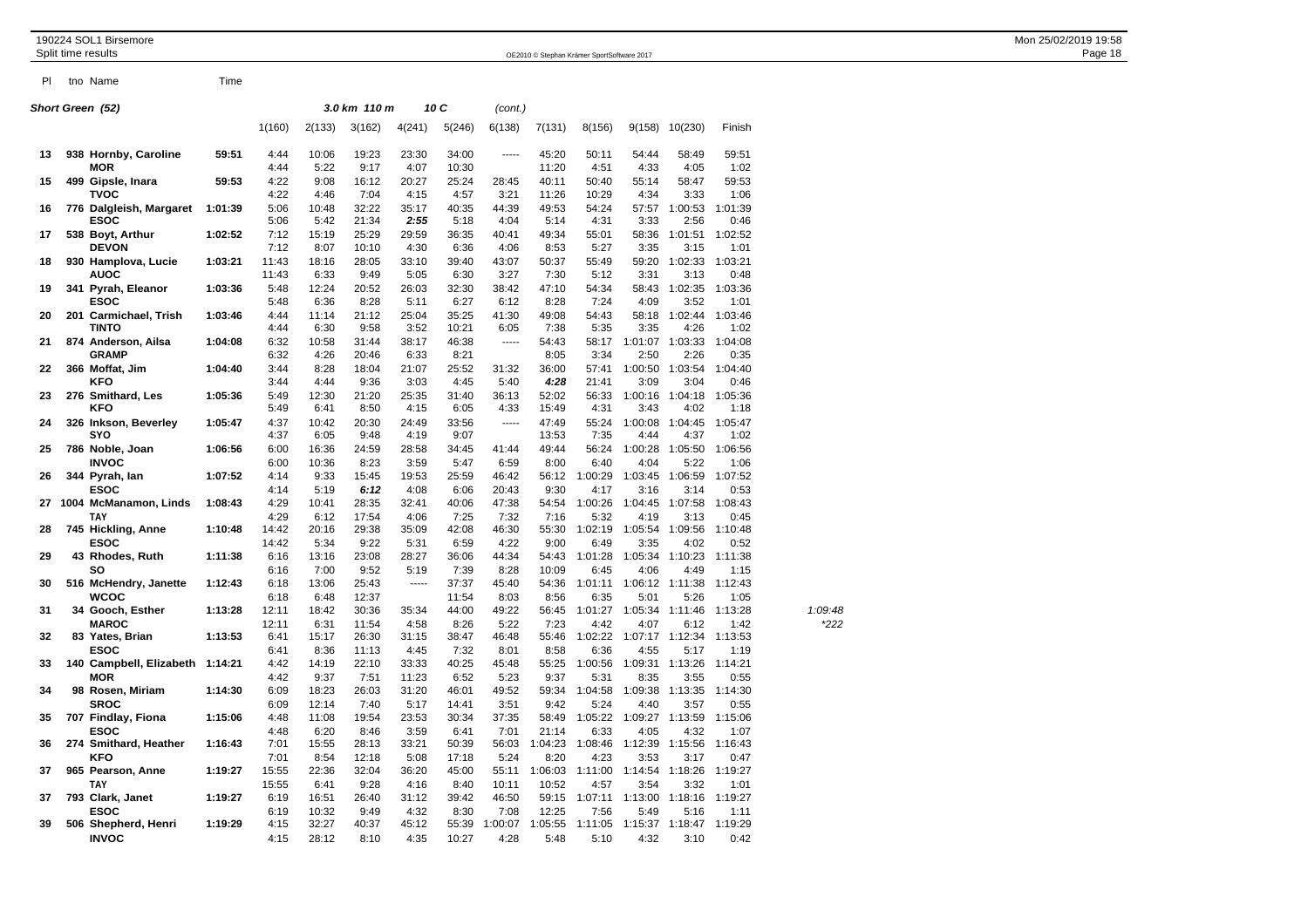Pl tno Name Time

**Short Green (52)** 3.0 km 110 m 10 C (cont.)

| Pl | tno | Name | Time | 1(160) | 2(133) | 3(162) | 4(241) | 5(246) | 6(138) | 7(131) | 8(156) | 9(158) | 10(230) | Finish | |
|---|---|---|---|---|---|---|---|---|---|---|---|---|---|---|---|
| 13 | 938 | Hornby, Caroline | 59:51 | 4:44 | 10:06 | 19:23 | 23:30 | 34:00 | ----- | 45:20 | 50:11 | 54:44 | 58:49 | 59:51 | |
| | | MOR | | 4:44 | 5:22 | 9:17 | 4:07 | 10:30 | | 11:20 | 4:51 | 4:33 | 4:05 | 1:02 | |
| 15 | 499 | Gipsle, Inara | 59:53 | 4:22 | 9:08 | 16:12 | 20:27 | 25:24 | 28:45 | 40:11 | 50:40 | 55:14 | 58:47 | 59:53 | |
| | | TVOC | | 4:22 | 4:46 | 7:04 | 4:15 | 4:57 | 3:21 | 11:26 | 10:29 | 4:34 | 3:33 | 1:06 | |
| 16 | 776 | Dalgleish, Margaret | 1:01:39 | 5:06 | 10:48 | 32:22 | 35:17 | 40:35 | 44:39 | 49:53 | 54:24 | 57:57 | 1:00:53 | 1:01:39 | |
| | | ESOC | | 5:06 | 5:42 | 21:34 | *2:55* | 5:18 | 4:04 | 5:14 | 4:31 | 3:33 | 2:56 | 0:46 | |
| 17 | 538 | Boyt, Arthur | 1:02:52 | 7:12 | 15:19 | 25:29 | 29:59 | 36:35 | 40:41 | 49:34 | 55:01 | 58:36 | 1:01:51 | 1:02:52 | |
| | | DEVON | | 7:12 | 8:07 | 10:10 | 4:30 | 6:36 | 4:06 | 8:53 | 5:27 | 3:35 | 3:15 | 1:01 | |
| 18 | 930 | Hamplova, Lucie | 1:03:21 | 11:43 | 18:16 | 28:05 | 33:10 | 39:40 | 43:07 | 50:37 | 55:49 | 59:20 | 1:02:33 | 1:03:21 | |
| | | AUOC | | 11:43 | 6:33 | 9:49 | 5:05 | 6:30 | 3:27 | 7:30 | 5:12 | 3:31 | 3:13 | 0:48 | |
| 19 | 341 | Pyrah, Eleanor | 1:03:36 | 5:48 | 12:24 | 20:52 | 26:03 | 32:30 | 38:42 | 47:10 | 54:34 | 58:43 | 1:02:35 | 1:03:36 | |
| | | ESOC | | 5:48 | 6:36 | 8:28 | 5:11 | 6:27 | 6:12 | 8:28 | 7:24 | 4:09 | 3:52 | 1:01 | |
| 20 | 201 | Carmichael, Trish | 1:03:46 | 4:44 | 11:14 | 21:12 | 25:04 | 35:25 | 41:30 | 49:08 | 54:43 | 58:18 | 1:02:44 | 1:03:46 | |
| | | TINTO | | 4:44 | 6:30 | 9:58 | 3:52 | 10:21 | 6:05 | 7:38 | 5:35 | 3:35 | 4:26 | 1:02 | |
| 21 | 874 | Anderson, Ailsa | 1:04:08 | 6:32 | 10:58 | 31:44 | 38:17 | 46:38 | ----- | 54:43 | 58:17 | 1:01:07 | 1:03:33 | 1:04:08 | |
| | | GRAMP | | 6:32 | 4:26 | 20:46 | 6:33 | 8:21 | | 8:05 | 3:34 | 2:50 | 2:26 | 0:35 | |
| 22 | 366 | Moffat, Jim | 1:04:40 | 3:44 | 8:28 | 18:04 | 21:07 | 25:52 | 31:32 | 36:00 | 57:41 | 1:00:50 | 1:03:54 | 1:04:40 | |
| | | KFO | | 3:44 | 4:44 | 9:36 | 3:03 | 4:45 | 5:40 | *4:28* | 21:41 | 3:09 | 3:04 | 0:46 | |
| 23 | 276 | Smithard, Les | 1:05:36 | 5:49 | 12:30 | 21:20 | 25:35 | 31:40 | 36:13 | 52:02 | 56:33 | 1:00:16 | 1:04:18 | 1:05:36 | |
| | | KFO | | 5:49 | 6:41 | 8:50 | 4:15 | 6:05 | 4:33 | 15:49 | 4:31 | 3:43 | 4:02 | 1:18 | |
| 24 | 326 | Inkson, Beverley | 1:05:47 | 4:37 | 10:42 | 20:30 | 24:49 | 33:56 | ----- | 47:49 | 55:24 | 1:00:08 | 1:04:45 | 1:05:47 | |
| | | SYO | | 4:37 | 6:05 | 9:48 | 4:19 | 9:07 | | 13:53 | 7:35 | 4:44 | 4:37 | 1:02 | |
| 25 | 786 | Noble, Joan | 1:06:56 | 6:00 | 16:36 | 24:59 | 28:58 | 34:45 | 41:44 | 49:44 | 56:24 | 1:00:28 | 1:05:50 | 1:06:56 | |
| | | INVOC | | 6:00 | 10:36 | 8:23 | 3:59 | 5:47 | 6:59 | 8:00 | 6:40 | 4:04 | 5:22 | 1:06 | |
| 26 | 344 | Pyrah, Ian | 1:07:52 | 4:14 | 9:33 | 15:45 | 19:53 | 25:59 | 46:42 | 56:12 | 1:00:29 | 1:03:45 | 1:06:59 | 1:07:52 | |
| | | ESOC | | 4:14 | 5:19 | *6:12* | 4:08 | 6:06 | 20:43 | 9:30 | 4:17 | 3:16 | 3:14 | 0:53 | |
| 27 | 1004 | McManamon, Linds | 1:08:43 | 4:29 | 10:41 | 28:35 | 32:41 | 40:06 | 47:38 | 54:54 | 1:00:26 | 1:04:45 | 1:07:58 | 1:08:43 | |
| | | TAY | | 4:29 | 6:12 | 17:54 | 4:06 | 7:25 | 7:32 | 7:16 | 5:32 | 4:19 | 3:13 | 0:45 | |
| 28 | 745 | Hickling, Anne | 1:10:48 | 14:42 | 20:16 | 29:38 | 35:09 | 42:08 | 46:30 | 55:30 | 1:02:19 | 1:05:54 | 1:09:56 | 1:10:48 | |
| | | ESOC | | 14:42 | 5:34 | 9:22 | 5:31 | 6:59 | 4:22 | 9:00 | 6:49 | 3:35 | 4:02 | 0:52 | |
| 29 | 43 | Rhodes, Ruth | 1:11:38 | 6:16 | 13:16 | 23:08 | 28:27 | 36:06 | 44:34 | 54:43 | 1:01:28 | 1:05:34 | 1:10:23 | 1:11:38 | |
| | | SO | | 6:16 | 7:00 | 9:52 | 5:19 | 7:39 | 8:28 | 10:09 | 6:45 | 4:06 | 4:49 | 1:15 | |
| 30 | 516 | McHendry, Janette | 1:12:43 | 6:18 | 13:06 | 25:43 | ----- | 37:37 | 45:40 | 54:36 | 1:01:11 | 1:06:12 | 1:11:38 | 1:12:43 | |
| | | WCOC | | 6:18 | 6:48 | 12:37 | | 11:54 | 8:03 | 8:56 | 6:35 | 5:01 | 5:26 | 1:05 | |
| 31 | 34 | Gooch, Esther | 1:13:28 | 12:11 | 18:42 | 30:36 | 35:34 | 44:00 | 49:22 | 56:45 | 1:01:27 | 1:05:34 | 1:11:46 | 1:13:28 | *1:09:48* |
| | | MAROC | | 12:11 | 6:31 | 11:54 | 4:58 | 8:26 | 5:22 | 7:23 | 4:42 | 4:07 | 6:12 | 1:42 | *\*222* |
| 32 | 83 | Yates, Brian | 1:13:53 | 6:41 | 15:17 | 26:30 | 31:15 | 38:47 | 46:48 | 55:46 | 1:02:22 | 1:07:17 | 1:12:34 | 1:13:53 | |
| | | ESOC | | 6:41 | 8:36 | 11:13 | 4:45 | 7:32 | 8:01 | 8:58 | 6:36 | 4:55 | 5:17 | 1:19 | |
| 33 | 140 | Campbell, Elizabeth | 1:14:21 | 4:42 | 14:19 | 22:10 | 33:33 | 40:25 | 45:48 | 55:25 | 1:00:56 | 1:09:31 | 1:13:26 | 1:14:21 | |
| | | MOR | | 4:42 | 9:37 | 7:51 | 11:23 | 6:52 | 5:23 | 9:37 | 5:31 | 8:35 | 3:55 | 0:55 | |
| 34 | 98 | Rosen, Miriam | 1:14:30 | 6:09 | 18:23 | 26:03 | 31:20 | 46:01 | 49:52 | 59:34 | 1:04:58 | 1:09:38 | 1:13:35 | 1:14:30 | |
| | | SROC | | 6:09 | 12:14 | 7:40 | 5:17 | 14:41 | 3:51 | 9:42 | 5:24 | 4:40 | 3:57 | 0:55 | |
| 35 | 707 | Findlay, Fiona | 1:15:06 | 4:48 | 11:08 | 19:54 | 23:53 | 30:34 | 37:35 | 58:49 | 1:05:22 | 1:09:27 | 1:13:59 | 1:15:06 | |
| | | ESOC | | 4:48 | 6:20 | 8:46 | 3:59 | 6:41 | 7:01 | 21:14 | 6:33 | 4:05 | 4:32 | 1:07 | |
| 36 | 274 | Smithard, Heather | 1:16:43 | 7:01 | 15:55 | 28:13 | 33:21 | 50:39 | 56:03 | 1:04:23 | 1:08:46 | 1:12:39 | 1:15:56 | 1:16:43 | |
| | | KFO | | 7:01 | 8:54 | 12:18 | 5:08 | 17:18 | 5:24 | 8:20 | 4:23 | 3:53 | 3:17 | 0:47 | |
| 37 | 965 | Pearson, Anne | 1:19:27 | 15:55 | 22:36 | 32:04 | 36:20 | 45:00 | 55:11 | 1:06:03 | 1:11:00 | 1:14:54 | 1:18:26 | 1:19:27 | |
| | | TAY | | 15:55 | 6:41 | 9:28 | 4:16 | 8:40 | 10:11 | 10:52 | 4:57 | 3:54 | 3:32 | 1:01 | |
| 37 | 793 | Clark, Janet | 1:19:27 | 6:19 | 16:51 | 26:40 | 31:12 | 39:42 | 46:50 | 59:15 | 1:07:11 | 1:13:00 | 1:18:16 | 1:19:27 | |
| | | ESOC | | 6:19 | 10:32 | 9:49 | 4:32 | 8:30 | 7:08 | 12:25 | 7:56 | 5:49 | 5:16 | 1:11 | |
| 39 | 506 | Shepherd, Henri | 1:19:29 | 4:15 | 32:27 | 40:37 | 45:12 | 55:39 | 1:00:07 | 1:05:55 | 1:11:05 | 1:15:37 | 1:18:47 | 1:19:29 | |
| | | INVOC | | 4:15 | 28:12 | 8:10 | 4:35 | 10:27 | 4:28 | 5:48 | 5:10 | 4:32 | 3:10 | 0:42 | |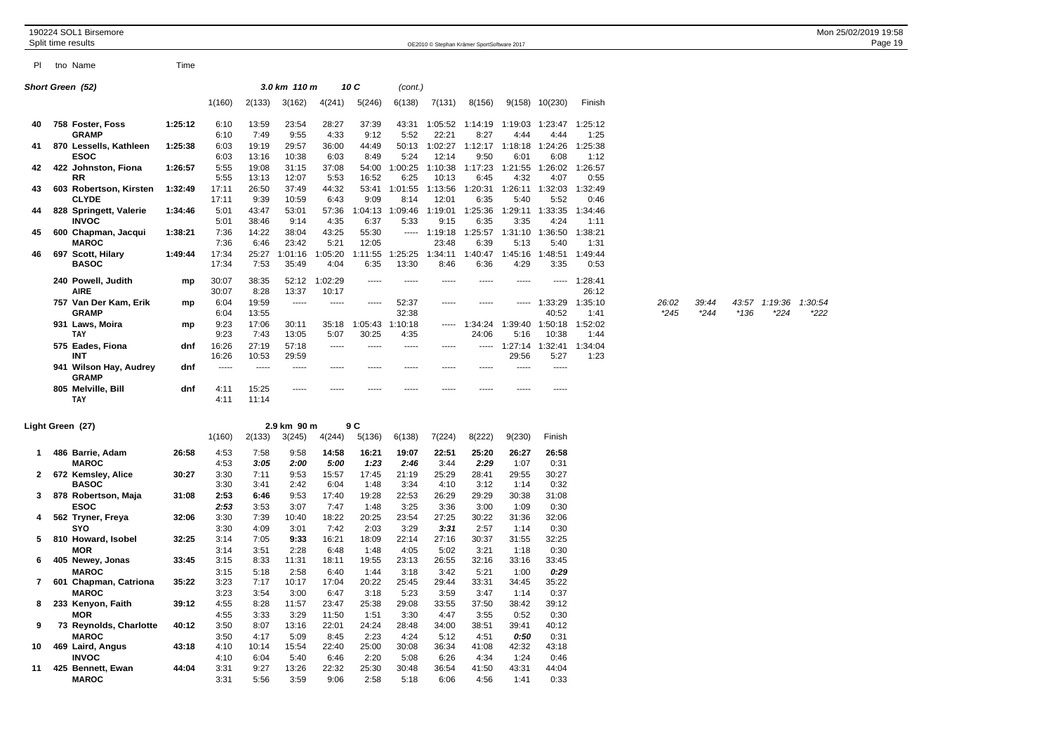190224 SOL1 Birsemore
Split time results

OE2010 © Stephan Krämer SportSoftware 2017

Mon 25/02/2019 19:58

## Short Green (52)

3.0 km 110 m — 10 C (cont.)

| Pl | tno | Name | Time | 1(160) | 2(133) | 3(162) | 4(241) | 5(246) | 6(138) | 7(131) | 8(156) | 9(158) | 10(230) | Finish | | | | | |
|---|---|---|---|---|---|---|---|---|---|---|---|---|---|---|---|---|---|---|---|
| 40 | 758 | Foster, Foss | 1:25:12 | 6:10 | 13:59 | 23:54 | 28:27 | 37:39 | 43:31 | 1:05:52 | 1:14:19 | 1:19:03 | 1:23:47 | 1:25:12 | | | | | |
| | | GRAMP | | 6:10 | 7:49 | 9:55 | 4:33 | 9:12 | 5:52 | 22:21 | 8:27 | 4:44 | 4:44 | 1:25 | | | | | |
| 41 | 870 | Lessells, Kathleen | 1:25:38 | 6:03 | 19:19 | 29:57 | 36:00 | 44:49 | 50:13 | 1:02:27 | 1:12:17 | 1:18:18 | 1:24:26 | 1:25:38 | | | | | |
| | | ESOC | | 6:03 | 13:16 | 10:38 | 6:03 | 8:49 | 5:24 | 12:14 | 9:50 | 6:01 | 6:08 | 1:12 | | | | | |
| 42 | 422 | Johnston, Fiona | 1:26:57 | 5:55 | 19:08 | 31:15 | 37:08 | 54:00 | 1:00:25 | 1:10:38 | 1:17:23 | 1:21:55 | 1:26:02 | 1:26:57 | | | | | |
| | | RR | | 5:55 | 13:13 | 12:07 | 5:53 | 16:52 | 6:25 | 10:13 | 6:45 | 4:32 | 4:07 | 0:55 | | | | | |
| 43 | 603 | Robertson, Kirsten | 1:32:49 | 17:11 | 26:50 | 37:49 | 44:32 | 53:41 | 1:01:55 | 1:13:56 | 1:20:31 | 1:26:11 | 1:32:03 | 1:32:49 | | | | | |
| | | CLYDE | | 17:11 | 9:39 | 10:59 | 6:43 | 9:09 | 8:14 | 12:01 | 6:35 | 5:40 | 5:52 | 0:46 | | | | | |
| 44 | 828 | Springett, Valerie | 1:34:46 | 5:01 | 43:47 | 53:01 | 57:36 | 1:04:13 | 1:09:46 | 1:19:01 | 1:25:36 | 1:29:11 | 1:33:35 | 1:34:46 | | | | | |
| | | INVOC | | 5:01 | 38:46 | 9:14 | 4:35 | 6:37 | 5:33 | 9:15 | 6:35 | 3:35 | 4:24 | 1:11 | | | | | |
| 45 | 600 | Chapman, Jacqui | 1:38:21 | 7:36 | 14:22 | 38:04 | 43:25 | 55:30 | ----- | 1:19:18 | 1:25:57 | 1:31:10 | 1:36:50 | 1:38:21 | | | | | |
| | | MAROC | | 7:36 | 6:46 | 23:42 | 5:21 | 12:05 | | 23:48 | 6:39 | 5:13 | 5:40 | 1:31 | | | | | |
| 46 | 697 | Scott, Hilary | 1:49:44 | 17:34 | 25:27 | 1:01:16 | 1:05:20 | 1:11:55 | 1:25:25 | 1:34:11 | 1:40:47 | 1:45:16 | 1:48:51 | 1:49:44 | | | | | |
| | | BASOC | | 17:34 | 7:53 | 35:49 | 4:04 | 6:35 | 13:30 | 8:46 | 6:36 | 4:29 | 3:35 | 0:53 | | | | | |
| | 240 | Powell, Judith | mp | 30:07 | 38:35 | 52:12 | 1:02:29 | ----- | ----- | ----- | ----- | ----- | ----- | 1:28:41 | | | | | |
| | | AIRE | | 30:07 | 8:28 | 13:37 | 10:17 | | | | | | | 26:12 | | | | | |
| | 757 | Van Der Kam, Erik | mp | 6:04 | 19:59 | ----- | ----- | ----- | 52:37 | ----- | ----- | ----- | 1:33:29 | 1:35:10 | 26:02 | 39:44 | 43:57 | 1:19:36 | 1:30:54 |
| | | GRAMP | | 6:04 | 13:55 | | | | 32:38 | | | | 40:52 | 1:41 | *245 | *244 | *136 | *224 | *222 |
| | 931 | Laws, Moira | mp | 9:23 | 17:06 | 30:11 | 35:18 | 1:05:43 | 1:10:18 | ----- | 1:34:24 | 1:39:40 | 1:50:18 | 1:52:02 | | | | | |
| | | TAY | | 9:23 | 7:43 | 13:05 | 5:07 | 30:25 | 4:35 | | 24:06 | 5:16 | 10:38 | 1:44 | | | | | |
| | 575 | Eades, Fiona | dnf | 16:26 | 27:19 | 57:18 | ----- | ----- | ----- | ----- | ----- | 1:27:14 | 1:32:41 | 1:34:04 | | | | | |
| | | INT | | 16:26 | 10:53 | 29:59 | | | | | | 29:56 | 5:27 | 1:23 | | | | | |
| | 941 | Wilson Hay, Audrey | dnf | ----- | ----- | ----- | ----- | ----- | ----- | ----- | ----- | ----- | ----- | | | | | | |
| | | GRAMP | | | | | | | | | | | | | | | | | |
| | 805 | Melville, Bill | dnf | 4:11 | 15:25 | ----- | ----- | ----- | ----- | ----- | ----- | ----- | ----- | | | | | | |
| | | TAY | | 4:11 | 11:14 | | | | | | | | | | | | | | |

## Light Green (27)

2.9 km 90 m — 9 C

| Pl | tno | Name | Time | 1(160) | 2(133) | 3(245) | 4(244) | 5(136) | 6(138) | 7(224) | 8(222) | 9(230) | Finish |
|---|---|---|---|---|---|---|---|---|---|---|---|---|---|
| 1 | 486 | Barrie, Adam | 26:58 | 4:53 | 7:58 | 9:58 | 14:58 | 16:21 | 19:07 | 22:51 | 25:20 | 26:27 | 26:58 |
| | | MAROC | | 4:53 | 3:05 | 2:00 | 5:00 | 1:23 | 2:46 | 3:44 | 2:29 | 1:07 | 0:31 |
| 2 | 672 | Kemsley, Alice | 30:27 | 3:30 | 7:11 | 9:53 | 15:57 | 17:45 | 21:19 | 25:29 | 28:41 | 29:55 | 30:27 |
| | | BASOC | | 3:30 | 3:41 | 2:42 | 6:04 | 1:48 | 3:34 | 4:10 | 3:12 | 1:14 | 0:32 |
| 3 | 878 | Robertson, Maja | 31:08 | 2:53 | 6:46 | 9:53 | 17:40 | 19:28 | 22:53 | 26:29 | 29:29 | 30:38 | 31:08 |
| | | ESOC | | 2:53 | 3:53 | 3:07 | 7:47 | 1:48 | 3:25 | 3:36 | 3:00 | 1:09 | 0:30 |
| 4 | 562 | Tryner, Freya | 32:06 | 3:30 | 7:39 | 10:40 | 18:22 | 20:25 | 23:54 | 27:25 | 30:22 | 31:36 | 32:06 |
| | | SYO | | 3:30 | 4:09 | 3:01 | 7:42 | 2:03 | 3:29 | 3:31 | 2:57 | 1:14 | 0:30 |
| 5 | 810 | Howard, Isobel | 32:25 | 3:14 | 7:05 | 9:33 | 16:21 | 18:09 | 22:14 | 27:16 | 30:37 | 31:55 | 32:25 |
| | | MOR | | 3:14 | 3:51 | 2:28 | 6:48 | 1:48 | 4:05 | 5:02 | 3:21 | 1:18 | 0:30 |
| 6 | 405 | Newey, Jonas | 33:45 | 3:15 | 8:33 | 11:31 | 18:11 | 19:55 | 23:13 | 26:55 | 32:16 | 33:16 | 33:45 |
| | | MAROC | | 3:15 | 5:18 | 2:58 | 6:40 | 1:44 | 3:18 | 3:42 | 5:21 | 1:00 | 0:29 |
| 7 | 601 | Chapman, Catriona | 35:22 | 3:23 | 7:17 | 10:17 | 17:04 | 20:22 | 25:45 | 29:44 | 33:31 | 34:45 | 35:22 |
| | | MAROC | | 3:23 | 3:54 | 3:00 | 6:47 | 3:18 | 5:23 | 3:59 | 3:47 | 1:14 | 0:37 |
| 8 | 233 | Kenyon, Faith | 39:12 | 4:55 | 8:28 | 11:57 | 23:47 | 25:38 | 29:08 | 33:55 | 37:50 | 38:42 | 39:12 |
| | | MOR | | 4:55 | 3:33 | 3:29 | 11:50 | 1:51 | 3:30 | 4:47 | 3:55 | 0:52 | 0:30 |
| 9 | 73 | Reynolds, Charlotte | 40:12 | 3:50 | 8:07 | 13:16 | 22:01 | 24:24 | 28:48 | 34:00 | 38:51 | 39:41 | 40:12 |
| | | MAROC | | 3:50 | 4:17 | 5:09 | 8:45 | 2:23 | 4:24 | 5:12 | 4:51 | 0:50 | 0:31 |
| 10 | 469 | Laird, Angus | 43:18 | 4:10 | 10:14 | 15:54 | 22:40 | 25:00 | 30:08 | 36:34 | 41:08 | 42:32 | 43:18 |
| | | INVOC | | 4:10 | 6:04 | 5:40 | 6:46 | 2:20 | 5:08 | 6:26 | 4:34 | 1:24 | 0:46 |
| 11 | 425 | Bennett, Ewan | 44:04 | 3:31 | 9:27 | 13:26 | 22:32 | 25:30 | 30:48 | 36:54 | 41:50 | 43:31 | 44:04 |
| | | MAROC | | 3:31 | 5:56 | 3:59 | 9:06 | 2:58 | 5:18 | 6:06 | 4:56 | 1:41 | 0:33 |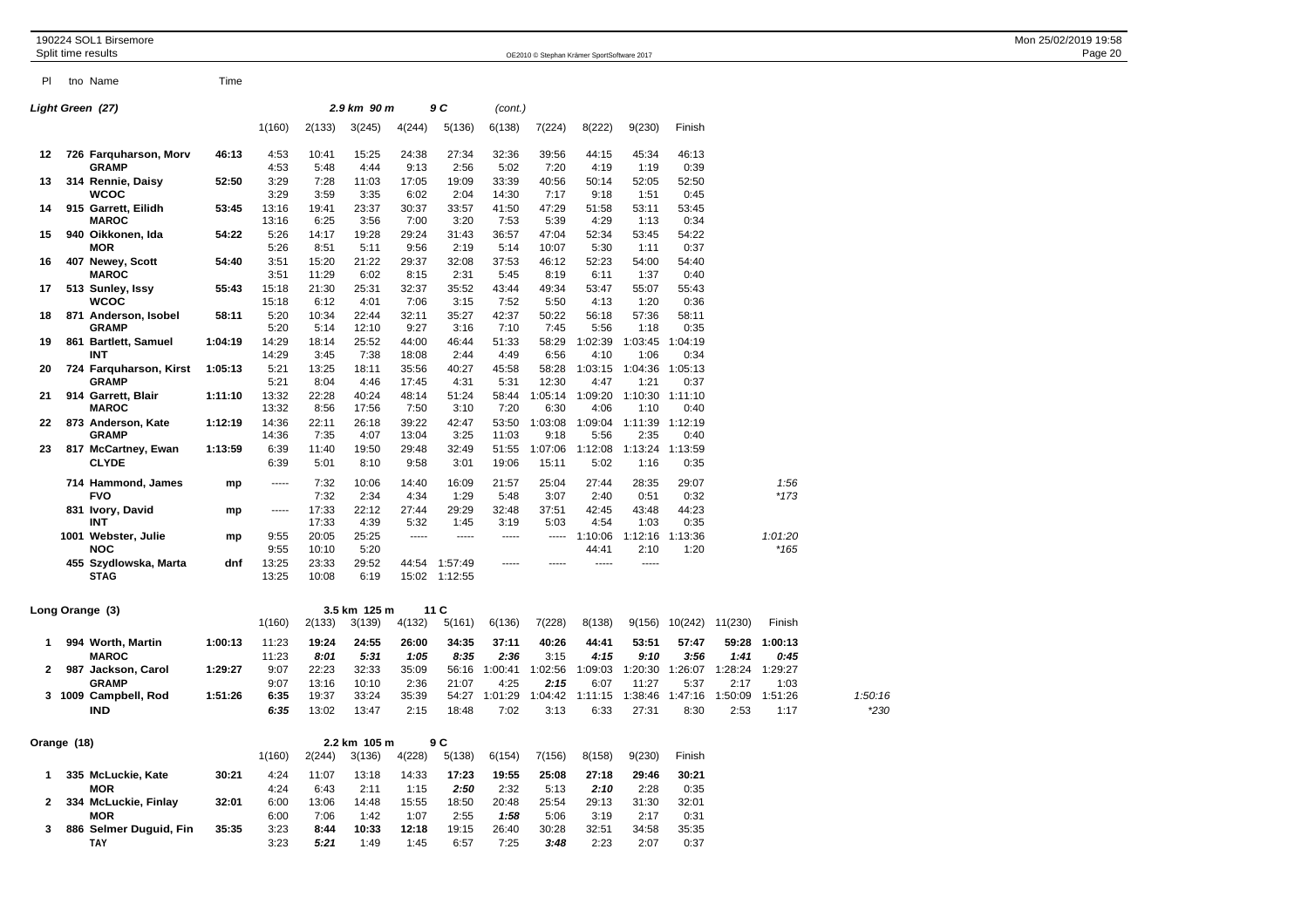Pl | tno | Name | Time

## Light Green (27) — 2.9 km 90 m — 9 C (cont.)

| Pl | tno | Name | Time | 1(160) | 2(133) | 3(245) | 4(244) | 5(136) | 6(138) | 7(224) | 8(222) | 9(230) | Finish | |
|---|---|---|---|---|---|---|---|---|---|---|---|---|---|---|
| 12 | 726 | Farquharson, Morv | 46:13 | 4:53 | 10:41 | 15:25 | 24:38 | 27:34 | 32:36 | 39:56 | 44:15 | 45:34 | 46:13 | |
| | | GRAMP | | 4:53 | 5:48 | 4:44 | 9:13 | 2:56 | 5:02 | 7:20 | 4:19 | 1:19 | 0:39 | |
| 13 | 314 | Rennie, Daisy | 52:50 | 3:29 | 7:28 | 11:03 | 17:05 | 19:09 | 33:39 | 40:56 | 50:14 | 52:05 | 52:50 | |
| | | WCOC | | 3:29 | 3:59 | 3:35 | 6:02 | 2:04 | 14:30 | 7:17 | 9:18 | 1:51 | 0:45 | |
| 14 | 915 | Garrett, Eilidh | 53:45 | 13:16 | 19:41 | 23:37 | 30:37 | 33:57 | 41:50 | 47:29 | 51:58 | 53:11 | 53:45 | |
| | | MAROC | | 13:16 | 6:25 | 3:56 | 7:00 | 3:20 | 7:53 | 5:39 | 4:29 | 1:13 | 0:34 | |
| 15 | 940 | Oikkonen, Ida | 54:22 | 5:26 | 14:17 | 19:28 | 29:24 | 31:43 | 36:57 | 47:04 | 52:34 | 53:45 | 54:22 | |
| | | MOR | | 5:26 | 8:51 | 5:11 | 9:56 | 2:19 | 5:14 | 10:07 | 5:30 | 1:11 | 0:37 | |
| 16 | 407 | Newey, Scott | 54:40 | 3:51 | 15:20 | 21:22 | 29:37 | 32:08 | 37:53 | 46:12 | 52:23 | 54:00 | 54:40 | |
| | | MAROC | | 3:51 | 11:29 | 6:02 | 8:15 | 2:31 | 5:45 | 8:19 | 6:11 | 1:37 | 0:40 | |
| 17 | 513 | Sunley, Issy | 55:43 | 15:18 | 21:30 | 25:31 | 32:37 | 35:52 | 43:44 | 49:34 | 53:47 | 55:07 | 55:43 | |
| | | WCOC | | 15:18 | 6:12 | 4:01 | 7:06 | 3:15 | 7:52 | 5:50 | 4:13 | 1:20 | 0:36 | |
| 18 | 871 | Anderson, Isobel | 58:11 | 5:20 | 10:34 | 22:44 | 32:11 | 35:27 | 42:37 | 50:22 | 56:18 | 57:36 | 58:11 | |
| | | GRAMP | | 5:20 | 5:14 | 12:10 | 9:27 | 3:16 | 7:10 | 7:45 | 5:56 | 1:18 | 0:35 | |
| 19 | 861 | Bartlett, Samuel | 1:04:19 | 14:29 | 18:14 | 25:52 | 44:00 | 46:44 | 51:33 | 58:29 | 1:02:39 | 1:03:45 | 1:04:19 | |
| | | INT | | 14:29 | 3:45 | 7:38 | 18:08 | 2:44 | 4:49 | 6:56 | 4:10 | 1:06 | 0:34 | |
| 20 | 724 | Farquharson, Kirst | 1:05:13 | 5:21 | 13:25 | 18:11 | 35:56 | 40:27 | 45:58 | 58:28 | 1:03:15 | 1:04:36 | 1:05:13 | |
| | | GRAMP | | 5:21 | 8:04 | 4:46 | 17:45 | 4:31 | 5:31 | 12:30 | 4:47 | 1:21 | 0:37 | |
| 21 | 914 | Garrett, Blair | 1:11:10 | 13:32 | 22:28 | 40:24 | 48:14 | 51:24 | 58:44 | 1:05:14 | 1:09:20 | 1:10:30 | 1:11:10 | |
| | | MAROC | | 13:32 | 8:56 | 17:56 | 7:50 | 3:10 | 7:20 | 6:30 | 4:06 | 1:10 | 0:40 | |
| 22 | 873 | Anderson, Kate | 1:12:19 | 14:36 | 22:11 | 26:18 | 39:22 | 42:47 | 53:50 | 1:03:08 | 1:09:04 | 1:11:39 | 1:12:19 | |
| | | GRAMP | | 14:36 | 7:35 | 4:07 | 13:04 | 3:25 | 11:03 | 9:18 | 5:56 | 2:35 | 0:40 | |
| 23 | 817 | McCartney, Ewan | 1:13:59 | 6:39 | 11:40 | 19:50 | 29:48 | 32:49 | 51:55 | 1:07:06 | 1:12:08 | 1:13:24 | 1:13:59 | |
| | | CLYDE | | 6:39 | 5:01 | 8:10 | 9:58 | 3:01 | 19:06 | 15:11 | 5:02 | 1:16 | 0:35 | |
| | 714 | Hammond, James | mp | ----- | 7:32 | 10:06 | 14:40 | 16:09 | 21:57 | 25:04 | 27:44 | 28:35 | 29:07 | 1:56 |
| | | FVO | | | 7:32 | 2:34 | 4:34 | 1:29 | 5:48 | 3:07 | 2:40 | 0:51 | 0:32 | *173 |
| | 831 | Ivory, David | mp | ----- | 17:33 | 22:12 | 27:44 | 29:29 | 32:48 | 37:51 | 42:45 | 43:48 | 44:23 | |
| | | INT | | | 17:33 | 4:39 | 5:32 | 1:45 | 3:19 | 5:03 | 4:54 | 1:03 | 0:35 | |
| | 1001 | Webster, Julie | mp | 9:55 | 20:05 | 25:25 | ----- | ----- | ----- | ----- | 1:10:06 | 1:12:16 | 1:13:36 | 1:01:20 |
| | | NOC | | 9:55 | 10:10 | 5:20 | | | | | 44:41 | 2:10 | 1:20 | *165 |
| | 455 | Szydlowska, Marta | dnf | 13:25 | 23:33 | 29:52 | 44:54 | 1:57:49 | ----- | ----- | ----- | ----- | | |
| | | STAG | | 13:25 | 10:08 | 6:19 | 15:02 | 1:12:55 | | | | | | |

## Long Orange (3) — 3.5 km 125 m — 11 C

| Pl | tno | Name | Time | 1(160) | 2(133) | 3(139) | 4(132) | 5(161) | 6(136) | 7(228) | 8(138) | 9(156) | 10(242) | 11(230) | Finish | |
|---|---|---|---|---|---|---|---|---|---|---|---|---|---|---|---|---|
| 1 | 994 | Worth, Martin | 1:00:13 | 11:23 | **19:24** | **24:55** | **26:00** | **34:35** | **37:11** | **40:26** | **44:41** | **53:51** | **57:47** | **59:28** | **1:00:13** | |
| | | MAROC | | 11:23 | ***8:01*** | ***5:31*** | ***1:05*** | ***8:35*** | ***2:36*** | 3:15 | ***4:15*** | ***9:10*** | ***3:56*** | ***1:41*** | ***0:45*** | |
| 2 | 987 | Jackson, Carol | 1:29:27 | 9:07 | 22:23 | 32:33 | 35:09 | 56:16 | 1:00:41 | 1:02:56 | 1:09:03 | 1:20:30 | 1:26:07 | 1:28:24 | 1:29:27 | |
| | | GRAMP | | 9:07 | 13:16 | 10:10 | 2:36 | 21:07 | 4:25 | ***2:15*** | 6:07 | 11:27 | 5:37 | 2:17 | 1:03 | |
| 3 | 1009 | Campbell, Rod | 1:51:26 | **6:35** | 19:37 | 33:24 | 35:39 | 54:27 | 1:01:29 | 1:04:42 | 1:11:15 | 1:38:46 | 1:47:16 | 1:50:09 | 1:51:26 | 1:50:16 |
| | | IND | | ***6:35*** | 13:02 | 13:47 | 2:15 | 18:48 | 7:02 | 3:13 | 6:33 | 27:31 | 8:30 | 2:53 | 1:17 | *230 |

## Orange (18) — 2.2 km 105 m — 9 C

| Pl | tno | Name | Time | 1(160) | 2(244) | 3(136) | 4(228) | 5(138) | 6(154) | 7(156) | 8(158) | 9(230) | Finish |
|---|---|---|---|---|---|---|---|---|---|---|---|---|---|
| 1 | 335 | McLuckie, Kate | 30:21 | 4:24 | 11:07 | 13:18 | 14:33 | **17:23** | **19:55** | **25:08** | **27:18** | **29:46** | **30:21** |
| | | MOR | | 4:24 | 6:43 | 2:11 | 1:15 | ***2:50*** | 2:32 | 5:13 | ***2:10*** | 2:28 | 0:35 |
| 2 | 334 | McLuckie, Finlay | 32:01 | 6:00 | 13:06 | 14:48 | 15:55 | 18:50 | 20:48 | 25:54 | 29:13 | 31:30 | 32:01 |
| | | MOR | | 6:00 | 7:06 | 1:42 | 1:07 | 2:55 | ***1:58*** | 5:06 | 3:19 | 2:17 | 0:31 |
| 3 | 886 | Selmer Duguid, Fin | 35:35 | 3:23 | **8:44** | **10:33** | **12:18** | 19:15 | 26:40 | 30:28 | 32:51 | 34:58 | 35:35 |
| | | TAY | | 3:23 | ***5:21*** | 1:49 | 1:45 | 6:57 | 7:25 | ***3:48*** | 2:23 | 2:07 | 0:37 |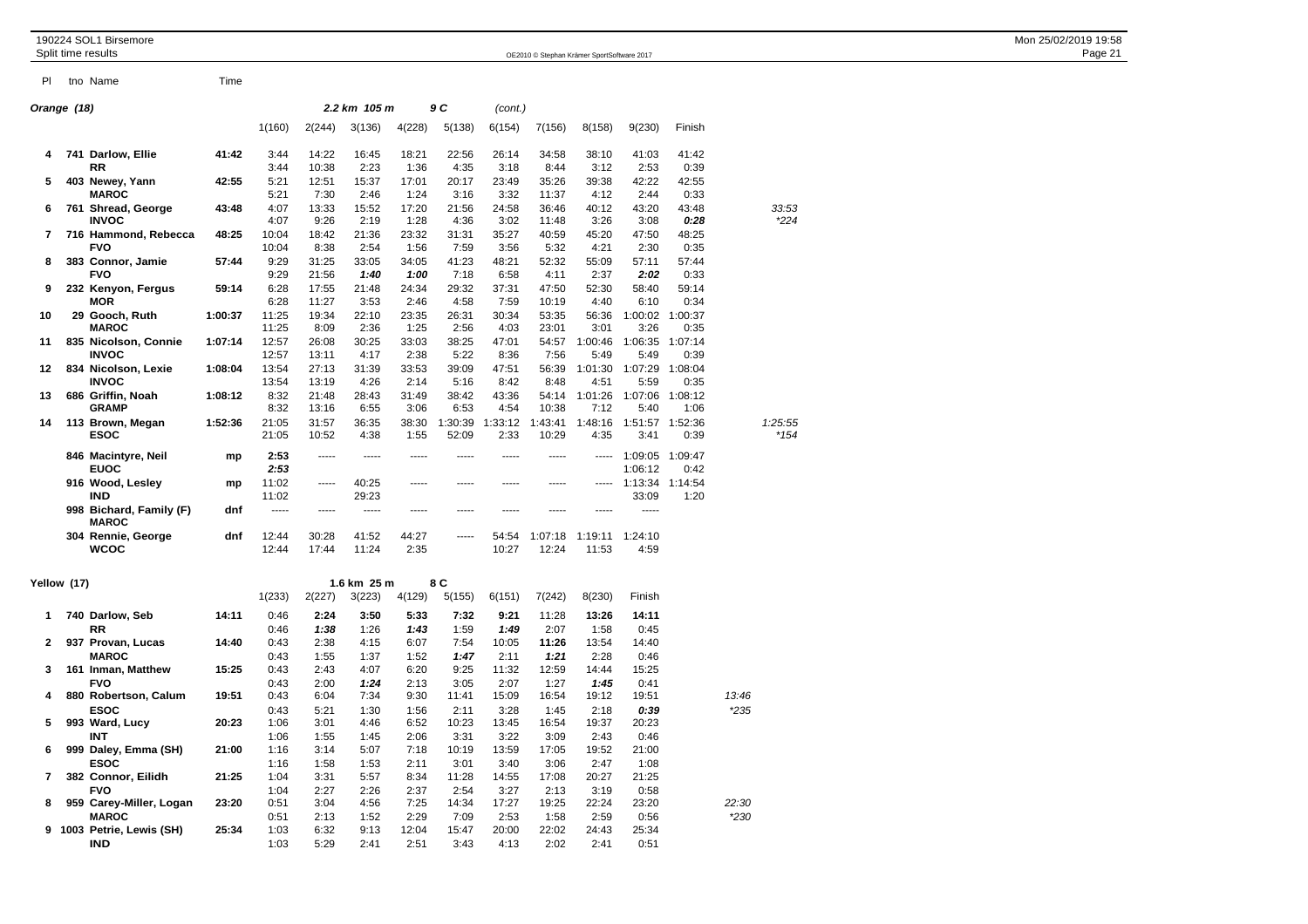190224 SOL1 Birsemore
Split time results

OE2010 © Stephan Krämer SportSoftware 2017

Mon 25/02/2019 19:58

## Orange (18) — 2.2 km 105 m, 9 C (cont.)

| Pl | tno | Name | Time | 1(160) | 2(244) | 3(136) | 4(228) | 5(138) | 6(154) | 7(156) | 8(158) | 9(230) | Finish | | |
|---|---|---|---|---|---|---|---|---|---|---|---|---|---|---|---|
| 4 | 741 | Darlow, Ellie | 41:42 | 3:44 | 14:22 | 16:45 | 18:21 | 22:56 | 26:14 | 34:58 | 38:10 | 41:03 | 41:42 | | |
| | | RR | | 3:44 | 10:38 | 2:23 | 1:36 | 4:35 | 3:18 | 8:44 | 3:12 | 2:53 | 0:39 | | |
| 5 | 403 | Newey, Yann | 42:55 | 5:21 | 12:51 | 15:37 | 17:01 | 20:17 | 23:49 | 35:26 | 39:38 | 42:22 | 42:55 | | |
| | | MAROC | | 5:21 | 7:30 | 2:46 | 1:24 | 3:16 | 3:32 | 11:37 | 4:12 | 2:44 | 0:33 | | |
| 6 | 761 | Shread, George | 43:48 | 4:07 | 13:33 | 15:52 | 17:20 | 21:56 | 24:58 | 36:46 | 40:12 | 43:20 | 43:48 | | 33:53 |
| | | INVOC | | 4:07 | 9:26 | 2:19 | 1:28 | 4:36 | 3:02 | 11:48 | 3:26 | 3:08 | **0:28** | | *224 |
| 7 | 716 | Hammond, Rebecca | 48:25 | 10:04 | 18:42 | 21:36 | 23:32 | 31:31 | 35:27 | 40:59 | 45:20 | 47:50 | 48:25 | | |
| | | FVO | | 10:04 | 8:38 | 2:54 | 1:56 | 7:59 | 3:56 | 5:32 | 4:21 | 2:30 | 0:35 | | |
| 8 | 383 | Connor, Jamie | 57:44 | 9:29 | 31:25 | 33:05 | 34:05 | 41:23 | 48:21 | 52:32 | 55:09 | 57:11 | 57:44 | | |
| | | FVO | | 9:29 | 21:56 | **1:40** | **1:00** | 7:18 | 6:58 | 4:11 | 2:37 | **2:02** | 0:33 | | |
| 9 | 232 | Kenyon, Fergus | 59:14 | 6:28 | 17:55 | 21:48 | 24:34 | 29:32 | 37:31 | 47:50 | 52:30 | 58:40 | 59:14 | | |
| | | MOR | | 6:28 | 11:27 | 3:53 | 2:46 | 4:58 | 7:59 | 10:19 | 4:40 | 6:10 | 0:34 | | |
| 10 | 29 | Gooch, Ruth | 1:00:37 | 11:25 | 19:34 | 22:10 | 23:35 | 26:31 | 30:34 | 53:35 | 56:36 | 1:00:02 | 1:00:37 | | |
| | | MAROC | | 11:25 | 8:09 | 2:36 | 1:25 | 2:56 | 4:03 | 23:01 | 3:01 | 3:26 | 0:35 | | |
| 11 | 835 | Nicolson, Connie | 1:07:14 | 12:57 | 26:08 | 30:25 | 33:03 | 38:25 | 47:01 | 54:57 | 1:00:46 | 1:06:35 | 1:07:14 | | |
| | | INVOC | | 12:57 | 13:11 | 4:17 | 2:38 | 5:22 | 8:36 | 7:56 | 5:49 | 5:49 | 0:39 | | |
| 12 | 834 | Nicolson, Lexie | 1:08:04 | 13:54 | 27:13 | 31:39 | 33:53 | 39:09 | 47:51 | 56:39 | 1:01:30 | 1:07:29 | 1:08:04 | | |
| | | INVOC | | 13:54 | 13:19 | 4:26 | 2:14 | 5:16 | 8:42 | 8:48 | 4:51 | 5:59 | 0:35 | | |
| 13 | 686 | Griffin, Noah | 1:08:12 | 8:32 | 21:48 | 28:43 | 31:49 | 38:42 | 43:36 | 54:14 | 1:01:26 | 1:07:06 | 1:08:12 | | |
| | | GRAMP | | 8:32 | 13:16 | 6:55 | 3:06 | 6:53 | 4:54 | 10:38 | 7:12 | 5:40 | 1:06 | | |
| 14 | 113 | Brown, Megan | 1:52:36 | 21:05 | 31:57 | 36:35 | 38:30 | 1:30:39 | 1:33:12 | 1:43:41 | 1:48:16 | 1:51:57 | 1:52:36 | | 1:25:55 |
| | | ESOC | | 21:05 | 10:52 | 4:38 | 1:55 | 52:09 | 2:33 | 10:29 | 4:35 | 3:41 | 0:39 | | *154 |
| | 846 | Macintyre, Neil | mp | **2:53** | ----- | ----- | ----- | ----- | ----- | ----- | ----- | 1:09:05 | 1:09:47 | | |
| | | EUOC | | **2:53** | | | | | | | | 1:06:12 | 0:42 | | |
| | 916 | Wood, Lesley | mp | 11:02 | ----- | 40:25 | ----- | ----- | ----- | ----- | ----- | 1:13:34 | 1:14:54 | | |
| | | IND | | 11:02 | | 29:23 | | | | | | 33:09 | 1:20 | | |
| | 998 | Bichard, Family (F) | dnf | ----- | ----- | ----- | ----- | ----- | ----- | ----- | ----- | ----- | | | |
| | | MAROC | | | | | | | | | | | | | |
| | 304 | Rennie, George | dnf | 12:44 | 30:28 | 41:52 | 44:27 | ----- | 54:54 | 1:07:18 | 1:19:11 | 1:24:10 | | | |
| | | WCOC | | 12:44 | 17:44 | 11:24 | 2:35 | | 10:27 | 12:24 | 11:53 | 4:59 | | | |

## Yellow (17) — 1.6 km 25 m, 8 C

| Pl | tno | Name | Time | 1(233) | 2(227) | 3(223) | 4(129) | 5(155) | 6(151) | 7(242) | 8(230) | Finish | |
|---|---|---|---|---|---|---|---|---|---|---|---|---|---|
| 1 | 740 | Darlow, Seb | 14:11 | 0:46 | **2:24** | **3:50** | 5:33 | 7:32 | 9:21 | 11:28 | **13:26** | **14:11** | |
| | | RR | | 0:46 | **1:38** | 1:26 | **1:43** | 1:59 | **1:49** | 2:07 | 1:58 | 0:45 | |
| 2 | 937 | Provan, Lucas | 14:40 | 0:43 | 2:38 | 4:15 | 6:07 | 7:54 | 10:05 | **11:26** | 13:54 | 14:40 | |
| | | MAROC | | 0:43 | 1:55 | 1:37 | 1:52 | **1:47** | 2:11 | **1:21** | 2:28 | 0:46 | |
| 3 | 161 | Inman, Matthew | 15:25 | 0:43 | 2:43 | 4:07 | 6:20 | 9:25 | 11:32 | 12:59 | 14:44 | 15:25 | |
| | | FVO | | 0:43 | 2:00 | **1:24** | 2:13 | 3:05 | 2:07 | 1:27 | **1:45** | 0:41 | |
| 4 | 880 | Robertson, Calum | 19:51 | 0:43 | 6:04 | 7:34 | 9:30 | 11:41 | 15:09 | 16:54 | 19:12 | 19:51 | 13:46 |
| | | ESOC | | 0:43 | 5:21 | 1:30 | 1:56 | 2:11 | 3:28 | 1:45 | 2:18 | **0:39** | *235 |
| 5 | 993 | Ward, Lucy | 20:23 | 1:06 | 3:01 | 4:46 | 6:52 | 10:23 | 13:45 | 16:54 | 19:37 | 20:23 | |
| | | INT | | 1:06 | 1:55 | 1:45 | 2:06 | 3:31 | 3:22 | 3:09 | 2:43 | 0:46 | |
| 6 | 999 | Daley, Emma (SH) | 21:00 | 1:16 | 3:14 | 5:07 | 7:18 | 10:19 | 13:59 | 17:05 | 19:52 | 21:00 | |
| | | ESOC | | 1:16 | 1:58 | 1:53 | 2:11 | 3:01 | 3:40 | 3:06 | 2:47 | 1:08 | |
| 7 | 382 | Connor, Eilidh | 21:25 | 1:04 | 3:31 | 5:57 | 8:34 | 11:28 | 14:55 | 17:08 | 20:27 | 21:25 | |
| | | FVO | | 1:04 | 2:27 | 2:26 | 2:37 | 2:54 | 3:27 | 2:13 | 3:19 | 0:58 | |
| 8 | 959 | Carey-Miller, Logan | 23:20 | 0:51 | 3:04 | 4:56 | 7:25 | 14:34 | 17:27 | 19:25 | 22:24 | 23:20 | 22:30 |
| | | MAROC | | 0:51 | 2:13 | 1:52 | 2:29 | 7:09 | 2:53 | 1:58 | 2:59 | 0:56 | *230 |
| 9 | 1003 | Petrie, Lewis (SH) | 25:34 | 1:03 | 6:32 | 9:13 | 12:04 | 15:47 | 20:00 | 22:02 | 24:43 | 25:34 | |
| | | IND | | 1:03 | 5:29 | 2:41 | 2:51 | 3:43 | 4:13 | 2:02 | 2:41 | 0:51 | |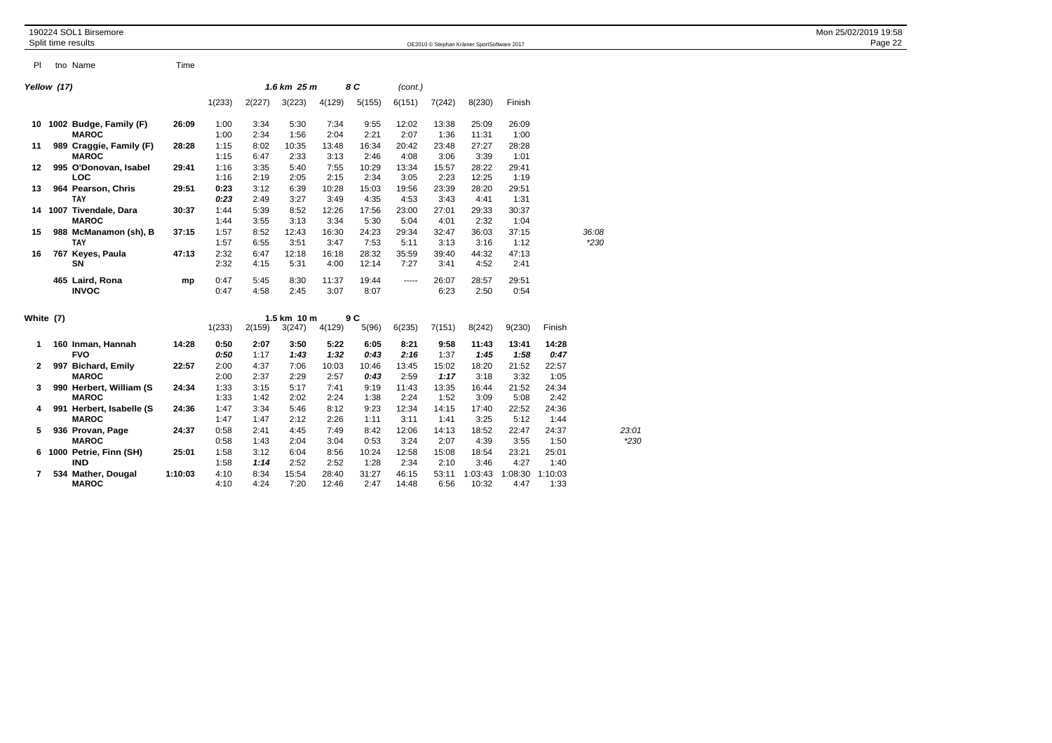190224 SOL1 Birsemore
Split time results

OE2010 © Stephan Krämer SportSoftware 2017

Mon 25/02/2019 19:58

## Yellow (17)

1.6 km 25 m 8 C (cont.)

| Pl | tno | Name | Time | 1(233) | 2(227) | 3(223) | 4(129) | 5(155) | 6(151) | 7(242) | 8(230) | Finish | |
|---|---|---|---|---|---|---|---|---|---|---|---|---|---|
| **10** | **1002** | **Budge, Family (F)** | **26:09** | 1:00 | 3:34 | 5:30 | 7:34 | 9:55 | 12:02 | 13:38 | 25:09 | 26:09 | |
| | | **MAROC** | | 1:00 | 2:34 | 1:56 | 2:04 | 2:21 | 2:07 | 1:36 | 11:31 | 1:00 | |
| **11** | **989** | **Craggie, Family (F)** | **28:28** | 1:15 | 8:02 | 10:35 | 13:48 | 16:34 | 20:42 | 23:48 | 27:27 | 28:28 | |
| | | **MAROC** | | 1:15 | 6:47 | 2:33 | 3:13 | 2:46 | 4:08 | 3:06 | 3:39 | 1:01 | |
| **12** | **995** | **O'Donovan, Isabel** | **29:41** | 1:16 | 3:35 | 5:40 | 7:55 | 10:29 | 13:34 | 15:57 | 28:22 | 29:41 | |
| | | **LOC** | | 1:16 | 2:19 | 2:05 | 2:15 | 2:34 | 3:05 | 2:23 | 12:25 | 1:19 | |
| **13** | **964** | **Pearson, Chris** | **29:51** | **0:23** | 3:12 | 6:39 | 10:28 | 15:03 | 19:56 | 23:39 | 28:20 | 29:51 | |
| | | **TAY** | | ***0:23*** | 2:49 | 3:27 | 3:49 | 4:35 | 4:53 | 3:43 | 4:41 | 1:31 | |
| **14** | **1007** | **Tivendale, Dara** | **30:37** | 1:44 | 5:39 | 8:52 | 12:26 | 17:56 | 23:00 | 27:01 | 29:33 | 30:37 | |
| | | **MAROC** | | 1:44 | 3:55 | 3:13 | 3:34 | 5:30 | 5:04 | 4:01 | 2:32 | 1:04 | |
| **15** | **988** | **McManamon (sh), B** | **37:15** | 1:57 | 8:52 | 12:43 | 16:30 | 24:23 | 29:34 | 32:47 | 36:03 | 37:15 | *36:08* |
| | | **TAY** | | 1:57 | 6:55 | 3:51 | 3:47 | 7:53 | 5:11 | 3:13 | 3:16 | 1:12 | *\*230* |
| **16** | **767** | **Keyes, Paula** | **47:13** | 2:32 | 6:47 | 12:18 | 16:18 | 28:32 | 35:59 | 39:40 | 44:32 | 47:13 | |
| | | **SN** | | 2:32 | 4:15 | 5:31 | 4:00 | 12:14 | 7:27 | 3:41 | 4:52 | 2:41 | |
| | **465** | **Laird, Rona** | **mp** | 0:47 | 5:45 | 8:30 | 11:37 | 19:44 | ----- | 26:07 | 28:57 | 29:51 | |
| | | **INVOC** | | 0:47 | 4:58 | 2:45 | 3:07 | 8:07 | | 6:23 | 2:50 | 0:54 | |

## White (7)

1.5 km 10 m 9 C

| Pl | tno | Name | Time | 1(233) | 2(159) | 3(247) | 4(129) | 5(96) | 6(235) | 7(151) | 8(242) | 9(230) | Finish | |
|---|---|---|---|---|---|---|---|---|---|---|---|---|---|---|
| **1** | **160** | **Inman, Hannah** | **14:28** | **0:50** | **2:07** | **3:50** | **5:22** | **6:05** | **8:21** | **9:58** | **11:43** | **13:41** | **14:28** | |
| | | **FVO** | | ***0:50*** | 1:17 | ***1:43*** | ***1:32*** | ***0:43*** | ***2:16*** | 1:37 | ***1:45*** | ***1:58*** | ***0:47*** | |
| **2** | **997** | **Bichard, Emily** | **22:57** | 2:00 | 4:37 | 7:06 | 10:03 | 10:46 | 13:45 | 15:02 | 18:20 | 21:52 | 22:57 | |
| | | **MAROC** | | 2:00 | 2:37 | 2:29 | 2:57 | ***0:43*** | 2:59 | ***1:17*** | 3:18 | 3:32 | 1:05 | |
| **3** | **990** | **Herbert, William (S** | **24:34** | 1:33 | 3:15 | 5:17 | 7:41 | 9:19 | 11:43 | 13:35 | 16:44 | 21:52 | 24:34 | |
| | | **MAROC** | | 1:33 | 1:42 | 2:02 | 2:24 | 1:38 | 2:24 | 1:52 | 3:09 | 5:08 | 2:42 | |
| **4** | **991** | **Herbert, Isabelle (S** | **24:36** | 1:47 | 3:34 | 5:46 | 8:12 | 9:23 | 12:34 | 14:15 | 17:40 | 22:52 | 24:36 | |
| | | **MAROC** | | 1:47 | 1:47 | 2:12 | 2:26 | 1:11 | 3:11 | 1:41 | 3:25 | 5:12 | 1:44 | |
| **5** | **936** | **Provan, Page** | **24:37** | 0:58 | 2:41 | 4:45 | 7:49 | 8:42 | 12:06 | 14:13 | 18:52 | 22:47 | 24:37 | *23:01* |
| | | **MAROC** | | 0:58 | 1:43 | 2:04 | 3:04 | 0:53 | 3:24 | 2:07 | 4:39 | 3:55 | 1:50 | *\*230* |
| **6** | **1000** | **Petrie, Finn (SH)** | **25:01** | 1:58 | 3:12 | 6:04 | 8:56 | 10:24 | 12:58 | 15:08 | 18:54 | 23:21 | 25:01 | |
| | | **IND** | | 1:58 | ***1:14*** | 2:52 | 2:52 | 1:28 | 2:34 | 2:10 | 3:46 | 4:27 | 1:40 | |
| **7** | **534** | **Mather, Dougal** | **1:10:03** | 4:10 | 8:34 | 15:54 | 28:40 | 31:27 | 46:15 | 53:11 | 1:03:43 | 1:08:30 | 1:10:03 | |
| | | **MAROC** | | 4:10 | 4:24 | 7:20 | 12:46 | 2:47 | 14:48 | 6:56 | 10:32 | 4:47 | 1:33 | |